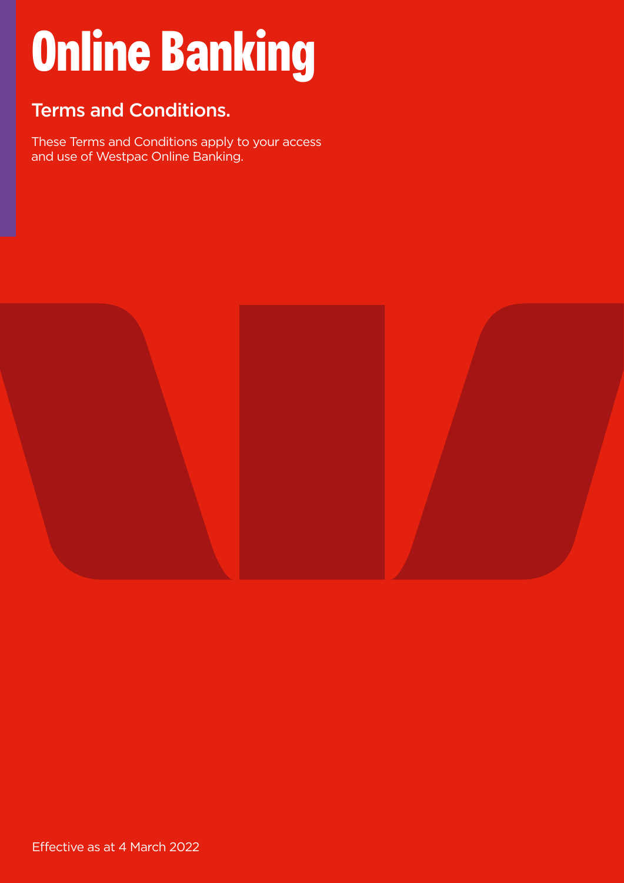# Online Banking

## Terms and Conditions.

These Terms and Conditions apply to your access and use of Westpac Online Banking.

Effective as at 4 March 2022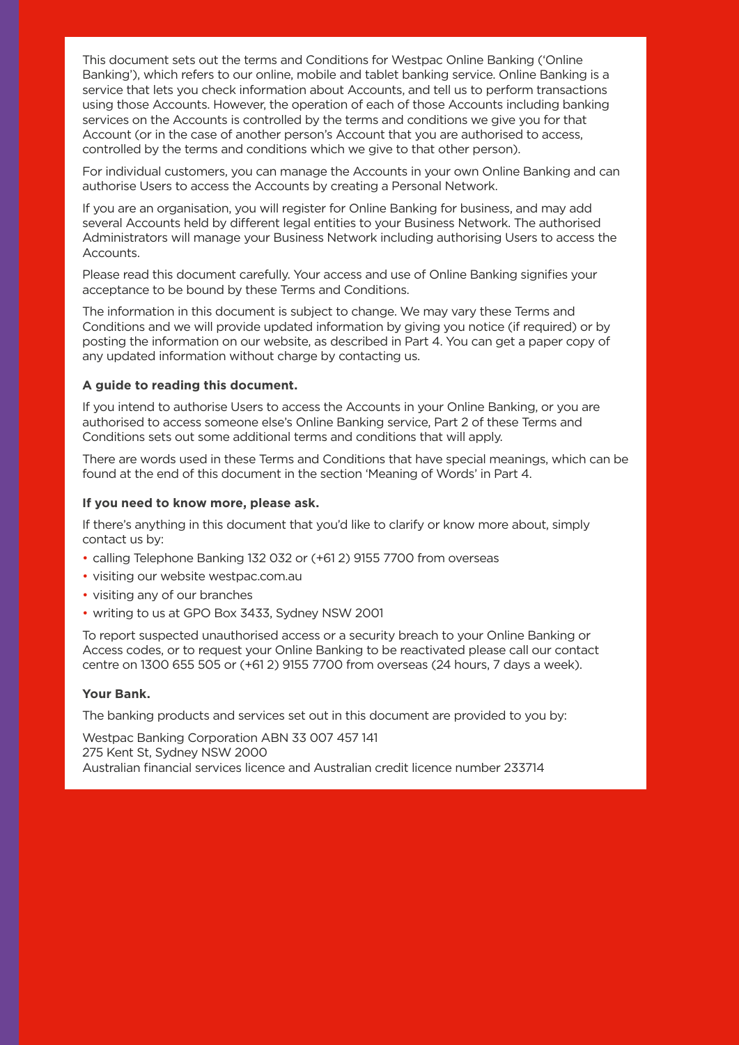This document sets out the terms and Conditions for Westpac Online Banking ('Online Banking'), which refers to our online, mobile and tablet banking service. Online Banking is a service that lets you check information about Accounts, and tell us to perform transactions using those Accounts. However, the operation of each of those Accounts including banking services on the Accounts is controlled by the terms and conditions we give you for that Account (or in the case of another person's Account that you are authorised to access, controlled by the terms and conditions which we give to that other person).

For individual customers, you can manage the Accounts in your own Online Banking and can authorise Users to access the Accounts by creating a Personal Network.

If you are an organisation, you will register for Online Banking for business, and may add several Accounts held by different legal entities to your Business Network. The authorised Administrators will manage your Business Network including authorising Users to access the Accounts.

Please read this document carefully. Your access and use of Online Banking signifies your acceptance to be bound by these Terms and Conditions.

The information in this document is subject to change. We may vary these Terms and Conditions and we will provide updated information by giving you notice (if required) or by posting the information on our website, as described in Part 4. You can get a paper copy of any updated information without charge by contacting us.

**A guide to reading this document.**

If you intend to authorise Users to access the Accounts in your Online Banking, or you are authorised to access someone else's Online Banking service, Part 2 of these Terms and Conditions sets out some additional terms and conditions that will apply.

There are words used in these Terms and Conditions that have special meanings, which can be found at the end of this document in the section 'Meaning of Words' in Part 4.

**If you need to know more, please ask.**

If there's anything in this document that you'd like to clarify or know more about, simply contact us by:

- calling Telephone Banking 132 032 or (+61 2) 9155 7700 from overseas
- visiting our website westpac.com.au
- visiting any of our branches
- writing to us at GPO Box 3433, Sydney NSW 2001

To report suspected unauthorised access or a security breach to your Online Banking or Access codes, or to request your Online Banking to be reactivated please call our contact centre on 1300 655 505 or (+61 2) 9155 7700 from overseas (24 hours, 7 days a week).

**Your Bank.**

The banking products and services set out in this document are provided to you by:

Westpac Banking Corporation ABN 33 007 457 141
275 Kent St, Sydney NSW 2000
Australian financial services licence and Australian credit licence number 233714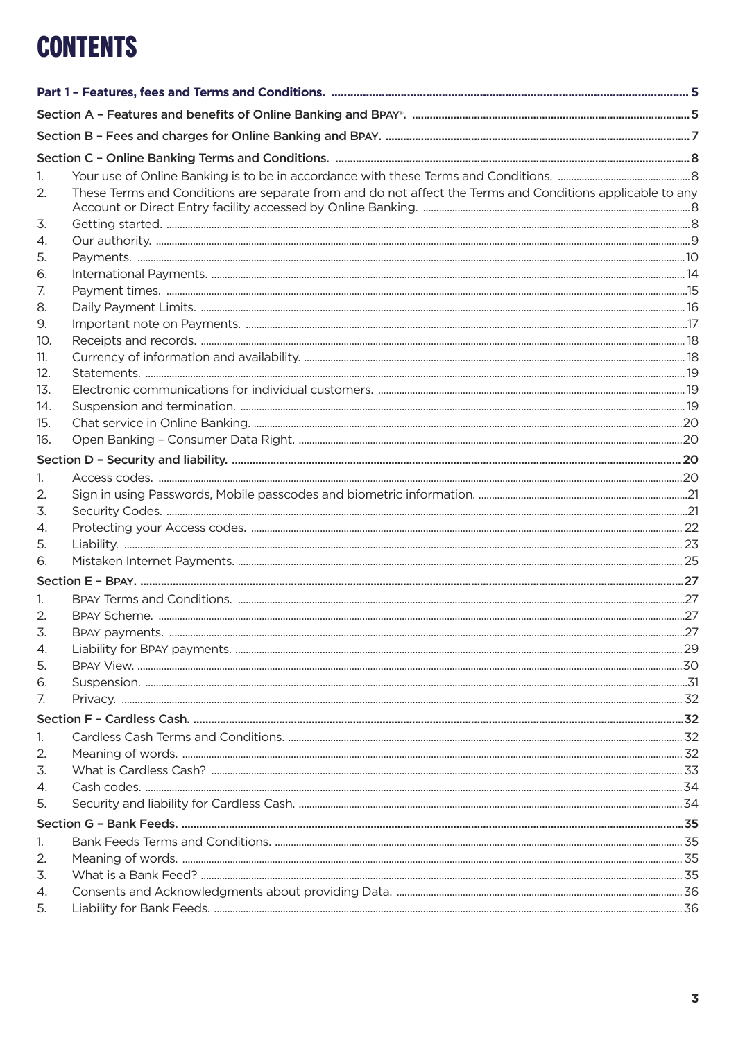# CONTENTS

**Part 1 – Features, fees and Terms and Conditions.** ..... 5

**Section A – Features and benefits of Online Banking and BPAY®.** ..... 5

**Section B – Fees and charges for Online Banking and BPAY.** ..... 7

**Section C – Online Banking Terms and Conditions.** ..... 8

1. Your use of Online Banking is to be in accordance with these Terms and Conditions. ..... 8
2. These Terms and Conditions are separate from and do not affect the Terms and Conditions applicable to any Account or Direct Entry facility accessed by Online Banking. ..... 8
3. Getting started. ..... 8
4. Our authority. ..... 9
5. Payments. ..... 10
6. International Payments. ..... 14
7. Payment times. ..... 15
8. Daily Payment Limits. ..... 16
9. Important note on Payments. ..... 17
10. Receipts and records. ..... 18
11. Currency of information and availability. ..... 18
12. Statements. ..... 19
13. Electronic communications for individual customers. ..... 19
14. Suspension and termination. ..... 19
15. Chat service in Online Banking. ..... 20
16. Open Banking – Consumer Data Right. ..... 20

**Section D – Security and liability.** ..... 20

1. Access codes. ..... 20
2. Sign in using Passwords, Mobile passcodes and biometric information. ..... 21
3. Security Codes. ..... 21
4. Protecting your Access codes. ..... 22
5. Liability. ..... 23
6. Mistaken Internet Payments. ..... 25

**Section E – BPAY.** ..... 27

1. BPAY Terms and Conditions. ..... 27
2. BPAY Scheme. ..... 27
3. BPAY payments. ..... 27
4. Liability for BPAY payments. ..... 29
5. BPAY View. ..... 30
6. Suspension. ..... 31
7. Privacy. ..... 32

**Section F – Cardless Cash.** ..... 32

1. Cardless Cash Terms and Conditions. ..... 32
2. Meaning of words. ..... 32
3. What is Cardless Cash? ..... 33
4. Cash codes. ..... 34
5. Security and liability for Cardless Cash. ..... 34

**Section G – Bank Feeds.** ..... 35

1. Bank Feeds Terms and Conditions. ..... 35
2. Meaning of words. ..... 35
3. What is a Bank Feed? ..... 35
4. Consents and Acknowledgments about providing Data. ..... 36
5. Liability for Bank Feeds. ..... 36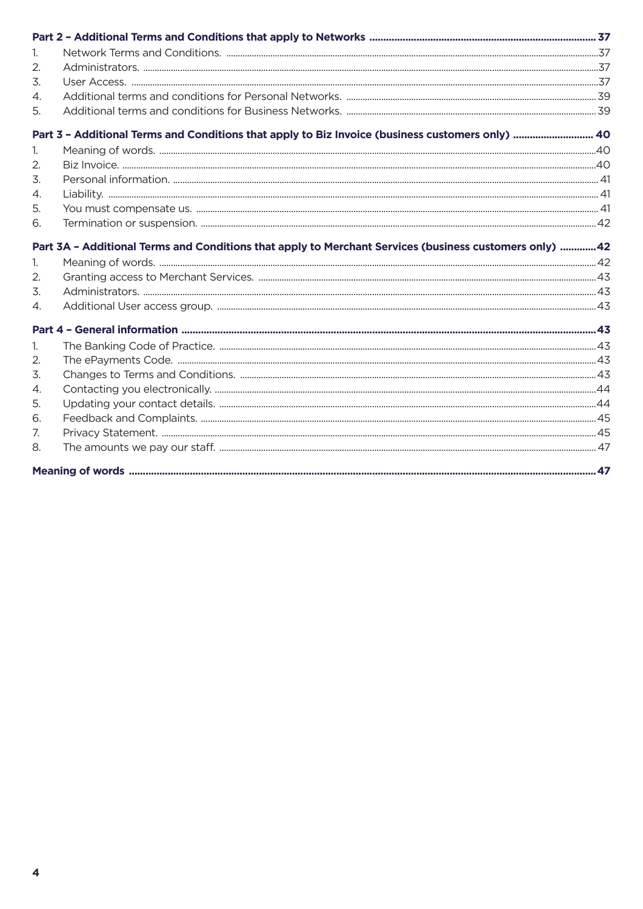**Part 2 – Additional Terms and Conditions that apply to Networks ........ 37**

1. Network Terms and Conditions. ........ 37
2. Administrators. ........ 37
3. User Access. ........ 37
4. Additional terms and conditions for Personal Networks. ........ 39
5. Additional terms and conditions for Business Networks. ........ 39

**Part 3 – Additional Terms and Conditions that apply to Biz Invoice (business customers only) ........ 40**

1. Meaning of words. ........ 40
2. Biz Invoice. ........ 40
3. Personal information. ........ 41
4. Liability. ........ 41
5. You must compensate us. ........ 41
6. Termination or suspension. ........ 42

**Part 3A – Additional Terms and Conditions that apply to Merchant Services (business customers only) ........ 42**

1. Meaning of words. ........ 42
2. Granting access to Merchant Services. ........ 43
3. Administrators. ........ 43
4. Additional User access group. ........ 43

**Part 4 – General information ........ 43**

1. The Banking Code of Practice. ........ 43
2. The ePayments Code. ........ 43
3. Changes to Terms and Conditions. ........ 43
4. Contacting you electronically. ........ 44
5. Updating your contact details. ........ 44
6. Feedback and Complaints. ........ 45
7. Privacy Statement. ........ 45
8. The amounts we pay our staff. ........ 47

**Meaning of words ........ 47**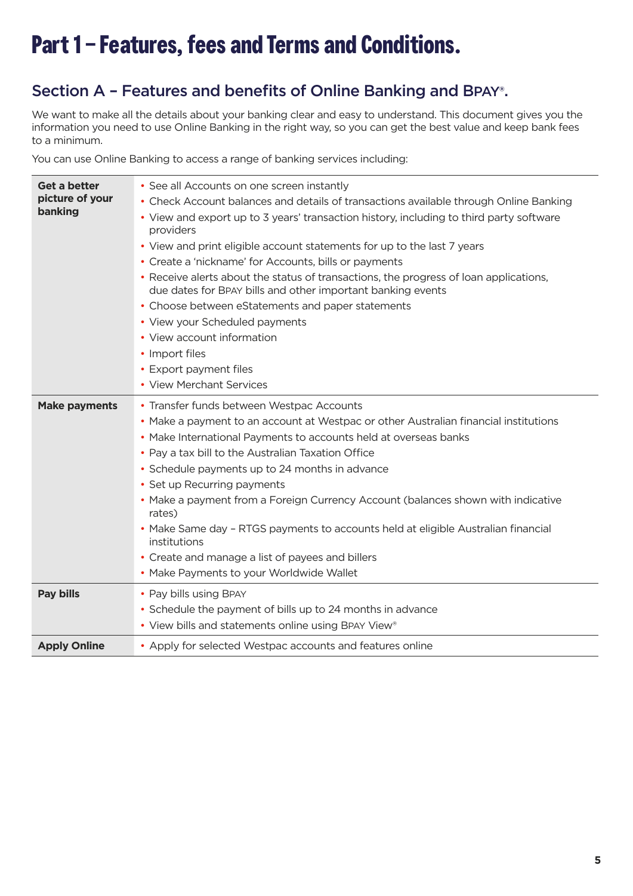# Part 1 – Features, fees and Terms and Conditions.

## Section A – Features and benefits of Online Banking and BPAY®.

We want to make all the details about your banking clear and easy to understand. This document gives you the information you need to use Online Banking in the right way, so you can get the best value and keep bank fees to a minimum.

You can use Online Banking to access a range of banking services including:

| | |
|---|---|
| **Get a better picture of your banking** | • See all Accounts on one screen instantly<br>• Check Account balances and details of transactions available through Online Banking<br>• View and export up to 3 years' transaction history, including to third party software providers<br>• View and print eligible account statements for up to the last 7 years<br>• Create a 'nickname' for Accounts, bills or payments<br>• Receive alerts about the status of transactions, the progress of loan applications, due dates for BPAY bills and other important banking events<br>• Choose between eStatements and paper statements<br>• View your Scheduled payments<br>• View account information<br>• Import files<br>• Export payment files<br>• View Merchant Services |
| **Make payments** | • Transfer funds between Westpac Accounts<br>• Make a payment to an account at Westpac or other Australian financial institutions<br>• Make International Payments to accounts held at overseas banks<br>• Pay a tax bill to the Australian Taxation Office<br>• Schedule payments up to 24 months in advance<br>• Set up Recurring payments<br>• Make a payment from a Foreign Currency Account (balances shown with indicative rates)<br>• Make Same day – RTGS payments to accounts held at eligible Australian financial institutions<br>• Create and manage a list of payees and billers<br>• Make Payments to your Worldwide Wallet |
| **Pay bills** | • Pay bills using BPAY<br>• Schedule the payment of bills up to 24 months in advance<br>• View bills and statements online using BPAY View® |
| **Apply Online** | • Apply for selected Westpac accounts and features online |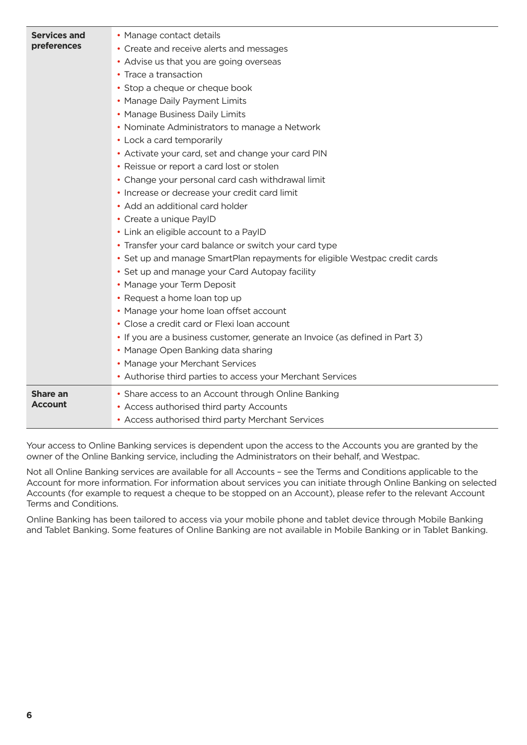| | |
|---|---|
| **Services and preferences** | • Manage contact details<br>• Create and receive alerts and messages<br>• Advise us that you are going overseas<br>• Trace a transaction<br>• Stop a cheque or cheque book<br>• Manage Daily Payment Limits<br>• Manage Business Daily Limits<br>• Nominate Administrators to manage a Network<br>• Lock a card temporarily<br>• Activate your card, set and change your card PIN<br>• Reissue or report a card lost or stolen<br>• Change your personal card cash withdrawal limit<br>• Increase or decrease your credit card limit<br>• Add an additional card holder<br>• Create a unique PayID<br>• Link an eligible account to a PayID<br>• Transfer your card balance or switch your card type<br>• Set up and manage SmartPlan repayments for eligible Westpac credit cards<br>• Set up and manage your Card Autopay facility<br>• Manage your Term Deposit<br>• Request a home loan top up<br>• Manage your home loan offset account<br>• Close a credit card or Flexi loan account<br>• If you are a business customer, generate an Invoice (as defined in Part 3)<br>• Manage Open Banking data sharing<br>• Manage your Merchant Services<br>• Authorise third parties to access your Merchant Services |
| **Share an Account** | • Share access to an Account through Online Banking<br>• Access authorised third party Accounts<br>• Access authorised third party Merchant Services |

Your access to Online Banking services is dependent upon the access to the Accounts you are granted by the owner of the Online Banking service, including the Administrators on their behalf, and Westpac.

Not all Online Banking services are available for all Accounts – see the Terms and Conditions applicable to the Account for more information. For information about services you can initiate through Online Banking on selected Accounts (for example to request a cheque to be stopped on an Account), please refer to the relevant Account Terms and Conditions.

Online Banking has been tailored to access via your mobile phone and tablet device through Mobile Banking and Tablet Banking. Some features of Online Banking are not available in Mobile Banking or in Tablet Banking.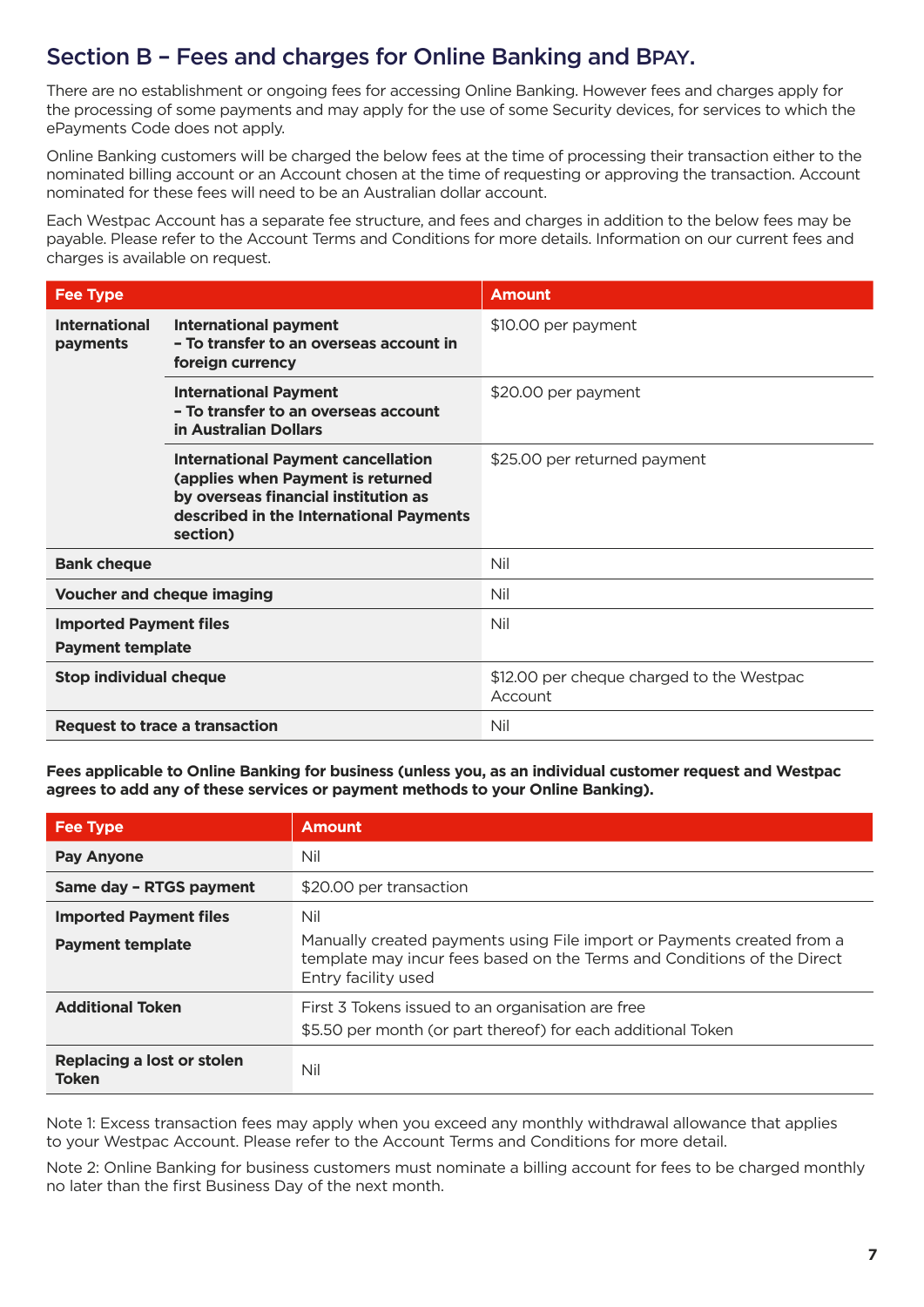## Section B – Fees and charges for Online Banking and BPAY.

There are no establishment or ongoing fees for accessing Online Banking. However fees and charges apply for the processing of some payments and may apply for the use of some Security devices, for services to which the ePayments Code does not apply.

Online Banking customers will be charged the below fees at the time of processing their transaction either to the nominated billing account or an Account chosen at the time of requesting or approving the transaction. Account nominated for these fees will need to be an Australian dollar account.

Each Westpac Account has a separate fee structure, and fees and charges in addition to the below fees may be payable. Please refer to the Account Terms and Conditions for more details. Information on our current fees and charges is available on request.

| Fee Type | | Amount |
|---|---|---|
| **International payments** | **International payment – To transfer to an overseas account in foreign currency** | $10.00 per payment |
| | **International Payment – To transfer to an overseas account in Australian Dollars** | $20.00 per payment |
| | **International Payment cancellation (applies when Payment is returned by overseas financial institution as described in the International Payments section)** | $25.00 per returned payment |
| **Bank cheque** | | Nil |
| **Voucher and cheque imaging** | | Nil |
| **Imported Payment files**<br>**Payment template** | | Nil |
| **Stop individual cheque** | | $12.00 per cheque charged to the Westpac Account |
| **Request to trace a transaction** | | Nil |

**Fees applicable to Online Banking for business (unless you, as an individual customer request and Westpac agrees to add any of these services or payment methods to your Online Banking).**

| Fee Type | Amount |
|---|---|
| **Pay Anyone** | Nil |
| **Same day – RTGS payment** | $20.00 per transaction |
| **Imported Payment files**<br>**Payment template** | Nil<br>Manually created payments using File import or Payments created from a template may incur fees based on the Terms and Conditions of the Direct Entry facility used |
| **Additional Token** | First 3 Tokens issued to an organisation are free<br>$5.50 per month (or part thereof) for each additional Token |
| **Replacing a lost or stolen Token** | Nil |

Note 1: Excess transaction fees may apply when you exceed any monthly withdrawal allowance that applies to your Westpac Account. Please refer to the Account Terms and Conditions for more detail.

Note 2: Online Banking for business customers must nominate a billing account for fees to be charged monthly no later than the first Business Day of the next month.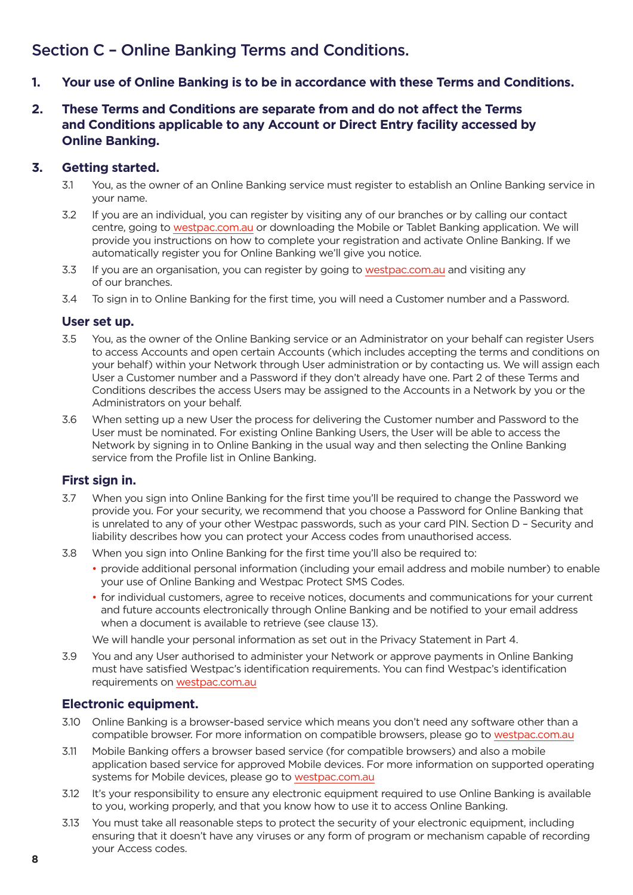## Section C – Online Banking Terms and Conditions.

**1. Your use of Online Banking is to be in accordance with these Terms and Conditions.**

**2. These Terms and Conditions are separate from and do not affect the Terms and Conditions applicable to any Account or Direct Entry facility accessed by Online Banking.**

**3. Getting started.**

3.1 You, as the owner of an Online Banking service must register to establish an Online Banking service in your name.

3.2 If you are an individual, you can register by visiting any of our branches or by calling our contact centre, going to westpac.com.au or downloading the Mobile or Tablet Banking application. We will provide you instructions on how to complete your registration and activate Online Banking. If we automatically register you for Online Banking we'll give you notice.

3.3 If you are an organisation, you can register by going to westpac.com.au and visiting any of our branches.

3.4 To sign in to Online Banking for the first time, you will need a Customer number and a Password.

### User set up.

3.5 You, as the owner of the Online Banking service or an Administrator on your behalf can register Users to access Accounts and open certain Accounts (which includes accepting the terms and conditions on your behalf) within your Network through User administration or by contacting us. We will assign each User a Customer number and a Password if they don't already have one. Part 2 of these Terms and Conditions describes the access Users may be assigned to the Accounts in a Network by you or the Administrators on your behalf.

3.6 When setting up a new User the process for delivering the Customer number and Password to the User must be nominated. For existing Online Banking Users, the User will be able to access the Network by signing in to Online Banking in the usual way and then selecting the Online Banking service from the Profile list in Online Banking.

### First sign in.

3.7 When you sign into Online Banking for the first time you'll be required to change the Password we provide you. For your security, we recommend that you choose a Password for Online Banking that is unrelated to any of your other Westpac passwords, such as your card PIN. Section D – Security and liability describes how you can protect your Access codes from unauthorised access.

3.8 When you sign into Online Banking for the first time you'll also be required to:

- provide additional personal information (including your email address and mobile number) to enable your use of Online Banking and Westpac Protect SMS Codes.
- for individual customers, agree to receive notices, documents and communications for your current and future accounts electronically through Online Banking and be notified to your email address when a document is available to retrieve (see clause 13).

We will handle your personal information as set out in the Privacy Statement in Part 4.

3.9 You and any User authorised to administer your Network or approve payments in Online Banking must have satisfied Westpac's identification requirements. You can find Westpac's identification requirements on westpac.com.au

### Electronic equipment.

3.10 Online Banking is a browser-based service which means you don't need any software other than a compatible browser. For more information on compatible browsers, please go to westpac.com.au

3.11 Mobile Banking offers a browser based service (for compatible browsers) and also a mobile application based service for approved Mobile devices. For more information on supported operating systems for Mobile devices, please go to westpac.com.au

3.12 It's your responsibility to ensure any electronic equipment required to use Online Banking is available to you, working properly, and that you know how to use it to access Online Banking.

3.13 You must take all reasonable steps to protect the security of your electronic equipment, including ensuring that it doesn't have any viruses or any form of program or mechanism capable of recording your Access codes.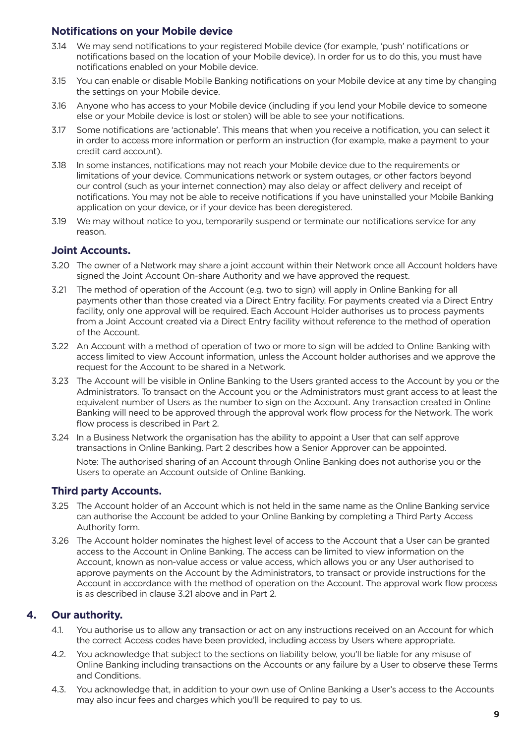### Notifications on your Mobile device

3.14 We may send notifications to your registered Mobile device (for example, 'push' notifications or notifications based on the location of your Mobile device). In order for us to do this, you must have notifications enabled on your Mobile device.

3.15 You can enable or disable Mobile Banking notifications on your Mobile device at any time by changing the settings on your Mobile device.

3.16 Anyone who has access to your Mobile device (including if you lend your Mobile device to someone else or your Mobile device is lost or stolen) will be able to see your notifications.

3.17 Some notifications are 'actionable'. This means that when you receive a notification, you can select it in order to access more information or perform an instruction (for example, make a payment to your credit card account).

3.18 In some instances, notifications may not reach your Mobile device due to the requirements or limitations of your device. Communications network or system outages, or other factors beyond our control (such as your internet connection) may also delay or affect delivery and receipt of notifications. You may not be able to receive notifications if you have uninstalled your Mobile Banking application on your device, or if your device has been deregistered.

3.19 We may without notice to you, temporarily suspend or terminate our notifications service for any reason.

### Joint Accounts.

3.20 The owner of a Network may share a joint account within their Network once all Account holders have signed the Joint Account On-share Authority and we have approved the request.

3.21 The method of operation of the Account (e.g. two to sign) will apply in Online Banking for all payments other than those created via a Direct Entry facility. For payments created via a Direct Entry facility, only one approval will be required. Each Account Holder authorises us to process payments from a Joint Account created via a Direct Entry facility without reference to the method of operation of the Account.

3.22 An Account with a method of operation of two or more to sign will be added to Online Banking with access limited to view Account information, unless the Account holder authorises and we approve the request for the Account to be shared in a Network.

3.23 The Account will be visible in Online Banking to the Users granted access to the Account by you or the Administrators. To transact on the Account you or the Administrators must grant access to at least the equivalent number of Users as the number to sign on the Account. Any transaction created in Online Banking will need to be approved through the approval work flow process for the Network. The work flow process is described in Part 2.

3.24 In a Business Network the organisation has the ability to appoint a User that can self approve transactions in Online Banking. Part 2 describes how a Senior Approver can be appointed.

Note: The authorised sharing of an Account through Online Banking does not authorise you or the Users to operate an Account outside of Online Banking.

### Third party Accounts.

3.25 The Account holder of an Account which is not held in the same name as the Online Banking service can authorise the Account be added to your Online Banking by completing a Third Party Access Authority form.

3.26 The Account holder nominates the highest level of access to the Account that a User can be granted access to the Account in Online Banking. The access can be limited to view information on the Account, known as non-value access or value access, which allows you or any User authorised to approve payments on the Account by the Administrators, to transact or provide instructions for the Account in accordance with the method of operation on the Account. The approval work flow process is as described in clause 3.21 above and in Part 2.

## 4. Our authority.

4.1. You authorise us to allow any transaction or act on any instructions received on an Account for which the correct Access codes have been provided, including access by Users where appropriate.

4.2. You acknowledge that subject to the sections on liability below, you'll be liable for any misuse of Online Banking including transactions on the Accounts or any failure by a User to observe these Terms and Conditions.

4.3. You acknowledge that, in addition to your own use of Online Banking a User's access to the Accounts may also incur fees and charges which you'll be required to pay to us.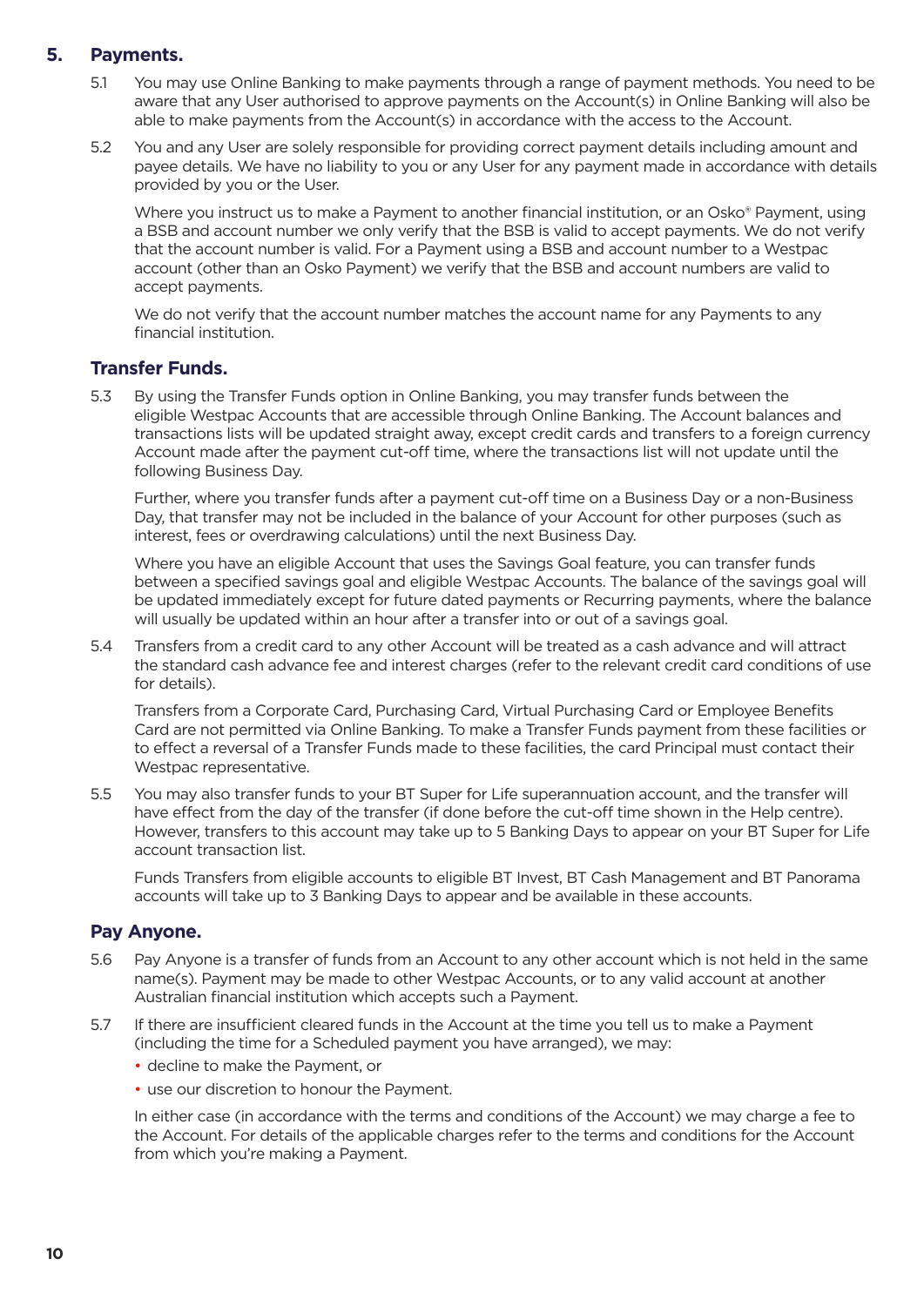## 5. Payments.

5.1 You may use Online Banking to make payments through a range of payment methods. You need to be aware that any User authorised to approve payments on the Account(s) in Online Banking will also be able to make payments from the Account(s) in accordance with the access to the Account.

5.2 You and any User are solely responsible for providing correct payment details including amount and payee details. We have no liability to you or any User for any payment made in accordance with details provided by you or the User.

Where you instruct us to make a Payment to another financial institution, or an Osko® Payment, using a BSB and account number we only verify that the BSB is valid to accept payments. We do not verify that the account number is valid. For a Payment using a BSB and account number to a Westpac account (other than an Osko Payment) we verify that the BSB and account numbers are valid to accept payments.

We do not verify that the account number matches the account name for any Payments to any financial institution.

### Transfer Funds.

5.3 By using the Transfer Funds option in Online Banking, you may transfer funds between the eligible Westpac Accounts that are accessible through Online Banking. The Account balances and transactions lists will be updated straight away, except credit cards and transfers to a foreign currency Account made after the payment cut-off time, where the transactions list will not update until the following Business Day.

Further, where you transfer funds after a payment cut-off time on a Business Day or a non-Business Day, that transfer may not be included in the balance of your Account for other purposes (such as interest, fees or overdrawing calculations) until the next Business Day.

Where you have an eligible Account that uses the Savings Goal feature, you can transfer funds between a specified savings goal and eligible Westpac Accounts. The balance of the savings goal will be updated immediately except for future dated payments or Recurring payments, where the balance will usually be updated within an hour after a transfer into or out of a savings goal.

5.4 Transfers from a credit card to any other Account will be treated as a cash advance and will attract the standard cash advance fee and interest charges (refer to the relevant credit card conditions of use for details).

Transfers from a Corporate Card, Purchasing Card, Virtual Purchasing Card or Employee Benefits Card are not permitted via Online Banking. To make a Transfer Funds payment from these facilities or to effect a reversal of a Transfer Funds made to these facilities, the card Principal must contact their Westpac representative.

5.5 You may also transfer funds to your BT Super for Life superannuation account, and the transfer will have effect from the day of the transfer (if done before the cut-off time shown in the Help centre). However, transfers to this account may take up to 5 Banking Days to appear on your BT Super for Life account transaction list.

Funds Transfers from eligible accounts to eligible BT Invest, BT Cash Management and BT Panorama accounts will take up to 3 Banking Days to appear and be available in these accounts.

### Pay Anyone.

5.6 Pay Anyone is a transfer of funds from an Account to any other account which is not held in the same name(s). Payment may be made to other Westpac Accounts, or to any valid account at another Australian financial institution which accepts such a Payment.

5.7 If there are insufficient cleared funds in the Account at the time you tell us to make a Payment (including the time for a Scheduled payment you have arranged), we may:

- decline to make the Payment, or
- use our discretion to honour the Payment.

In either case (in accordance with the terms and conditions of the Account) we may charge a fee to the Account. For details of the applicable charges refer to the terms and conditions for the Account from which you're making a Payment.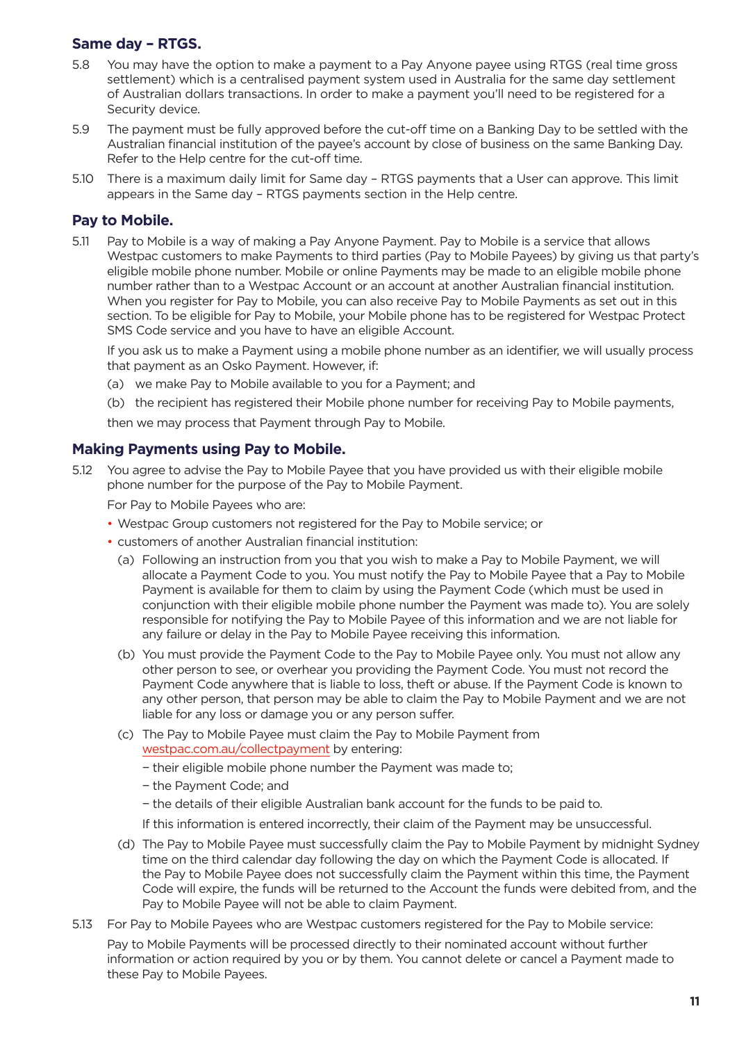## Same day – RTGS.

5.8 You may have the option to make a payment to a Pay Anyone payee using RTGS (real time gross settlement) which is a centralised payment system used in Australia for the same day settlement of Australian dollars transactions. In order to make a payment you'll need to be registered for a Security device.

5.9 The payment must be fully approved before the cut-off time on a Banking Day to be settled with the Australian financial institution of the payee's account by close of business on the same Banking Day. Refer to the Help centre for the cut-off time.

5.10 There is a maximum daily limit for Same day – RTGS payments that a User can approve. This limit appears in the Same day – RTGS payments section in the Help centre.

## Pay to Mobile.

5.11 Pay to Mobile is a way of making a Pay Anyone Payment. Pay to Mobile is a service that allows Westpac customers to make Payments to third parties (Pay to Mobile Payees) by giving us that party's eligible mobile phone number. Mobile or online Payments may be made to an eligible mobile phone number rather than to a Westpac Account or an account at another Australian financial institution. When you register for Pay to Mobile, you can also receive Pay to Mobile Payments as set out in this section. To be eligible for Pay to Mobile, your Mobile phone has to be registered for Westpac Protect SMS Code service and you have to have an eligible Account.

If you ask us to make a Payment using a mobile phone number as an identifier, we will usually process that payment as an Osko Payment. However, if:

(a) we make Pay to Mobile available to you for a Payment; and

(b) the recipient has registered their Mobile phone number for receiving Pay to Mobile payments,

then we may process that Payment through Pay to Mobile.

## Making Payments using Pay to Mobile.

5.12 You agree to advise the Pay to Mobile Payee that you have provided us with their eligible mobile phone number for the purpose of the Pay to Mobile Payment.

For Pay to Mobile Payees who are:

- Westpac Group customers not registered for the Pay to Mobile service; or
- customers of another Australian financial institution:

(a) Following an instruction from you that you wish to make a Pay to Mobile Payment, we will allocate a Payment Code to you. You must notify the Pay to Mobile Payee that a Pay to Mobile Payment is available for them to claim by using the Payment Code (which must be used in conjunction with their eligible mobile phone number the Payment was made to). You are solely responsible for notifying the Pay to Mobile Payee of this information and we are not liable for any failure or delay in the Pay to Mobile Payee receiving this information.

(b) You must provide the Payment Code to the Pay to Mobile Payee only. You must not allow any other person to see, or overhear you providing the Payment Code. You must not record the Payment Code anywhere that is liable to loss, theft or abuse. If the Payment Code is known to any other person, that person may be able to claim the Pay to Mobile Payment and we are not liable for any loss or damage you or any person suffer.

(c) The Pay to Mobile Payee must claim the Pay to Mobile Payment from westpac.com.au/collectpayment by entering:

– their eligible mobile phone number the Payment was made to;

– the Payment Code; and

– the details of their eligible Australian bank account for the funds to be paid to.

If this information is entered incorrectly, their claim of the Payment may be unsuccessful.

(d) The Pay to Mobile Payee must successfully claim the Pay to Mobile Payment by midnight Sydney time on the third calendar day following the day on which the Payment Code is allocated. If the Pay to Mobile Payee does not successfully claim the Payment within this time, the Payment Code will expire, the funds will be returned to the Account the funds were debited from, and the Pay to Mobile Payee will not be able to claim Payment.

5.13 For Pay to Mobile Payees who are Westpac customers registered for the Pay to Mobile service:

Pay to Mobile Payments will be processed directly to their nominated account without further information or action required by you or by them. You cannot delete or cancel a Payment made to these Pay to Mobile Payees.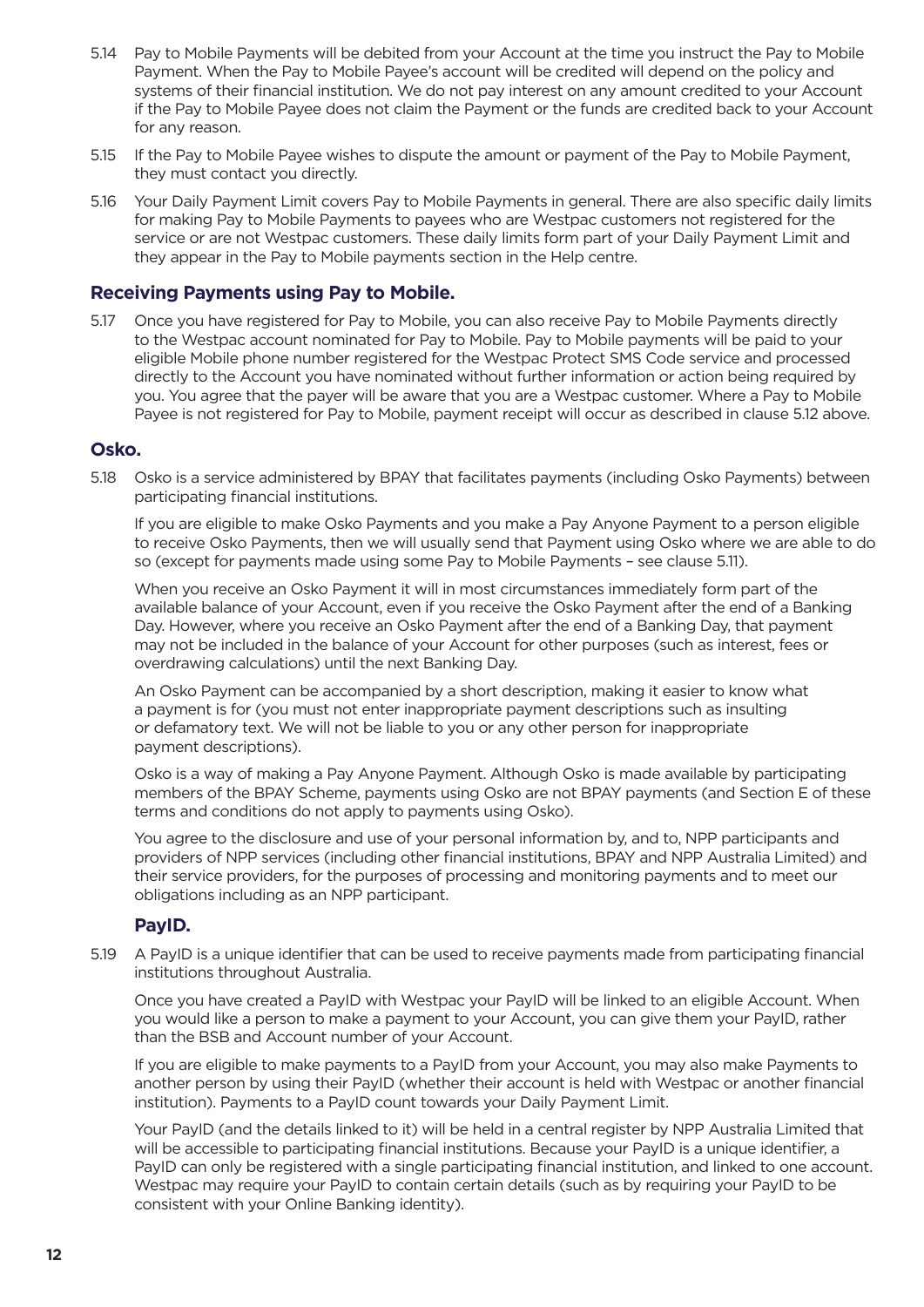5.14 Pay to Mobile Payments will be debited from your Account at the time you instruct the Pay to Mobile Payment. When the Pay to Mobile Payee's account will be credited will depend on the policy and systems of their financial institution. We do not pay interest on any amount credited to your Account if the Pay to Mobile Payee does not claim the Payment or the funds are credited back to your Account for any reason.

5.15 If the Pay to Mobile Payee wishes to dispute the amount or payment of the Pay to Mobile Payment, they must contact you directly.

5.16 Your Daily Payment Limit covers Pay to Mobile Payments in general. There are also specific daily limits for making Pay to Mobile Payments to payees who are Westpac customers not registered for the service or are not Westpac customers. These daily limits form part of your Daily Payment Limit and they appear in the Pay to Mobile payments section in the Help centre.

### Receiving Payments using Pay to Mobile.

5.17 Once you have registered for Pay to Mobile, you can also receive Pay to Mobile Payments directly to the Westpac account nominated for Pay to Mobile. Pay to Mobile payments will be paid to your eligible Mobile phone number registered for the Westpac Protect SMS Code service and processed directly to the Account you have nominated without further information or action being required by you. You agree that the payer will be aware that you are a Westpac customer. Where a Pay to Mobile Payee is not registered for Pay to Mobile, payment receipt will occur as described in clause 5.12 above.

### Osko.

5.18 Osko is a service administered by BPAY that facilitates payments (including Osko Payments) between participating financial institutions.

If you are eligible to make Osko Payments and you make a Pay Anyone Payment to a person eligible to receive Osko Payments, then we will usually send that Payment using Osko where we are able to do so (except for payments made using some Pay to Mobile Payments – see clause 5.11).

When you receive an Osko Payment it will in most circumstances immediately form part of the available balance of your Account, even if you receive the Osko Payment after the end of a Banking Day. However, where you receive an Osko Payment after the end of a Banking Day, that payment may not be included in the balance of your Account for other purposes (such as interest, fees or overdrawing calculations) until the next Banking Day.

An Osko Payment can be accompanied by a short description, making it easier to know what a payment is for (you must not enter inappropriate payment descriptions such as insulting or defamatory text. We will not be liable to you or any other person for inappropriate payment descriptions).

Osko is a way of making a Pay Anyone Payment. Although Osko is made available by participating members of the BPAY Scheme, payments using Osko are not BPAY payments (and Section E of these terms and conditions do not apply to payments using Osko).

You agree to the disclosure and use of your personal information by, and to, NPP participants and providers of NPP services (including other financial institutions, BPAY and NPP Australia Limited) and their service providers, for the purposes of processing and monitoring payments and to meet our obligations including as an NPP participant.

### PayID.

5.19 A PayID is a unique identifier that can be used to receive payments made from participating financial institutions throughout Australia.

Once you have created a PayID with Westpac your PayID will be linked to an eligible Account. When you would like a person to make a payment to your Account, you can give them your PayID, rather than the BSB and Account number of your Account.

If you are eligible to make payments to a PayID from your Account, you may also make Payments to another person by using their PayID (whether their account is held with Westpac or another financial institution). Payments to a PayID count towards your Daily Payment Limit.

Your PayID (and the details linked to it) will be held in a central register by NPP Australia Limited that will be accessible to participating financial institutions. Because your PayID is a unique identifier, a PayID can only be registered with a single participating financial institution, and linked to one account. Westpac may require your PayID to contain certain details (such as by requiring your PayID to be consistent with your Online Banking identity).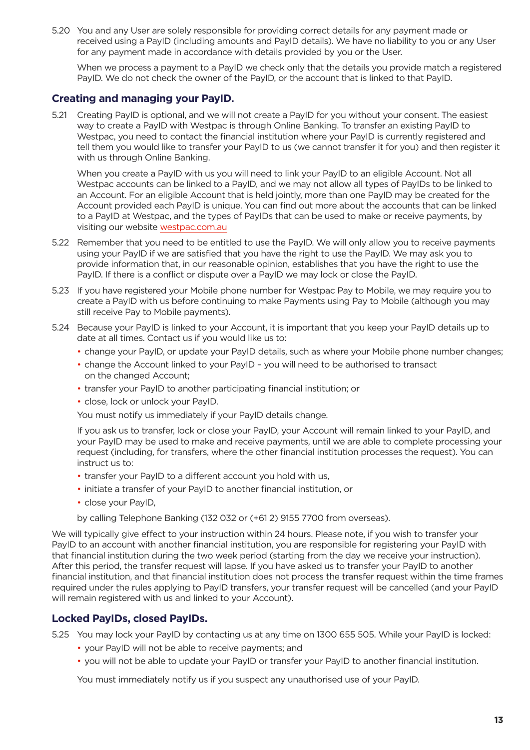5.20 You and any User are solely responsible for providing correct details for any payment made or received using a PayID (including amounts and PayID details). We have no liability to you or any User for any payment made in accordance with details provided by you or the User.

When we process a payment to a PayID we check only that the details you provide match a registered PayID. We do not check the owner of the PayID, or the account that is linked to that PayID.

## Creating and managing your PayID.

5.21 Creating PayID is optional, and we will not create a PayID for you without your consent. The easiest way to create a PayID with Westpac is through Online Banking. To transfer an existing PayID to Westpac, you need to contact the financial institution where your PayID is currently registered and tell them you would like to transfer your PayID to us (we cannot transfer it for you) and then register it with us through Online Banking.

When you create a PayID with us you will need to link your PayID to an eligible Account. Not all Westpac accounts can be linked to a PayID, and we may not allow all types of PayIDs to be linked to an Account. For an eligible Account that is held jointly, more than one PayID may be created for the Account provided each PayID is unique. You can find out more about the accounts that can be linked to a PayID at Westpac, and the types of PayIDs that can be used to make or receive payments, by visiting our website westpac.com.au

5.22 Remember that you need to be entitled to use the PayID. We will only allow you to receive payments using your PayID if we are satisfied that you have the right to use the PayID. We may ask you to provide information that, in our reasonable opinion, establishes that you have the right to use the PayID. If there is a conflict or dispute over a PayID we may lock or close the PayID.

5.23 If you have registered your Mobile phone number for Westpac Pay to Mobile, we may require you to create a PayID with us before continuing to make Payments using Pay to Mobile (although you may still receive Pay to Mobile payments).

5.24 Because your PayID is linked to your Account, it is important that you keep your PayID details up to date at all times. Contact us if you would like us to:

- change your PayID, or update your PayID details, such as where your Mobile phone number changes;
- change the Account linked to your PayID – you will need to be authorised to transact on the changed Account;
- transfer your PayID to another participating financial institution; or
- close, lock or unlock your PayID.

You must notify us immediately if your PayID details change.

If you ask us to transfer, lock or close your PayID, your Account will remain linked to your PayID, and your PayID may be used to make and receive payments, until we are able to complete processing your request (including, for transfers, where the other financial institution processes the request). You can instruct us to:

- transfer your PayID to a different account you hold with us,
- initiate a transfer of your PayID to another financial institution, or
- close your PayID,

by calling Telephone Banking (132 032 or (+61 2) 9155 7700 from overseas).

We will typically give effect to your instruction within 24 hours. Please note, if you wish to transfer your PayID to an account with another financial institution, you are responsible for registering your PayID with that financial institution during the two week period (starting from the day we receive your instruction). After this period, the transfer request will lapse. If you have asked us to transfer your PayID to another financial institution, and that financial institution does not process the transfer request within the time frames required under the rules applying to PayID transfers, your transfer request will be cancelled (and your PayID will remain registered with us and linked to your Account).

## Locked PayIDs, closed PayIDs.

5.25 You may lock your PayID by contacting us at any time on 1300 655 505. While your PayID is locked:

- your PayID will not be able to receive payments; and
- you will not be able to update your PayID or transfer your PayID to another financial institution.

You must immediately notify us if you suspect any unauthorised use of your PayID.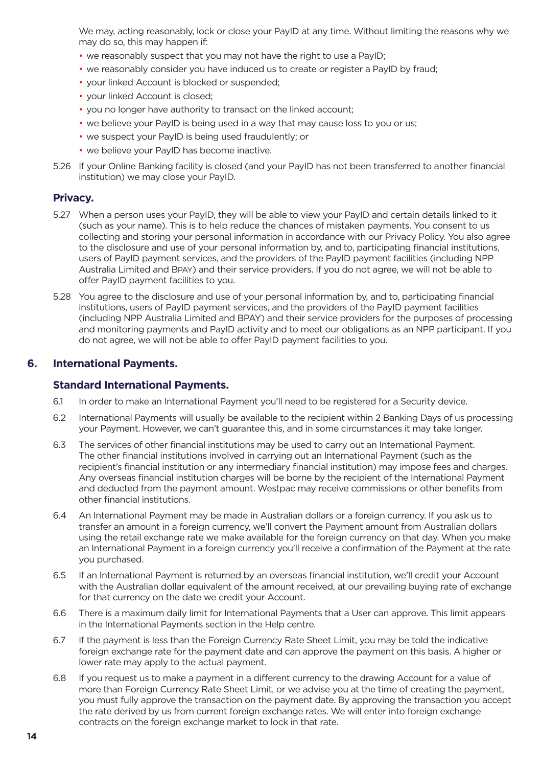We may, acting reasonably, lock or close your PayID at any time. Without limiting the reasons why we may do so, this may happen if:

- we reasonably suspect that you may not have the right to use a PayID;
- we reasonably consider you have induced us to create or register a PayID by fraud;
- your linked Account is blocked or suspended;
- your linked Account is closed;
- you no longer have authority to transact on the linked account;
- we believe your PayID is being used in a way that may cause loss to you or us;
- we suspect your PayID is being used fraudulently; or
- we believe your PayID has become inactive.

5.26 If your Online Banking facility is closed (and your PayID has not been transferred to another financial institution) we may close your PayID.

### Privacy.

5.27 When a person uses your PayID, they will be able to view your PayID and certain details linked to it (such as your name). This is to help reduce the chances of mistaken payments. You consent to us collecting and storing your personal information in accordance with our Privacy Policy. You also agree to the disclosure and use of your personal information by, and to, participating financial institutions, users of PayID payment services, and the providers of the PayID payment facilities (including NPP Australia Limited and BPAY) and their service providers. If you do not agree, we will not be able to offer PayID payment facilities to you.

5.28 You agree to the disclosure and use of your personal information by, and to, participating financial institutions, users of PayID payment services, and the providers of the PayID payment facilities (including NPP Australia Limited and BPAY) and their service providers for the purposes of processing and monitoring payments and PayID activity and to meet our obligations as an NPP participant. If you do not agree, we will not be able to offer PayID payment facilities to you.

## 6. International Payments.

### Standard International Payments.

6.1 In order to make an International Payment you'll need to be registered for a Security device.

6.2 International Payments will usually be available to the recipient within 2 Banking Days of us processing your Payment. However, we can't guarantee this, and in some circumstances it may take longer.

6.3 The services of other financial institutions may be used to carry out an International Payment. The other financial institutions involved in carrying out an International Payment (such as the recipient's financial institution or any intermediary financial institution) may impose fees and charges. Any overseas financial institution charges will be borne by the recipient of the International Payment and deducted from the payment amount. Westpac may receive commissions or other benefits from other financial institutions.

6.4 An International Payment may be made in Australian dollars or a foreign currency. If you ask us to transfer an amount in a foreign currency, we'll convert the Payment amount from Australian dollars using the retail exchange rate we make available for the foreign currency on that day. When you make an International Payment in a foreign currency you'll receive a confirmation of the Payment at the rate you purchased.

6.5 If an International Payment is returned by an overseas financial institution, we'll credit your Account with the Australian dollar equivalent of the amount received, at our prevailing buying rate of exchange for that currency on the date we credit your Account.

6.6 There is a maximum daily limit for International Payments that a User can approve. This limit appears in the International Payments section in the Help centre.

6.7 If the payment is less than the Foreign Currency Rate Sheet Limit, you may be told the indicative foreign exchange rate for the payment date and can approve the payment on this basis. A higher or lower rate may apply to the actual payment.

6.8 If you request us to make a payment in a different currency to the drawing Account for a value of more than Foreign Currency Rate Sheet Limit, or we advise you at the time of creating the payment, you must fully approve the transaction on the payment date. By approving the transaction you accept the rate derived by us from current foreign exchange rates. We will enter into foreign exchange contracts on the foreign exchange market to lock in that rate.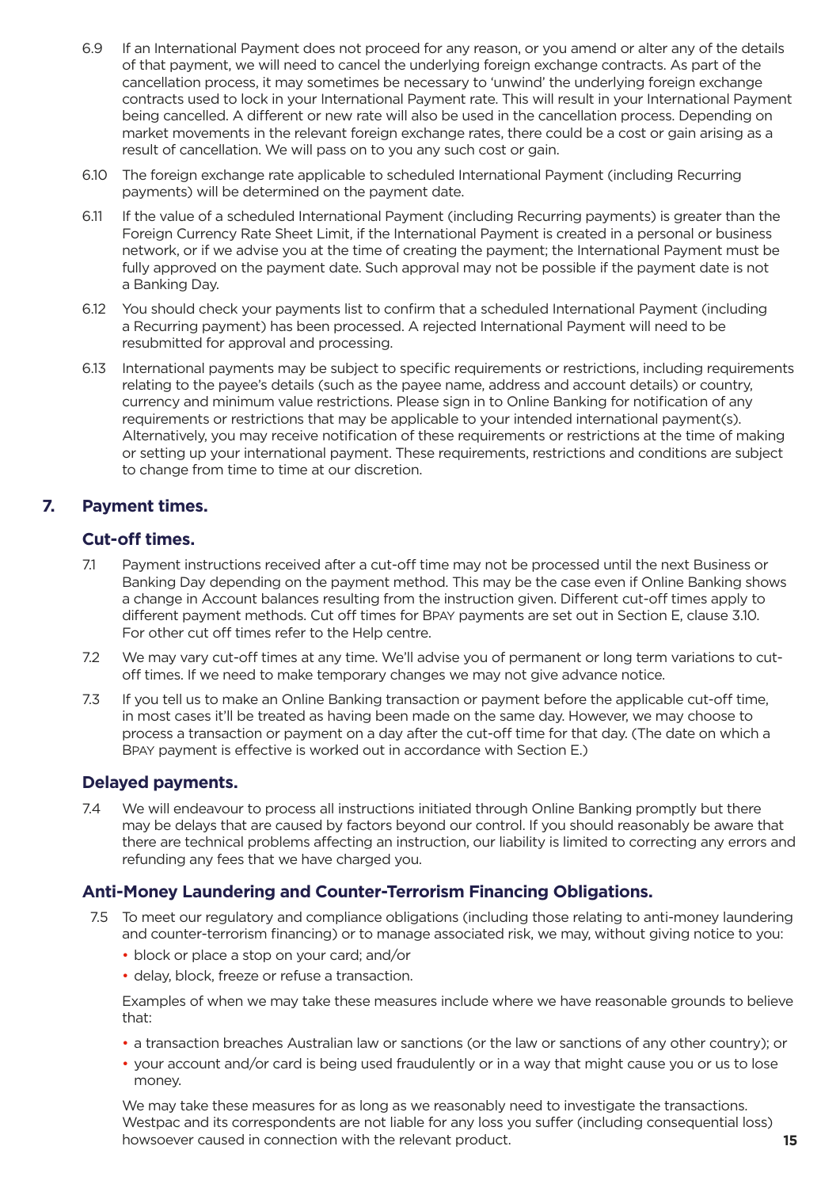6.9 If an International Payment does not proceed for any reason, or you amend or alter any of the details of that payment, we will need to cancel the underlying foreign exchange contracts. As part of the cancellation process, it may sometimes be necessary to 'unwind' the underlying foreign exchange contracts used to lock in your International Payment rate. This will result in your International Payment being cancelled. A different or new rate will also be used in the cancellation process. Depending on market movements in the relevant foreign exchange rates, there could be a cost or gain arising as a result of cancellation. We will pass on to you any such cost or gain.

6.10 The foreign exchange rate applicable to scheduled International Payment (including Recurring payments) will be determined on the payment date.

6.11 If the value of a scheduled International Payment (including Recurring payments) is greater than the Foreign Currency Rate Sheet Limit, if the International Payment is created in a personal or business network, or if we advise you at the time of creating the payment; the International Payment must be fully approved on the payment date. Such approval may not be possible if the payment date is not a Banking Day.

6.12 You should check your payments list to confirm that a scheduled International Payment (including a Recurring payment) has been processed. A rejected International Payment will need to be resubmitted for approval and processing.

6.13 International payments may be subject to specific requirements or restrictions, including requirements relating to the payee's details (such as the payee name, address and account details) or country, currency and minimum value restrictions. Please sign in to Online Banking for notification of any requirements or restrictions that may be applicable to your intended international payment(s). Alternatively, you may receive notification of these requirements or restrictions at the time of making or setting up your international payment. These requirements, restrictions and conditions are subject to change from time to time at our discretion.

## 7. Payment times.

### Cut-off times.

7.1 Payment instructions received after a cut-off time may not be processed until the next Business or Banking Day depending on the payment method. This may be the case even if Online Banking shows a change in Account balances resulting from the instruction given. Different cut-off times apply to different payment methods. Cut off times for BPAY payments are set out in Section E, clause 3.10. For other cut off times refer to the Help centre.

7.2 We may vary cut-off times at any time. We'll advise you of permanent or long term variations to cut-off times. If we need to make temporary changes we may not give advance notice.

7.3 If you tell us to make an Online Banking transaction or payment before the applicable cut-off time, in most cases it'll be treated as having been made on the same day. However, we may choose to process a transaction or payment on a day after the cut-off time for that day. (The date on which a BPAY payment is effective is worked out in accordance with Section E.)

### Delayed payments.

7.4 We will endeavour to process all instructions initiated through Online Banking promptly but there may be delays that are caused by factors beyond our control. If you should reasonably be aware that there are technical problems affecting an instruction, our liability is limited to correcting any errors and refunding any fees that we have charged you.

### Anti-Money Laundering and Counter-Terrorism Financing Obligations.

7.5 To meet our regulatory and compliance obligations (including those relating to anti-money laundering and counter-terrorism financing) or to manage associated risk, we may, without giving notice to you:

- block or place a stop on your card; and/or
- delay, block, freeze or refuse a transaction.

Examples of when we may take these measures include where we have reasonable grounds to believe that:

- a transaction breaches Australian law or sanctions (or the law or sanctions of any other country); or
- your account and/or card is being used fraudulently or in a way that might cause you or us to lose money.

We may take these measures for as long as we reasonably need to investigate the transactions. Westpac and its correspondents are not liable for any loss you suffer (including consequential loss) howsoever caused in connection with the relevant product.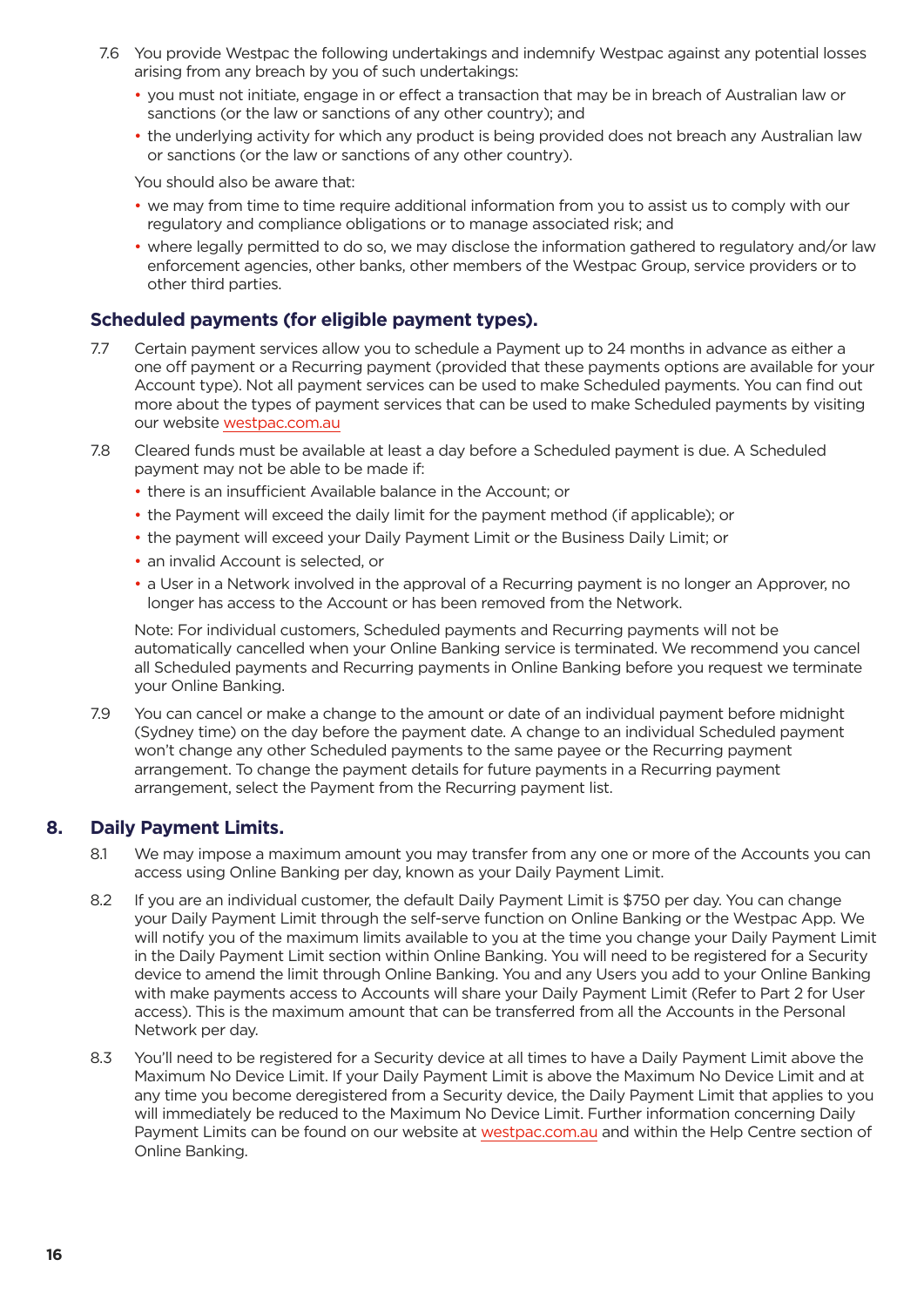7.6 You provide Westpac the following undertakings and indemnify Westpac against any potential losses arising from any breach by you of such undertakings:

- you must not initiate, engage in or effect a transaction that may be in breach of Australian law or sanctions (or the law or sanctions of any other country); and
- the underlying activity for which any product is being provided does not breach any Australian law or sanctions (or the law or sanctions of any other country).

You should also be aware that:

- we may from time to time require additional information from you to assist us to comply with our regulatory and compliance obligations or to manage associated risk; and
- where legally permitted to do so, we may disclose the information gathered to regulatory and/or law enforcement agencies, other banks, other members of the Westpac Group, service providers or to other third parties.

### Scheduled payments (for eligible payment types).

7.7 Certain payment services allow you to schedule a Payment up to 24 months in advance as either a one off payment or a Recurring payment (provided that these payments options are available for your Account type). Not all payment services can be used to make Scheduled payments. You can find out more about the types of payment services that can be used to make Scheduled payments by visiting our website westpac.com.au

7.8 Cleared funds must be available at least a day before a Scheduled payment is due. A Scheduled payment may not be able to be made if:

- there is an insufficient Available balance in the Account; or
- the Payment will exceed the daily limit for the payment method (if applicable); or
- the payment will exceed your Daily Payment Limit or the Business Daily Limit; or
- an invalid Account is selected, or
- a User in a Network involved in the approval of a Recurring payment is no longer an Approver, no longer has access to the Account or has been removed from the Network.

Note: For individual customers, Scheduled payments and Recurring payments will not be automatically cancelled when your Online Banking service is terminated. We recommend you cancel all Scheduled payments and Recurring payments in Online Banking before you request we terminate your Online Banking.

7.9 You can cancel or make a change to the amount or date of an individual payment before midnight (Sydney time) on the day before the payment date. A change to an individual Scheduled payment won't change any other Scheduled payments to the same payee or the Recurring payment arrangement. To change the payment details for future payments in a Recurring payment arrangement, select the Payment from the Recurring payment list.

## 8. Daily Payment Limits.

8.1 We may impose a maximum amount you may transfer from any one or more of the Accounts you can access using Online Banking per day, known as your Daily Payment Limit.

8.2 If you are an individual customer, the default Daily Payment Limit is $750 per day. You can change your Daily Payment Limit through the self-serve function on Online Banking or the Westpac App. We will notify you of the maximum limits available to you at the time you change your Daily Payment Limit in the Daily Payment Limit section within Online Banking. You will need to be registered for a Security device to amend the limit through Online Banking. You and any Users you add to your Online Banking with make payments access to Accounts will share your Daily Payment Limit (Refer to Part 2 for User access). This is the maximum amount that can be transferred from all the Accounts in the Personal Network per day.

8.3 You'll need to be registered for a Security device at all times to have a Daily Payment Limit above the Maximum No Device Limit. If your Daily Payment Limit is above the Maximum No Device Limit and at any time you become deregistered from a Security device, the Daily Payment Limit that applies to you will immediately be reduced to the Maximum No Device Limit. Further information concerning Daily Payment Limits can be found on our website at westpac.com.au and within the Help Centre section of Online Banking.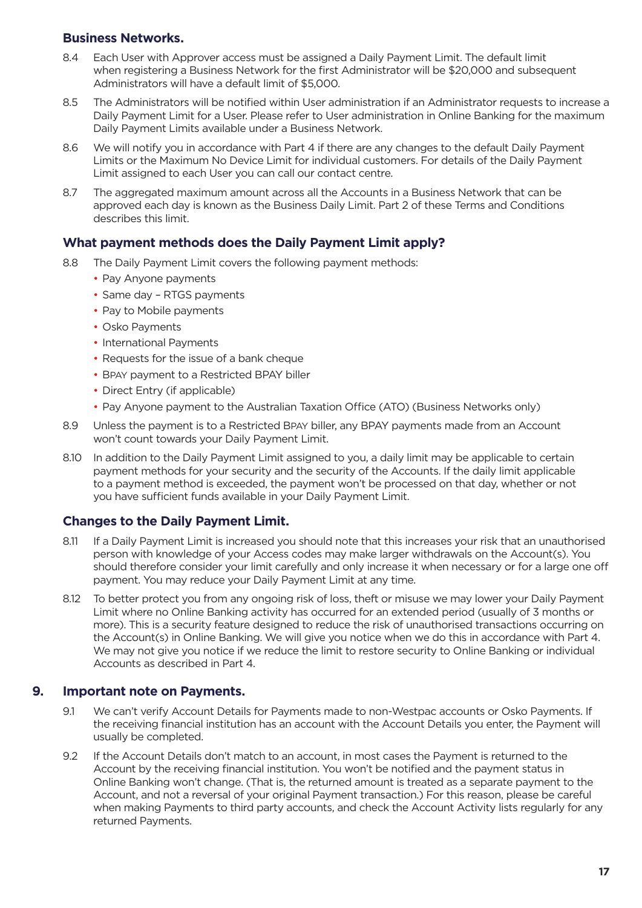### Business Networks.

8.4 Each User with Approver access must be assigned a Daily Payment Limit. The default limit when registering a Business Network for the first Administrator will be $20,000 and subsequent Administrators will have a default limit of $5,000.

8.5 The Administrators will be notified within User administration if an Administrator requests to increase a Daily Payment Limit for a User. Please refer to User administration in Online Banking for the maximum Daily Payment Limits available under a Business Network.

8.6 We will notify you in accordance with Part 4 if there are any changes to the default Daily Payment Limits or the Maximum No Device Limit for individual customers. For details of the Daily Payment Limit assigned to each User you can call our contact centre.

8.7 The aggregated maximum amount across all the Accounts in a Business Network that can be approved each day is known as the Business Daily Limit. Part 2 of these Terms and Conditions describes this limit.

### What payment methods does the Daily Payment Limit apply?

8.8 The Daily Payment Limit covers the following payment methods:

- Pay Anyone payments
- Same day – RTGS payments
- Pay to Mobile payments
- Osko Payments
- International Payments
- Requests for the issue of a bank cheque
- BPAY payment to a Restricted BPAY biller
- Direct Entry (if applicable)
- Pay Anyone payment to the Australian Taxation Office (ATO) (Business Networks only)

8.9 Unless the payment is to a Restricted BPAY biller, any BPAY payments made from an Account won't count towards your Daily Payment Limit.

8.10 In addition to the Daily Payment Limit assigned to you, a daily limit may be applicable to certain payment methods for your security and the security of the Accounts. If the daily limit applicable to a payment method is exceeded, the payment won't be processed on that day, whether or not you have sufficient funds available in your Daily Payment Limit.

### Changes to the Daily Payment Limit.

8.11 If a Daily Payment Limit is increased you should note that this increases your risk that an unauthorised person with knowledge of your Access codes may make larger withdrawals on the Account(s). You should therefore consider your limit carefully and only increase it when necessary or for a large one off payment. You may reduce your Daily Payment Limit at any time.

8.12 To better protect you from any ongoing risk of loss, theft or misuse we may lower your Daily Payment Limit where no Online Banking activity has occurred for an extended period (usually of 3 months or more). This is a security feature designed to reduce the risk of unauthorised transactions occurring on the Account(s) in Online Banking. We will give you notice when we do this in accordance with Part 4. We may not give you notice if we reduce the limit to restore security to Online Banking or individual Accounts as described in Part 4.

## 9. Important note on Payments.

9.1 We can't verify Account Details for Payments made to non-Westpac accounts or Osko Payments. If the receiving financial institution has an account with the Account Details you enter, the Payment will usually be completed.

9.2 If the Account Details don't match to an account, in most cases the Payment is returned to the Account by the receiving financial institution. You won't be notified and the payment status in Online Banking won't change. (That is, the returned amount is treated as a separate payment to the Account, and not a reversal of your original Payment transaction.) For this reason, please be careful when making Payments to third party accounts, and check the Account Activity lists regularly for any returned Payments.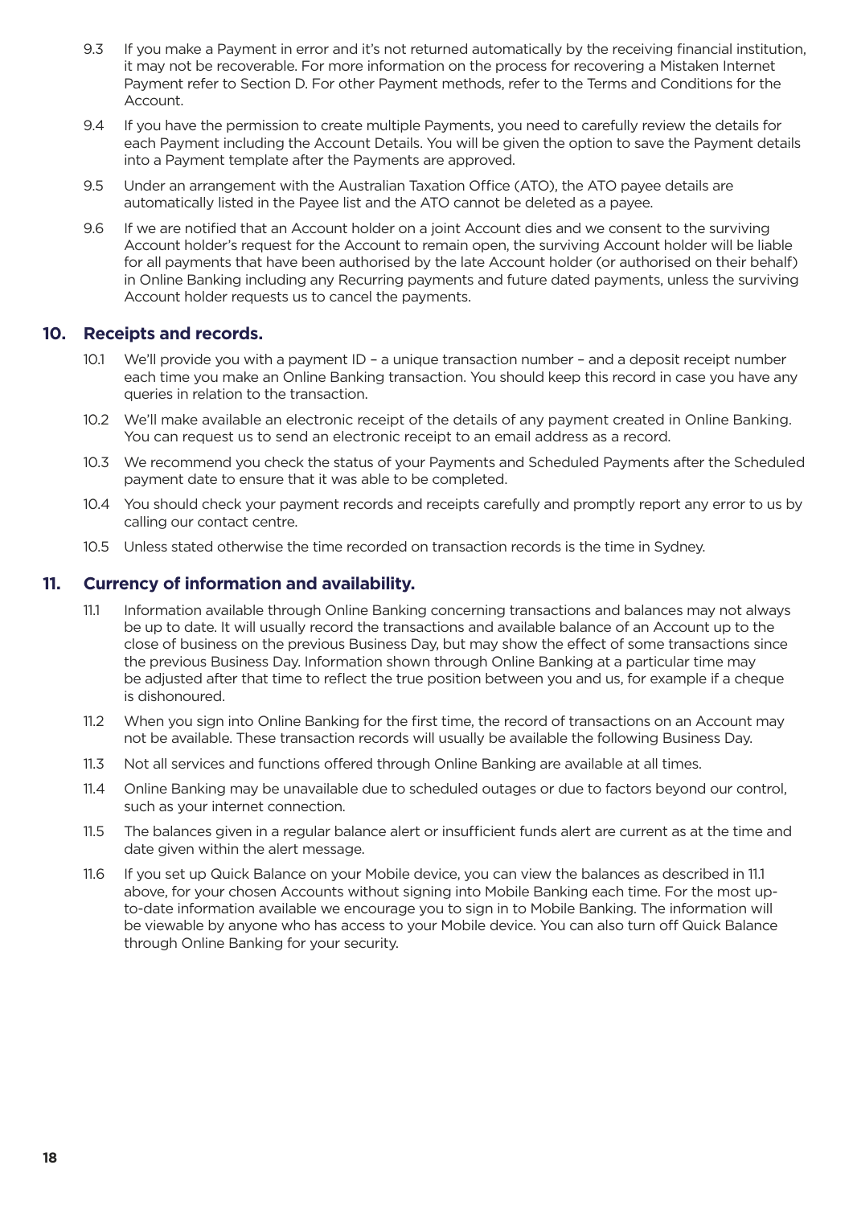9.3 If you make a Payment in error and it's not returned automatically by the receiving financial institution, it may not be recoverable. For more information on the process for recovering a Mistaken Internet Payment refer to Section D. For other Payment methods, refer to the Terms and Conditions for the Account.

9.4 If you have the permission to create multiple Payments, you need to carefully review the details for each Payment including the Account Details. You will be given the option to save the Payment details into a Payment template after the Payments are approved.

9.5 Under an arrangement with the Australian Taxation Office (ATO), the ATO payee details are automatically listed in the Payee list and the ATO cannot be deleted as a payee.

9.6 If we are notified that an Account holder on a joint Account dies and we consent to the surviving Account holder's request for the Account to remain open, the surviving Account holder will be liable for all payments that have been authorised by the late Account holder (or authorised on their behalf) in Online Banking including any Recurring payments and future dated payments, unless the surviving Account holder requests us to cancel the payments.

## 10. Receipts and records.

10.1 We'll provide you with a payment ID – a unique transaction number – and a deposit receipt number each time you make an Online Banking transaction. You should keep this record in case you have any queries in relation to the transaction.

10.2 We'll make available an electronic receipt of the details of any payment created in Online Banking. You can request us to send an electronic receipt to an email address as a record.

10.3 We recommend you check the status of your Payments and Scheduled Payments after the Scheduled payment date to ensure that it was able to be completed.

10.4 You should check your payment records and receipts carefully and promptly report any error to us by calling our contact centre.

10.5 Unless stated otherwise the time recorded on transaction records is the time in Sydney.

## 11. Currency of information and availability.

11.1 Information available through Online Banking concerning transactions and balances may not always be up to date. It will usually record the transactions and available balance of an Account up to the close of business on the previous Business Day, but may show the effect of some transactions since the previous Business Day. Information shown through Online Banking at a particular time may be adjusted after that time to reflect the true position between you and us, for example if a cheque is dishonoured.

11.2 When you sign into Online Banking for the first time, the record of transactions on an Account may not be available. These transaction records will usually be available the following Business Day.

11.3 Not all services and functions offered through Online Banking are available at all times.

11.4 Online Banking may be unavailable due to scheduled outages or due to factors beyond our control, such as your internet connection.

11.5 The balances given in a regular balance alert or insufficient funds alert are current as at the time and date given within the alert message.

11.6 If you set up Quick Balance on your Mobile device, you can view the balances as described in 11.1 above, for your chosen Accounts without signing into Mobile Banking each time. For the most up-to-date information available we encourage you to sign in to Mobile Banking. The information will be viewable by anyone who has access to your Mobile device. You can also turn off Quick Balance through Online Banking for your security.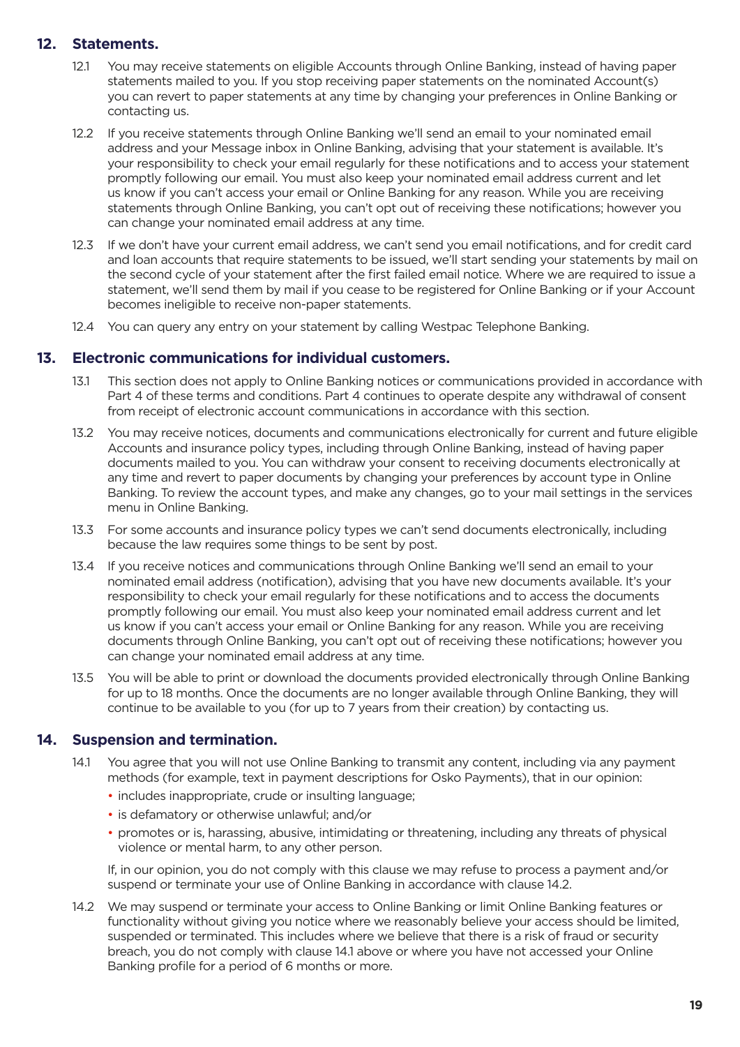## 12. Statements.

12.1 You may receive statements on eligible Accounts through Online Banking, instead of having paper statements mailed to you. If you stop receiving paper statements on the nominated Account(s) you can revert to paper statements at any time by changing your preferences in Online Banking or contacting us.

12.2 If you receive statements through Online Banking we'll send an email to your nominated email address and your Message inbox in Online Banking, advising that your statement is available. It's your responsibility to check your email regularly for these notifications and to access your statement promptly following our email. You must also keep your nominated email address current and let us know if you can't access your email or Online Banking for any reason. While you are receiving statements through Online Banking, you can't opt out of receiving these notifications; however you can change your nominated email address at any time.

12.3 If we don't have your current email address, we can't send you email notifications, and for credit card and loan accounts that require statements to be issued, we'll start sending your statements by mail on the second cycle of your statement after the first failed email notice. Where we are required to issue a statement, we'll send them by mail if you cease to be registered for Online Banking or if your Account becomes ineligible to receive non-paper statements.

12.4 You can query any entry on your statement by calling Westpac Telephone Banking.

## 13. Electronic communications for individual customers.

13.1 This section does not apply to Online Banking notices or communications provided in accordance with Part 4 of these terms and conditions. Part 4 continues to operate despite any withdrawal of consent from receipt of electronic account communications in accordance with this section.

13.2 You may receive notices, documents and communications electronically for current and future eligible Accounts and insurance policy types, including through Online Banking, instead of having paper documents mailed to you. You can withdraw your consent to receiving documents electronically at any time and revert to paper documents by changing your preferences by account type in Online Banking. To review the account types, and make any changes, go to your mail settings in the services menu in Online Banking.

13.3 For some accounts and insurance policy types we can't send documents electronically, including because the law requires some things to be sent by post.

13.4 If you receive notices and communications through Online Banking we'll send an email to your nominated email address (notification), advising that you have new documents available. It's your responsibility to check your email regularly for these notifications and to access the documents promptly following our email. You must also keep your nominated email address current and let us know if you can't access your email or Online Banking for any reason. While you are receiving documents through Online Banking, you can't opt out of receiving these notifications; however you can change your nominated email address at any time.

13.5 You will be able to print or download the documents provided electronically through Online Banking for up to 18 months. Once the documents are no longer available through Online Banking, they will continue to be available to you (for up to 7 years from their creation) by contacting us.

## 14. Suspension and termination.

14.1 You agree that you will not use Online Banking to transmit any content, including via any payment methods (for example, text in payment descriptions for Osko Payments), that in our opinion:

- includes inappropriate, crude or insulting language;
- is defamatory or otherwise unlawful; and/or
- promotes or is, harassing, abusive, intimidating or threatening, including any threats of physical violence or mental harm, to any other person.

If, in our opinion, you do not comply with this clause we may refuse to process a payment and/or suspend or terminate your use of Online Banking in accordance with clause 14.2.

14.2 We may suspend or terminate your access to Online Banking or limit Online Banking features or functionality without giving you notice where we reasonably believe your access should be limited, suspended or terminated. This includes where we believe that there is a risk of fraud or security breach, you do not comply with clause 14.1 above or where you have not accessed your Online Banking profile for a period of 6 months or more.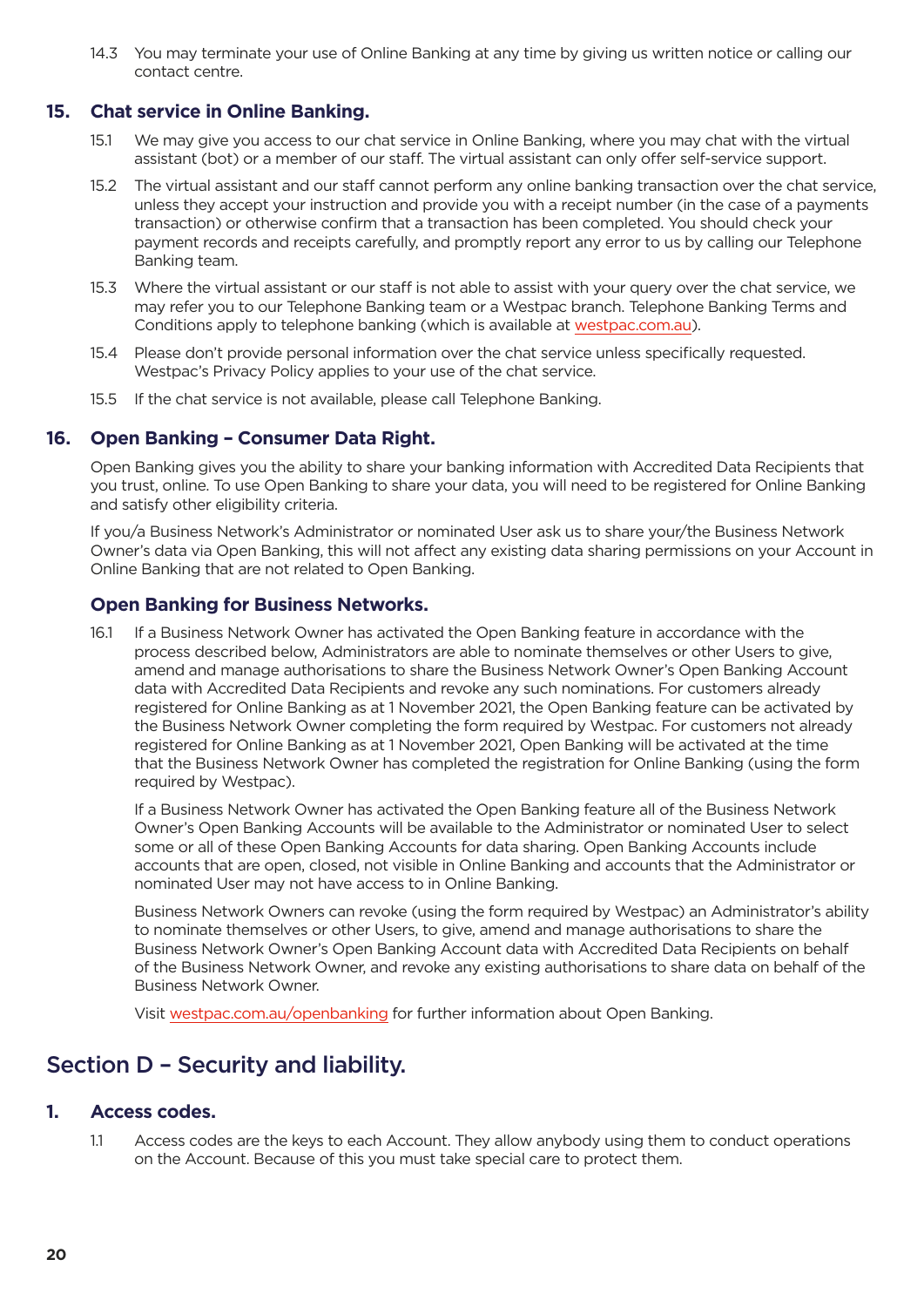14.3 You may terminate your use of Online Banking at any time by giving us written notice or calling our contact centre.

## 15. Chat service in Online Banking.

15.1 We may give you access to our chat service in Online Banking, where you may chat with the virtual assistant (bot) or a member of our staff. The virtual assistant can only offer self-service support.

15.2 The virtual assistant and our staff cannot perform any online banking transaction over the chat service, unless they accept your instruction and provide you with a receipt number (in the case of a payments transaction) or otherwise confirm that a transaction has been completed. You should check your payment records and receipts carefully, and promptly report any error to us by calling our Telephone Banking team.

15.3 Where the virtual assistant or our staff is not able to assist with your query over the chat service, we may refer you to our Telephone Banking team or a Westpac branch. Telephone Banking Terms and Conditions apply to telephone banking (which is available at westpac.com.au).

15.4 Please don't provide personal information over the chat service unless specifically requested. Westpac's Privacy Policy applies to your use of the chat service.

15.5 If the chat service is not available, please call Telephone Banking.

## 16. Open Banking – Consumer Data Right.

Open Banking gives you the ability to share your banking information with Accredited Data Recipients that you trust, online. To use Open Banking to share your data, you will need to be registered for Online Banking and satisfy other eligibility criteria.

If you/a Business Network's Administrator or nominated User ask us to share your/the Business Network Owner's data via Open Banking, this will not affect any existing data sharing permissions on your Account in Online Banking that are not related to Open Banking.

### Open Banking for Business Networks.

16.1 If a Business Network Owner has activated the Open Banking feature in accordance with the process described below, Administrators are able to nominate themselves or other Users to give, amend and manage authorisations to share the Business Network Owner's Open Banking Account data with Accredited Data Recipients and revoke any such nominations. For customers already registered for Online Banking as at 1 November 2021, the Open Banking feature can be activated by the Business Network Owner completing the form required by Westpac. For customers not already registered for Online Banking as at 1 November 2021, Open Banking will be activated at the time that the Business Network Owner has completed the registration for Online Banking (using the form required by Westpac).

If a Business Network Owner has activated the Open Banking feature all of the Business Network Owner's Open Banking Accounts will be available to the Administrator or nominated User to select some or all of these Open Banking Accounts for data sharing. Open Banking Accounts include accounts that are open, closed, not visible in Online Banking and accounts that the Administrator or nominated User may not have access to in Online Banking.

Business Network Owners can revoke (using the form required by Westpac) an Administrator's ability to nominate themselves or other Users, to give, amend and manage authorisations to share the Business Network Owner's Open Banking Account data with Accredited Data Recipients on behalf of the Business Network Owner, and revoke any existing authorisations to share data on behalf of the Business Network Owner.

Visit westpac.com.au/openbanking for further information about Open Banking.

# Section D – Security and liability.

## 1. Access codes.

1.1 Access codes are the keys to each Account. They allow anybody using them to conduct operations on the Account. Because of this you must take special care to protect them.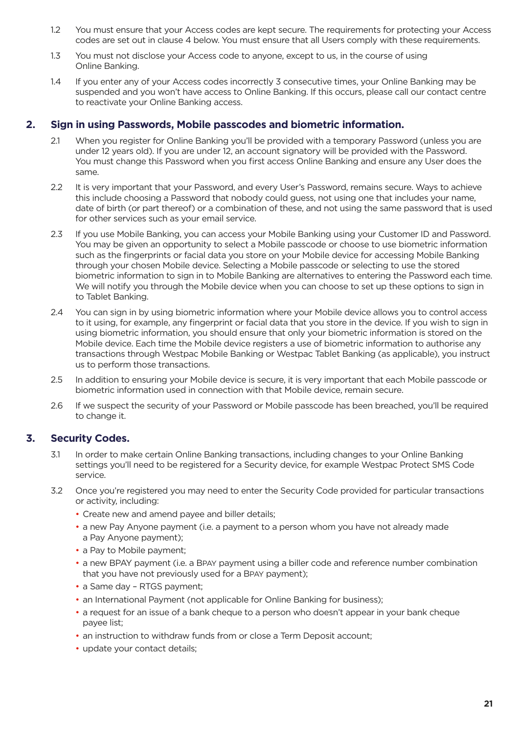1.2 You must ensure that your Access codes are kept secure. The requirements for protecting your Access codes are set out in clause 4 below. You must ensure that all Users comply with these requirements.

1.3 You must not disclose your Access code to anyone, except to us, in the course of using Online Banking.

1.4 If you enter any of your Access codes incorrectly 3 consecutive times, your Online Banking may be suspended and you won't have access to Online Banking. If this occurs, please call our contact centre to reactivate your Online Banking access.

## 2. Sign in using Passwords, Mobile passcodes and biometric information.

2.1 When you register for Online Banking you'll be provided with a temporary Password (unless you are under 12 years old). If you are under 12, an account signatory will be provided with the Password. You must change this Password when you first access Online Banking and ensure any User does the same.

2.2 It is very important that your Password, and every User's Password, remains secure. Ways to achieve this include choosing a Password that nobody could guess, not using one that includes your name, date of birth (or part thereof) or a combination of these, and not using the same password that is used for other services such as your email service.

2.3 If you use Mobile Banking, you can access your Mobile Banking using your Customer ID and Password. You may be given an opportunity to select a Mobile passcode or choose to use biometric information such as the fingerprints or facial data you store on your Mobile device for accessing Mobile Banking through your chosen Mobile device. Selecting a Mobile passcode or selecting to use the stored biometric information to sign in to Mobile Banking are alternatives to entering the Password each time. We will notify you through the Mobile device when you can choose to set up these options to sign in to Tablet Banking.

2.4 You can sign in by using biometric information where your Mobile device allows you to control access to it using, for example, any fingerprint or facial data that you store in the device. If you wish to sign in using biometric information, you should ensure that only your biometric information is stored on the Mobile device. Each time the Mobile device registers a use of biometric information to authorise any transactions through Westpac Mobile Banking or Westpac Tablet Banking (as applicable), you instruct us to perform those transactions.

2.5 In addition to ensuring your Mobile device is secure, it is very important that each Mobile passcode or biometric information used in connection with that Mobile device, remain secure.

2.6 If we suspect the security of your Password or Mobile passcode has been breached, you'll be required to change it.

## 3. Security Codes.

3.1 In order to make certain Online Banking transactions, including changes to your Online Banking settings you'll need to be registered for a Security device, for example Westpac Protect SMS Code service.

3.2 Once you're registered you may need to enter the Security Code provided for particular transactions or activity, including:

- Create new and amend payee and biller details;
- a new Pay Anyone payment (i.e. a payment to a person whom you have not already made a Pay Anyone payment);
- a Pay to Mobile payment;
- a new BPAY payment (i.e. a BPAY payment using a biller code and reference number combination that you have not previously used for a BPAY payment);
- a Same day – RTGS payment;
- an International Payment (not applicable for Online Banking for business);
- a request for an issue of a bank cheque to a person who doesn't appear in your bank cheque payee list;
- an instruction to withdraw funds from or close a Term Deposit account;
- update your contact details;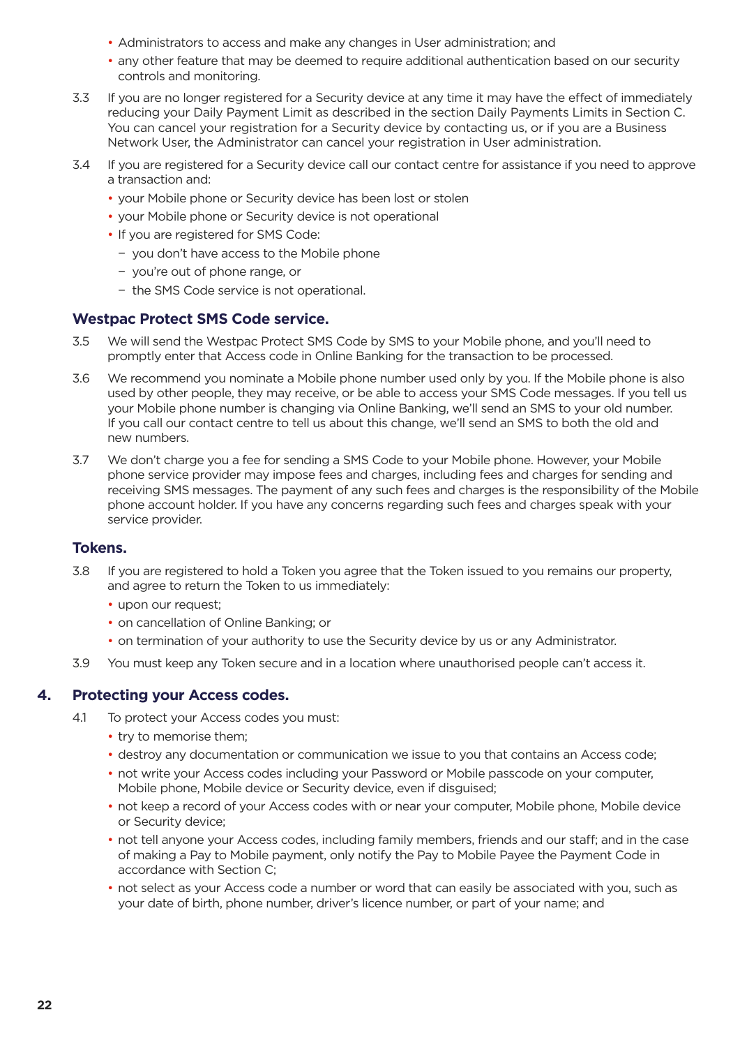- Administrators to access and make any changes in User administration; and
- any other feature that may be deemed to require additional authentication based on our security controls and monitoring.

3.3 If you are no longer registered for a Security device at any time it may have the effect of immediately reducing your Daily Payment Limit as described in the section Daily Payments Limits in Section C. You can cancel your registration for a Security device by contacting us, or if you are a Business Network User, the Administrator can cancel your registration in User administration.

3.4 If you are registered for a Security device call our contact centre for assistance if you need to approve a transaction and:

- your Mobile phone or Security device has been lost or stolen
- your Mobile phone or Security device is not operational
- If you are registered for SMS Code:
  - you don't have access to the Mobile phone
  - you're out of phone range, or
  - the SMS Code service is not operational.

### Westpac Protect SMS Code service.

3.5 We will send the Westpac Protect SMS Code by SMS to your Mobile phone, and you'll need to promptly enter that Access code in Online Banking for the transaction to be processed.

3.6 We recommend you nominate a Mobile phone number used only by you. If the Mobile phone is also used by other people, they may receive, or be able to access your SMS Code messages. If you tell us your Mobile phone number is changing via Online Banking, we'll send an SMS to your old number. If you call our contact centre to tell us about this change, we'll send an SMS to both the old and new numbers.

3.7 We don't charge you a fee for sending a SMS Code to your Mobile phone. However, your Mobile phone service provider may impose fees and charges, including fees and charges for sending and receiving SMS messages. The payment of any such fees and charges is the responsibility of the Mobile phone account holder. If you have any concerns regarding such fees and charges speak with your service provider.

### Tokens.

3.8 If you are registered to hold a Token you agree that the Token issued to you remains our property, and agree to return the Token to us immediately:

- upon our request;
- on cancellation of Online Banking; or
- on termination of your authority to use the Security device by us or any Administrator.

3.9 You must keep any Token secure and in a location where unauthorised people can't access it.

## 4. Protecting your Access codes.

4.1 To protect your Access codes you must:

- try to memorise them;
- destroy any documentation or communication we issue to you that contains an Access code;
- not write your Access codes including your Password or Mobile passcode on your computer, Mobile phone, Mobile device or Security device, even if disguised;
- not keep a record of your Access codes with or near your computer, Mobile phone, Mobile device or Security device;
- not tell anyone your Access codes, including family members, friends and our staff; and in the case of making a Pay to Mobile payment, only notify the Pay to Mobile Payee the Payment Code in accordance with Section C;
- not select as your Access code a number or word that can easily be associated with you, such as your date of birth, phone number, driver's licence number, or part of your name; and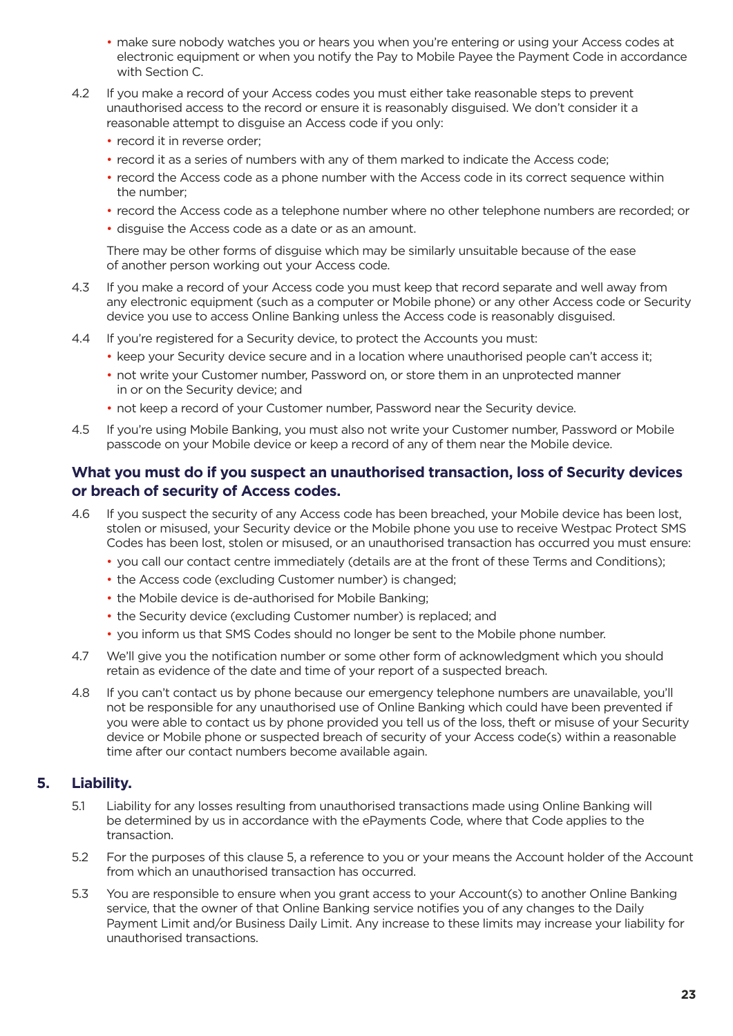- make sure nobody watches you or hears you when you're entering or using your Access codes at electronic equipment or when you notify the Pay to Mobile Payee the Payment Code in accordance with Section C.

4.2 If you make a record of your Access codes you must either take reasonable steps to prevent unauthorised access to the record or ensure it is reasonably disguised. We don't consider it a reasonable attempt to disguise an Access code if you only:

- record it in reverse order;
- record it as a series of numbers with any of them marked to indicate the Access code;
- record the Access code as a phone number with the Access code in its correct sequence within the number;
- record the Access code as a telephone number where no other telephone numbers are recorded; or
- disguise the Access code as a date or as an amount.

There may be other forms of disguise which may be similarly unsuitable because of the ease of another person working out your Access code.

4.3 If you make a record of your Access code you must keep that record separate and well away from any electronic equipment (such as a computer or Mobile phone) or any other Access code or Security device you use to access Online Banking unless the Access code is reasonably disguised.

4.4 If you're registered for a Security device, to protect the Accounts you must:

- keep your Security device secure and in a location where unauthorised people can't access it;
- not write your Customer number, Password on, or store them in an unprotected manner in or on the Security device; and
- not keep a record of your Customer number, Password near the Security device.

4.5 If you're using Mobile Banking, you must also not write your Customer number, Password or Mobile passcode on your Mobile device or keep a record of any of them near the Mobile device.

### What you must do if you suspect an unauthorised transaction, loss of Security devices or breach of security of Access codes.

4.6 If you suspect the security of any Access code has been breached, your Mobile device has been lost, stolen or misused, your Security device or the Mobile phone you use to receive Westpac Protect SMS Codes has been lost, stolen or misused, or an unauthorised transaction has occurred you must ensure:

- you call our contact centre immediately (details are at the front of these Terms and Conditions);
- the Access code (excluding Customer number) is changed;
- the Mobile device is de-authorised for Mobile Banking;
- the Security device (excluding Customer number) is replaced; and
- you inform us that SMS Codes should no longer be sent to the Mobile phone number.

4.7 We'll give you the notification number or some other form of acknowledgment which you should retain as evidence of the date and time of your report of a suspected breach.

4.8 If you can't contact us by phone because our emergency telephone numbers are unavailable, you'll not be responsible for any unauthorised use of Online Banking which could have been prevented if you were able to contact us by phone provided you tell us of the loss, theft or misuse of your Security device or Mobile phone or suspected breach of security of your Access code(s) within a reasonable time after our contact numbers become available again.

## 5. Liability.

5.1 Liability for any losses resulting from unauthorised transactions made using Online Banking will be determined by us in accordance with the ePayments Code, where that Code applies to the transaction.

5.2 For the purposes of this clause 5, a reference to you or your means the Account holder of the Account from which an unauthorised transaction has occurred.

5.3 You are responsible to ensure when you grant access to your Account(s) to another Online Banking service, that the owner of that Online Banking service notifies you of any changes to the Daily Payment Limit and/or Business Daily Limit. Any increase to these limits may increase your liability for unauthorised transactions.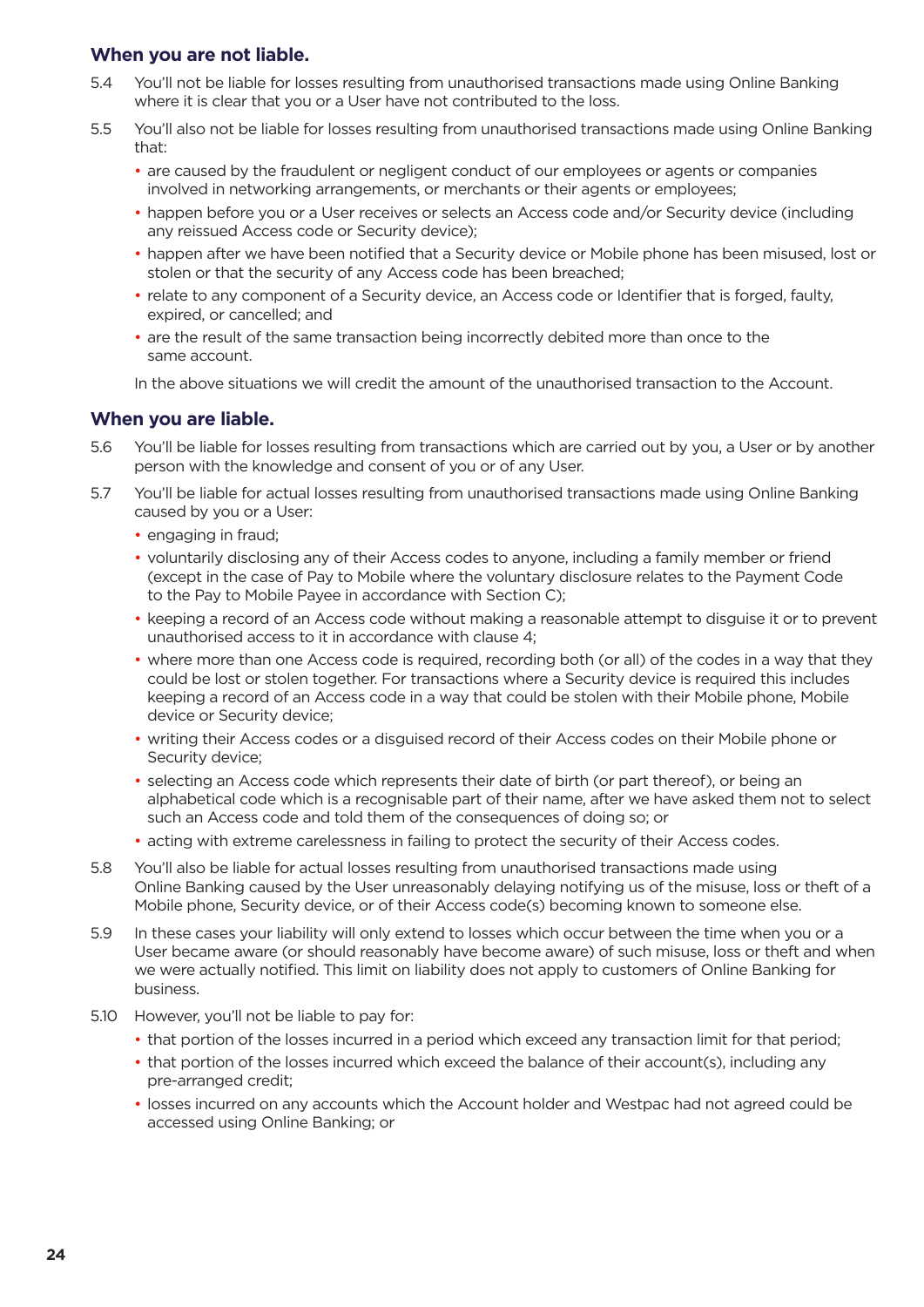## When you are not liable.

5.4 You'll not be liable for losses resulting from unauthorised transactions made using Online Banking where it is clear that you or a User have not contributed to the loss.

5.5 You'll also not be liable for losses resulting from unauthorised transactions made using Online Banking that:

- are caused by the fraudulent or negligent conduct of our employees or agents or companies involved in networking arrangements, or merchants or their agents or employees;
- happen before you or a User receives or selects an Access code and/or Security device (including any reissued Access code or Security device);
- happen after we have been notified that a Security device or Mobile phone has been misused, lost or stolen or that the security of any Access code has been breached;
- relate to any component of a Security device, an Access code or Identifier that is forged, faulty, expired, or cancelled; and
- are the result of the same transaction being incorrectly debited more than once to the same account.

In the above situations we will credit the amount of the unauthorised transaction to the Account.

## When you are liable.

5.6 You'll be liable for losses resulting from transactions which are carried out by you, a User or by another person with the knowledge and consent of you or of any User.

5.7 You'll be liable for actual losses resulting from unauthorised transactions made using Online Banking caused by you or a User:

- engaging in fraud;
- voluntarily disclosing any of their Access codes to anyone, including a family member or friend (except in the case of Pay to Mobile where the voluntary disclosure relates to the Payment Code to the Pay to Mobile Payee in accordance with Section C);
- keeping a record of an Access code without making a reasonable attempt to disguise it or to prevent unauthorised access to it in accordance with clause 4;
- where more than one Access code is required, recording both (or all) of the codes in a way that they could be lost or stolen together. For transactions where a Security device is required this includes keeping a record of an Access code in a way that could be stolen with their Mobile phone, Mobile device or Security device;
- writing their Access codes or a disguised record of their Access codes on their Mobile phone or Security device;
- selecting an Access code which represents their date of birth (or part thereof), or being an alphabetical code which is a recognisable part of their name, after we have asked them not to select such an Access code and told them of the consequences of doing so; or
- acting with extreme carelessness in failing to protect the security of their Access codes.

5.8 You'll also be liable for actual losses resulting from unauthorised transactions made using Online Banking caused by the User unreasonably delaying notifying us of the misuse, loss or theft of a Mobile phone, Security device, or of their Access code(s) becoming known to someone else.

5.9 In these cases your liability will only extend to losses which occur between the time when you or a User became aware (or should reasonably have become aware) of such misuse, loss or theft and when we were actually notified. This limit on liability does not apply to customers of Online Banking for business.

5.10 However, you'll not be liable to pay for:

- that portion of the losses incurred in a period which exceed any transaction limit for that period;
- that portion of the losses incurred which exceed the balance of their account(s), including any pre-arranged credit;
- losses incurred on any accounts which the Account holder and Westpac had not agreed could be accessed using Online Banking; or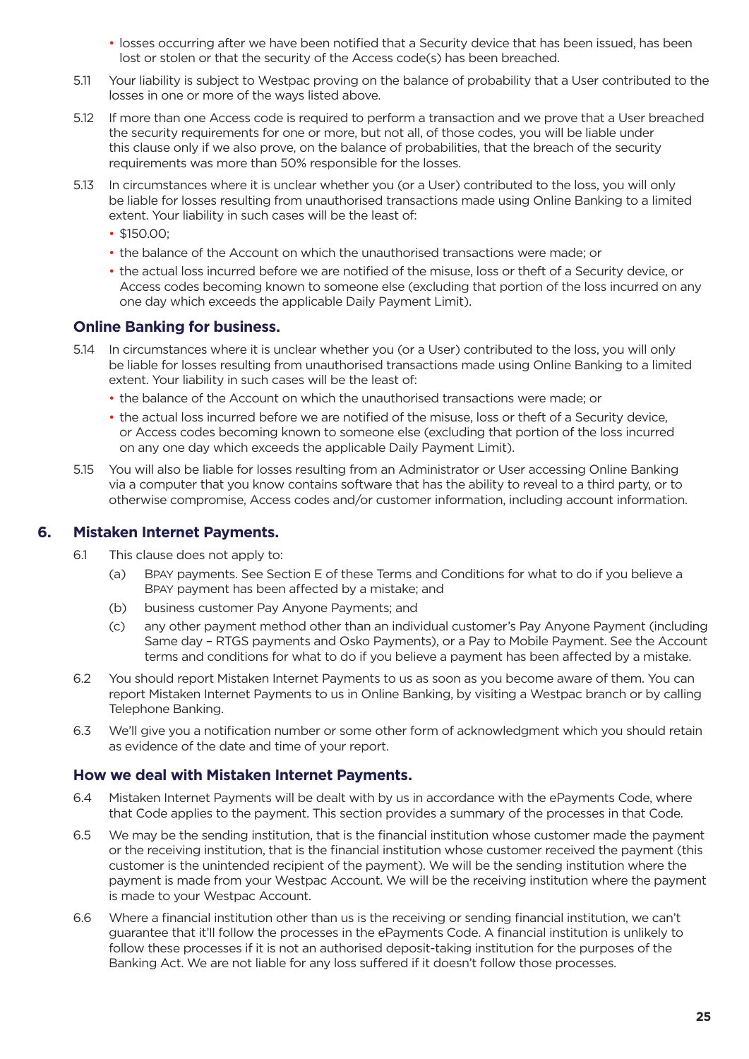- losses occurring after we have been notified that a Security device that has been issued, has been lost or stolen or that the security of the Access code(s) has been breached.

5.11 Your liability is subject to Westpac proving on the balance of probability that a User contributed to the losses in one or more of the ways listed above.

5.12 If more than one Access code is required to perform a transaction and we prove that a User breached the security requirements for one or more, but not all, of those codes, you will be liable under this clause only if we also prove, on the balance of probabilities, that the breach of the security requirements was more than 50% responsible for the losses.

5.13 In circumstances where it is unclear whether you (or a User) contributed to the loss, you will only be liable for losses resulting from unauthorised transactions made using Online Banking to a limited extent. Your liability in such cases will be the least of:

- $150.00;
- the balance of the Account on which the unauthorised transactions were made; or
- the actual loss incurred before we are notified of the misuse, loss or theft of a Security device, or Access codes becoming known to someone else (excluding that portion of the loss incurred on any one day which exceeds the applicable Daily Payment Limit).

### Online Banking for business.

5.14 In circumstances where it is unclear whether you (or a User) contributed to the loss, you will only be liable for losses resulting from unauthorised transactions made using Online Banking to a limited extent. Your liability in such cases will be the least of:

- the balance of the Account on which the unauthorised transactions were made; or
- the actual loss incurred before we are notified of the misuse, loss or theft of a Security device, or Access codes becoming known to someone else (excluding that portion of the loss incurred on any one day which exceeds the applicable Daily Payment Limit).

5.15 You will also be liable for losses resulting from an Administrator or User accessing Online Banking via a computer that you know contains software that has the ability to reveal to a third party, or to otherwise compromise, Access codes and/or customer information, including account information.

## 6. Mistaken Internet Payments.

6.1 This clause does not apply to:

(a) BPAY payments. See Section E of these Terms and Conditions for what to do if you believe a BPAY payment has been affected by a mistake; and

(b) business customer Pay Anyone Payments; and

(c) any other payment method other than an individual customer's Pay Anyone Payment (including Same day – RTGS payments and Osko Payments), or a Pay to Mobile Payment. See the Account terms and conditions for what to do if you believe a payment has been affected by a mistake.

6.2 You should report Mistaken Internet Payments to us as soon as you become aware of them. You can report Mistaken Internet Payments to us in Online Banking, by visiting a Westpac branch or by calling Telephone Banking.

6.3 We'll give you a notification number or some other form of acknowledgment which you should retain as evidence of the date and time of your report.

### How we deal with Mistaken Internet Payments.

6.4 Mistaken Internet Payments will be dealt with by us in accordance with the ePayments Code, where that Code applies to the payment. This section provides a summary of the processes in that Code.

6.5 We may be the sending institution, that is the financial institution whose customer made the payment or the receiving institution, that is the financial institution whose customer received the payment (this customer is the unintended recipient of the payment). We will be the sending institution where the payment is made from your Westpac Account. We will be the receiving institution where the payment is made to your Westpac Account.

6.6 Where a financial institution other than us is the receiving or sending financial institution, we can't guarantee that it'll follow the processes in the ePayments Code. A financial institution is unlikely to follow these processes if it is not an authorised deposit-taking institution for the purposes of the Banking Act. We are not liable for any loss suffered if it doesn't follow those processes.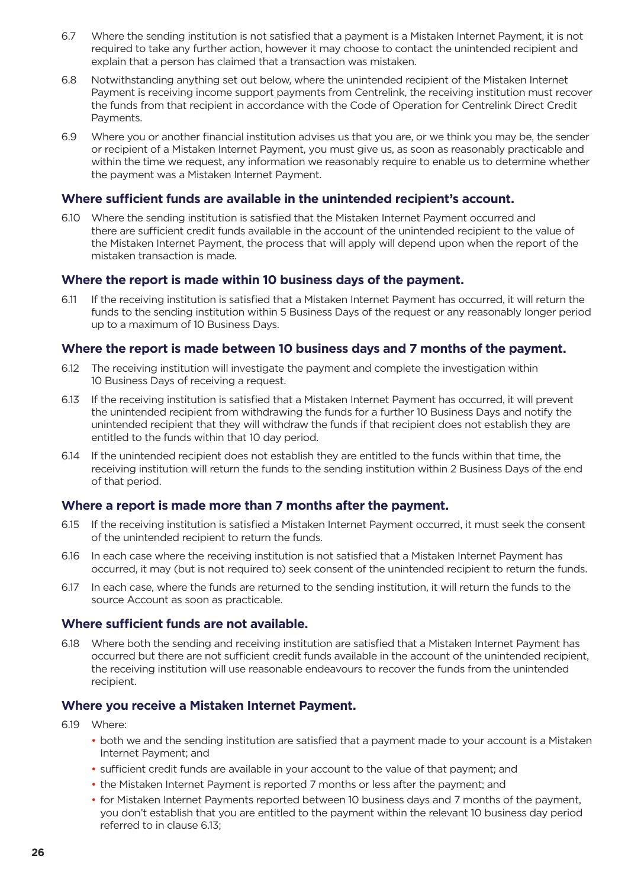6.7 Where the sending institution is not satisfied that a payment is a Mistaken Internet Payment, it is not required to take any further action, however it may choose to contact the unintended recipient and explain that a person has claimed that a transaction was mistaken.

6.8 Notwithstanding anything set out below, where the unintended recipient of the Mistaken Internet Payment is receiving income support payments from Centrelink, the receiving institution must recover the funds from that recipient in accordance with the Code of Operation for Centrelink Direct Credit Payments.

6.9 Where you or another financial institution advises us that you are, or we think you may be, the sender or recipient of a Mistaken Internet Payment, you must give us, as soon as reasonably practicable and within the time we request, any information we reasonably require to enable us to determine whether the payment was a Mistaken Internet Payment.

### Where sufficient funds are available in the unintended recipient's account.

6.10 Where the sending institution is satisfied that the Mistaken Internet Payment occurred and there are sufficient credit funds available in the account of the unintended recipient to the value of the Mistaken Internet Payment, the process that will apply will depend upon when the report of the mistaken transaction is made.

### Where the report is made within 10 business days of the payment.

6.11 If the receiving institution is satisfied that a Mistaken Internet Payment has occurred, it will return the funds to the sending institution within 5 Business Days of the request or any reasonably longer period up to a maximum of 10 Business Days.

### Where the report is made between 10 business days and 7 months of the payment.

6.12 The receiving institution will investigate the payment and complete the investigation within 10 Business Days of receiving a request.

6.13 If the receiving institution is satisfied that a Mistaken Internet Payment has occurred, it will prevent the unintended recipient from withdrawing the funds for a further 10 Business Days and notify the unintended recipient that they will withdraw the funds if that recipient does not establish they are entitled to the funds within that 10 day period.

6.14 If the unintended recipient does not establish they are entitled to the funds within that time, the receiving institution will return the funds to the sending institution within 2 Business Days of the end of that period.

### Where a report is made more than 7 months after the payment.

6.15 If the receiving institution is satisfied a Mistaken Internet Payment occurred, it must seek the consent of the unintended recipient to return the funds.

6.16 In each case where the receiving institution is not satisfied that a Mistaken Internet Payment has occurred, it may (but is not required to) seek consent of the unintended recipient to return the funds.

6.17 In each case, where the funds are returned to the sending institution, it will return the funds to the source Account as soon as practicable.

### Where sufficient funds are not available.

6.18 Where both the sending and receiving institution are satisfied that a Mistaken Internet Payment has occurred but there are not sufficient credit funds available in the account of the unintended recipient, the receiving institution will use reasonable endeavours to recover the funds from the unintended recipient.

### Where you receive a Mistaken Internet Payment.

6.19 Where:

- both we and the sending institution are satisfied that a payment made to your account is a Mistaken Internet Payment; and
- sufficient credit funds are available in your account to the value of that payment; and
- the Mistaken Internet Payment is reported 7 months or less after the payment; and
- for Mistaken Internet Payments reported between 10 business days and 7 months of the payment, you don't establish that you are entitled to the payment within the relevant 10 business day period referred to in clause 6.13;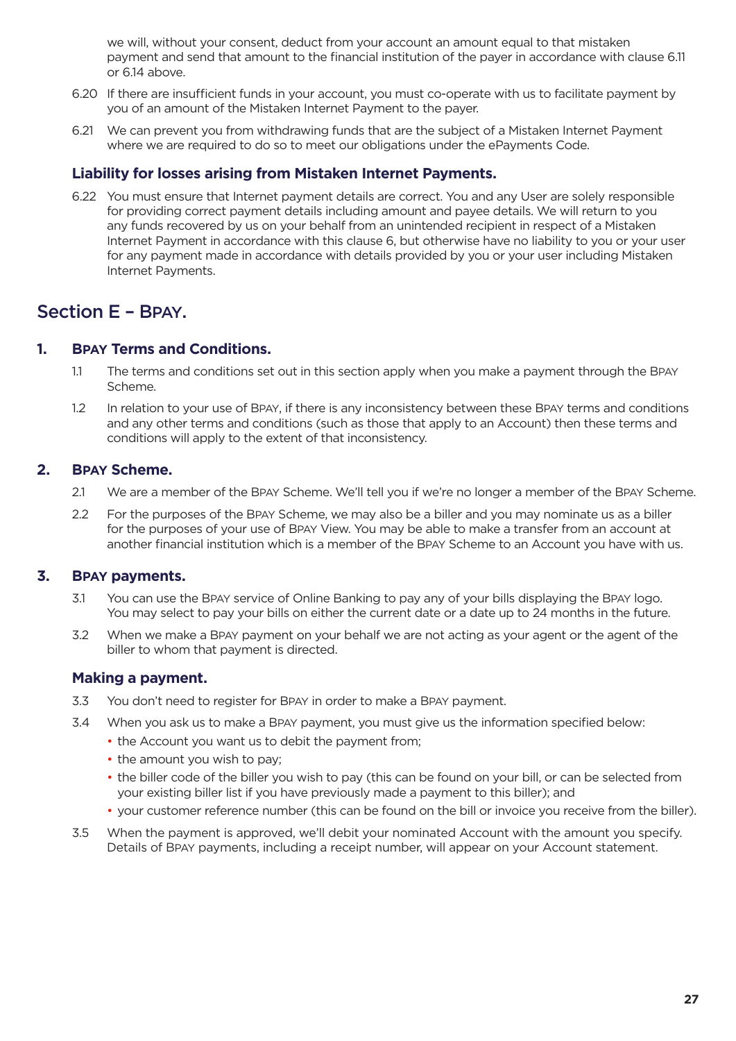we will, without your consent, deduct from your account an amount equal to that mistaken payment and send that amount to the financial institution of the payer in accordance with clause 6.11 or 6.14 above.

6.20 If there are insufficient funds in your account, you must co-operate with us to facilitate payment by you of an amount of the Mistaken Internet Payment to the payer.

6.21 We can prevent you from withdrawing funds that are the subject of a Mistaken Internet Payment where we are required to do so to meet our obligations under the ePayments Code.

### Liability for losses arising from Mistaken Internet Payments.

6.22 You must ensure that Internet payment details are correct. You and any User are solely responsible for providing correct payment details including amount and payee details. We will return to you any funds recovered by us on your behalf from an unintended recipient in respect of a Mistaken Internet Payment in accordance with this clause 6, but otherwise have no liability to you or your user for any payment made in accordance with details provided by you or your user including Mistaken Internet Payments.

# Section E – BPAY.

## 1. BPAY Terms and Conditions.

1.1 The terms and conditions set out in this section apply when you make a payment through the BPAY Scheme.

1.2 In relation to your use of BPAY, if there is any inconsistency between these BPAY terms and conditions and any other terms and conditions (such as those that apply to an Account) then these terms and conditions will apply to the extent of that inconsistency.

## 2. BPAY Scheme.

2.1 We are a member of the BPAY Scheme. We'll tell you if we're no longer a member of the BPAY Scheme.

2.2 For the purposes of the BPAY Scheme, we may also be a biller and you may nominate us as a biller for the purposes of your use of BPAY View. You may be able to make a transfer from an account at another financial institution which is a member of the BPAY Scheme to an Account you have with us.

## 3. BPAY payments.

3.1 You can use the BPAY service of Online Banking to pay any of your bills displaying the BPAY logo. You may select to pay your bills on either the current date or a date up to 24 months in the future.

3.2 When we make a BPAY payment on your behalf we are not acting as your agent or the agent of the biller to whom that payment is directed.

### Making a payment.

3.3 You don't need to register for BPAY in order to make a BPAY payment.

3.4 When you ask us to make a BPAY payment, you must give us the information specified below:

- the Account you want us to debit the payment from;
- the amount you wish to pay;
- the biller code of the biller you wish to pay (this can be found on your bill, or can be selected from your existing biller list if you have previously made a payment to this biller); and
- your customer reference number (this can be found on the bill or invoice you receive from the biller).

3.5 When the payment is approved, we'll debit your nominated Account with the amount you specify. Details of BPAY payments, including a receipt number, will appear on your Account statement.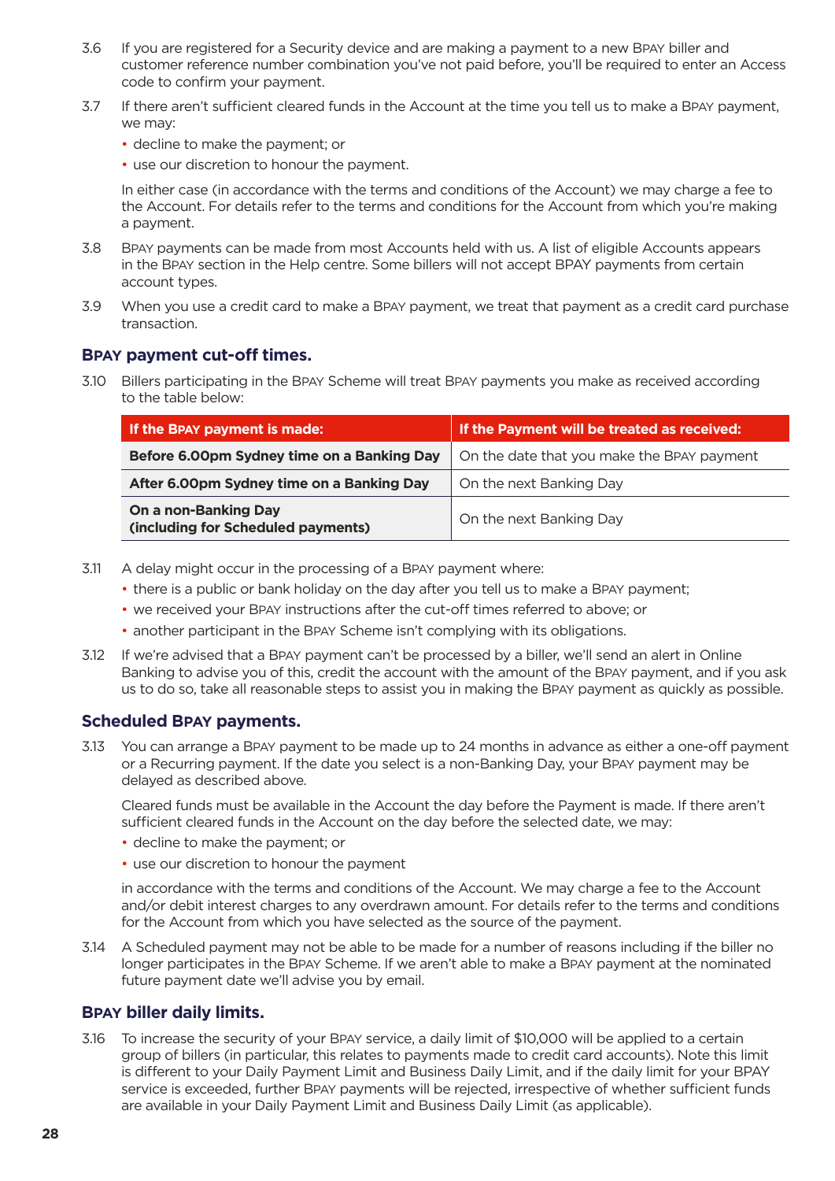3.6 If you are registered for a Security device and are making a payment to a new BPAY biller and customer reference number combination you've not paid before, you'll be required to enter an Access code to confirm your payment.

3.7 If there aren't sufficient cleared funds in the Account at the time you tell us to make a BPAY payment, we may:

- decline to make the payment; or
- use our discretion to honour the payment.

In either case (in accordance with the terms and conditions of the Account) we may charge a fee to the Account. For details refer to the terms and conditions for the Account from which you're making a payment.

3.8 BPAY payments can be made from most Accounts held with us. A list of eligible Accounts appears in the BPAY section in the Help centre. Some billers will not accept BPAY payments from certain account types.

3.9 When you use a credit card to make a BPAY payment, we treat that payment as a credit card purchase transaction.

### BPAY payment cut-off times.

3.10 Billers participating in the BPAY Scheme will treat BPAY payments you make as received according to the table below:

| If the BPAY payment is made: | If the Payment will be treated as received: |
|---|---|
| **Before 6.00pm Sydney time on a Banking Day** | On the date that you make the BPAY payment |
| **After 6.00pm Sydney time on a Banking Day** | On the next Banking Day |
| **On a non-Banking Day (including for Scheduled payments)** | On the next Banking Day |

3.11 A delay might occur in the processing of a BPAY payment where:

- there is a public or bank holiday on the day after you tell us to make a BPAY payment;
- we received your BPAY instructions after the cut-off times referred to above; or
- another participant in the BPAY Scheme isn't complying with its obligations.

3.12 If we're advised that a BPAY payment can't be processed by a biller, we'll send an alert in Online Banking to advise you of this, credit the account with the amount of the BPAY payment, and if you ask us to do so, take all reasonable steps to assist you in making the BPAY payment as quickly as possible.

### Scheduled BPAY payments.

3.13 You can arrange a BPAY payment to be made up to 24 months in advance as either a one-off payment or a Recurring payment. If the date you select is a non-Banking Day, your BPAY payment may be delayed as described above.

Cleared funds must be available in the Account the day before the Payment is made. If there aren't sufficient cleared funds in the Account on the day before the selected date, we may:

- decline to make the payment; or
- use our discretion to honour the payment

in accordance with the terms and conditions of the Account. We may charge a fee to the Account and/or debit interest charges to any overdrawn amount. For details refer to the terms and conditions for the Account from which you have selected as the source of the payment.

3.14 A Scheduled payment may not be able to be made for a number of reasons including if the biller no longer participates in the BPAY Scheme. If we aren't able to make a BPAY payment at the nominated future payment date we'll advise you by email.

### BPAY biller daily limits.

3.16 To increase the security of your BPAY service, a daily limit of $10,000 will be applied to a certain group of billers (in particular, this relates to payments made to credit card accounts). Note this limit is different to your Daily Payment Limit and Business Daily Limit, and if the daily limit for your BPAY service is exceeded, further BPAY payments will be rejected, irrespective of whether sufficient funds are available in your Daily Payment Limit and Business Daily Limit (as applicable).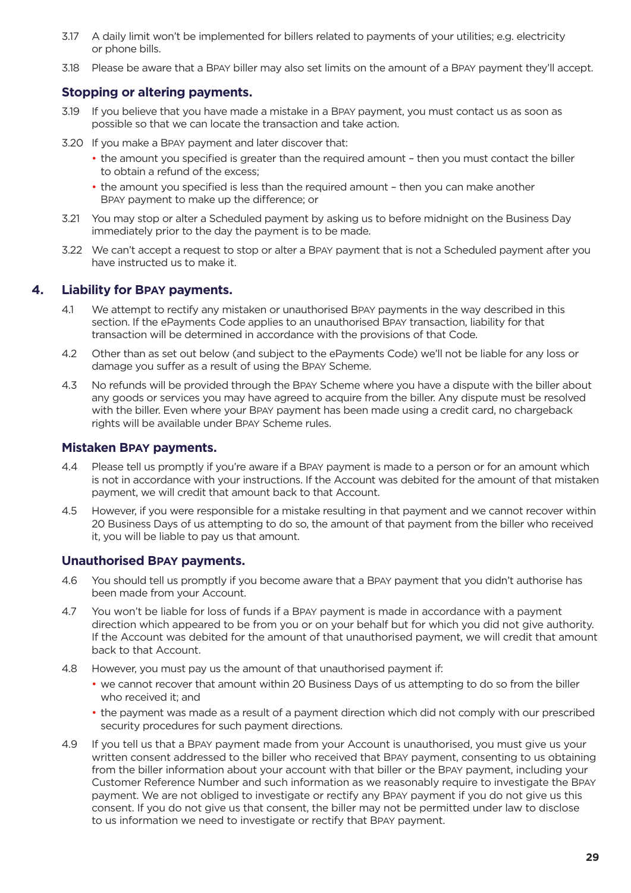3.17 A daily limit won't be implemented for billers related to payments of your utilities; e.g. electricity or phone bills.

3.18 Please be aware that a BPAY biller may also set limits on the amount of a BPAY payment they'll accept.

### Stopping or altering payments.

3.19 If you believe that you have made a mistake in a BPAY payment, you must contact us as soon as possible so that we can locate the transaction and take action.

3.20 If you make a BPAY payment and later discover that:

- the amount you specified is greater than the required amount – then you must contact the biller to obtain a refund of the excess;
- the amount you specified is less than the required amount – then you can make another BPAY payment to make up the difference; or

3.21 You may stop or alter a Scheduled payment by asking us to before midnight on the Business Day immediately prior to the day the payment is to be made.

3.22 We can't accept a request to stop or alter a BPAY payment that is not a Scheduled payment after you have instructed us to make it.

## 4. Liability for BPAY payments.

4.1 We attempt to rectify any mistaken or unauthorised BPAY payments in the way described in this section. If the ePayments Code applies to an unauthorised BPAY transaction, liability for that transaction will be determined in accordance with the provisions of that Code.

4.2 Other than as set out below (and subject to the ePayments Code) we'll not be liable for any loss or damage you suffer as a result of using the BPAY Scheme.

4.3 No refunds will be provided through the BPAY Scheme where you have a dispute with the biller about any goods or services you may have agreed to acquire from the biller. Any dispute must be resolved with the biller. Even where your BPAY payment has been made using a credit card, no chargeback rights will be available under BPAY Scheme rules.

### Mistaken BPAY payments.

4.4 Please tell us promptly if you're aware if a BPAY payment is made to a person or for an amount which is not in accordance with your instructions. If the Account was debited for the amount of that mistaken payment, we will credit that amount back to that Account.

4.5 However, if you were responsible for a mistake resulting in that payment and we cannot recover within 20 Business Days of us attempting to do so, the amount of that payment from the biller who received it, you will be liable to pay us that amount.

### Unauthorised BPAY payments.

4.6 You should tell us promptly if you become aware that a BPAY payment that you didn't authorise has been made from your Account.

4.7 You won't be liable for loss of funds if a BPAY payment is made in accordance with a payment direction which appeared to be from you or on your behalf but for which you did not give authority. If the Account was debited for the amount of that unauthorised payment, we will credit that amount back to that Account.

4.8 However, you must pay us the amount of that unauthorised payment if:

- we cannot recover that amount within 20 Business Days of us attempting to do so from the biller who received it; and
- the payment was made as a result of a payment direction which did not comply with our prescribed security procedures for such payment directions.

4.9 If you tell us that a BPAY payment made from your Account is unauthorised, you must give us your written consent addressed to the biller who received that BPAY payment, consenting to us obtaining from the biller information about your account with that biller or the BPAY payment, including your Customer Reference Number and such information as we reasonably require to investigate the BPAY payment. We are not obliged to investigate or rectify any BPAY payment if you do not give us this consent. If you do not give us that consent, the biller may not be permitted under law to disclose to us information we need to investigate or rectify that BPAY payment.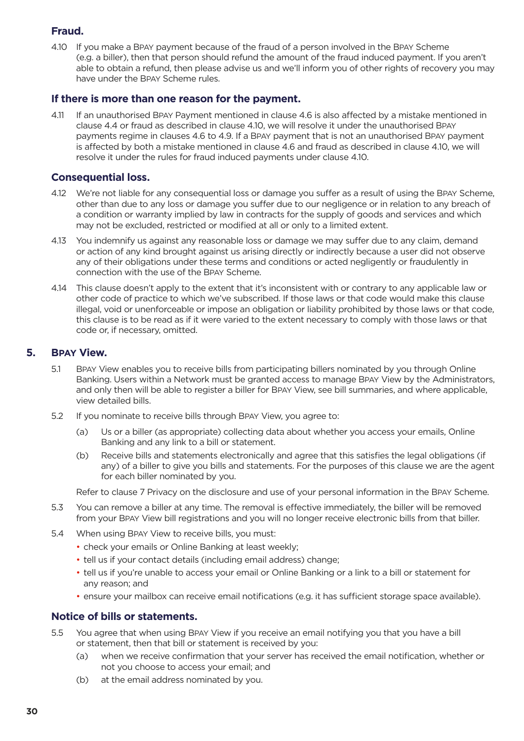### Fraud.

4.10 If you make a BPAY payment because of the fraud of a person involved in the BPAY Scheme (e.g. a biller), then that person should refund the amount of the fraud induced payment. If you aren't able to obtain a refund, then please advise us and we'll inform you of other rights of recovery you may have under the BPAY Scheme rules.

### If there is more than one reason for the payment.

4.11 If an unauthorised BPAY Payment mentioned in clause 4.6 is also affected by a mistake mentioned in clause 4.4 or fraud as described in clause 4.10, we will resolve it under the unauthorised BPAY payments regime in clauses 4.6 to 4.9. If a BPAY payment that is not an unauthorised BPAY payment is affected by both a mistake mentioned in clause 4.6 and fraud as described in clause 4.10, we will resolve it under the rules for fraud induced payments under clause 4.10.

### Consequential loss.

4.12 We're not liable for any consequential loss or damage you suffer as a result of using the BPAY Scheme, other than due to any loss or damage you suffer due to our negligence or in relation to any breach of a condition or warranty implied by law in contracts for the supply of goods and services and which may not be excluded, restricted or modified at all or only to a limited extent.

4.13 You indemnify us against any reasonable loss or damage we may suffer due to any claim, demand or action of any kind brought against us arising directly or indirectly because a user did not observe any of their obligations under these terms and conditions or acted negligently or fraudulently in connection with the use of the BPAY Scheme.

4.14 This clause doesn't apply to the extent that it's inconsistent with or contrary to any applicable law or other code of practice to which we've subscribed. If those laws or that code would make this clause illegal, void or unenforceable or impose an obligation or liability prohibited by those laws or that code, this clause is to be read as if it were varied to the extent necessary to comply with those laws or that code or, if necessary, omitted.

## 5. BPAY View.

5.1 BPAY View enables you to receive bills from participating billers nominated by you through Online Banking. Users within a Network must be granted access to manage BPAY View by the Administrators, and only then will be able to register a biller for BPAY View, see bill summaries, and where applicable, view detailed bills.

5.2 If you nominate to receive bills through BPAY View, you agree to:

(a) Us or a biller (as appropriate) collecting data about whether you access your emails, Online Banking and any link to a bill or statement.

(b) Receive bills and statements electronically and agree that this satisfies the legal obligations (if any) of a biller to give you bills and statements. For the purposes of this clause we are the agent for each biller nominated by you.

Refer to clause 7 Privacy on the disclosure and use of your personal information in the BPAY Scheme.

5.3 You can remove a biller at any time. The removal is effective immediately, the biller will be removed from your BPAY View bill registrations and you will no longer receive electronic bills from that biller.

5.4 When using BPAY View to receive bills, you must:

- check your emails or Online Banking at least weekly;
- tell us if your contact details (including email address) change;
- tell us if you're unable to access your email or Online Banking or a link to a bill or statement for any reason; and
- ensure your mailbox can receive email notifications (e.g. it has sufficient storage space available).

### Notice of bills or statements.

5.5 You agree that when using BPAY View if you receive an email notifying you that you have a bill or statement, then that bill or statement is received by you:

(a) when we receive confirmation that your server has received the email notification, whether or not you choose to access your email; and

(b) at the email address nominated by you.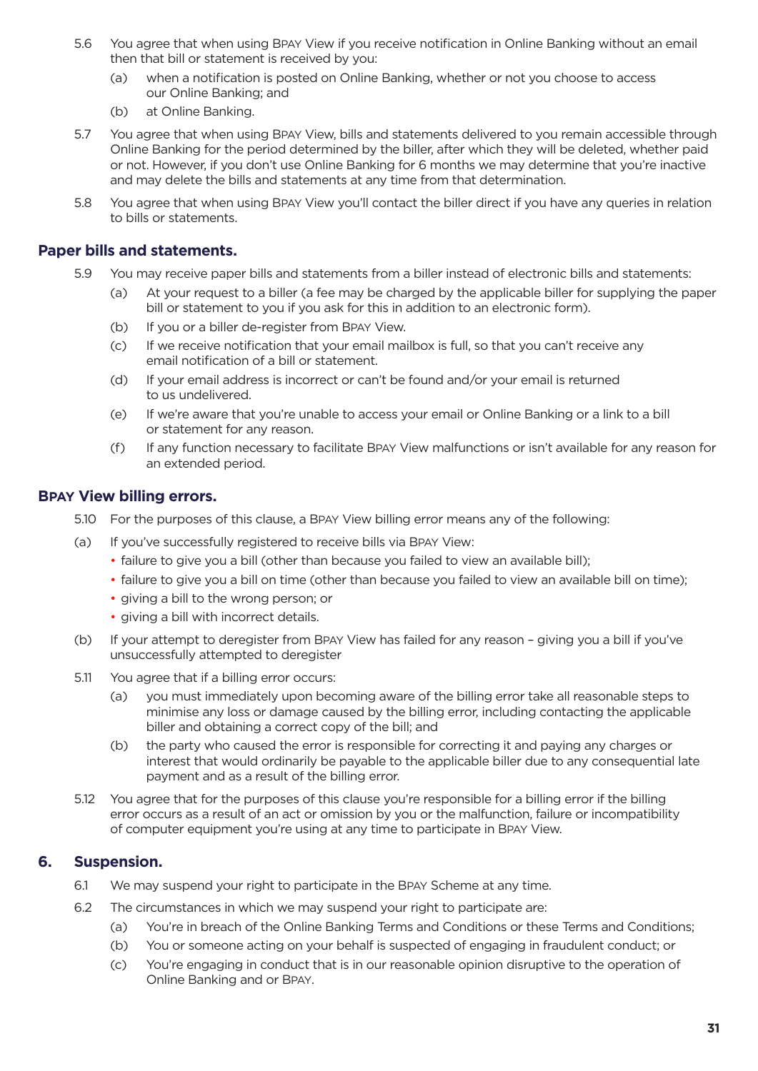5.6 You agree that when using BPAY View if you receive notification in Online Banking without an email then that bill or statement is received by you:

(a) when a notification is posted on Online Banking, whether or not you choose to access our Online Banking; and

(b) at Online Banking.

5.7 You agree that when using BPAY View, bills and statements delivered to you remain accessible through Online Banking for the period determined by the biller, after which they will be deleted, whether paid or not. However, if you don't use Online Banking for 6 months we may determine that you're inactive and may delete the bills and statements at any time from that determination.

5.8 You agree that when using BPAY View you'll contact the biller direct if you have any queries in relation to bills or statements.

### Paper bills and statements.

5.9 You may receive paper bills and statements from a biller instead of electronic bills and statements:

(a) At your request to a biller (a fee may be charged by the applicable biller for supplying the paper bill or statement to you if you ask for this in addition to an electronic form).

(b) If you or a biller de-register from BPAY View.

(c) If we receive notification that your email mailbox is full, so that you can't receive any email notification of a bill or statement.

(d) If your email address is incorrect or can't be found and/or your email is returned to us undelivered.

(e) If we're aware that you're unable to access your email or Online Banking or a link to a bill or statement for any reason.

(f) If any function necessary to facilitate BPAY View malfunctions or isn't available for any reason for an extended period.

### BPAY View billing errors.

5.10 For the purposes of this clause, a BPAY View billing error means any of the following:

(a) If you've successfully registered to receive bills via BPAY View:

- failure to give you a bill (other than because you failed to view an available bill);
- failure to give you a bill on time (other than because you failed to view an available bill on time);
- giving a bill to the wrong person; or
- giving a bill with incorrect details.

(b) If your attempt to deregister from BPAY View has failed for any reason – giving you a bill if you've unsuccessfully attempted to deregister

5.11 You agree that if a billing error occurs:

(a) you must immediately upon becoming aware of the billing error take all reasonable steps to minimise any loss or damage caused by the billing error, including contacting the applicable biller and obtaining a correct copy of the bill; and

(b) the party who caused the error is responsible for correcting it and paying any charges or interest that would ordinarily be payable to the applicable biller due to any consequential late payment and as a result of the billing error.

5.12 You agree that for the purposes of this clause you're responsible for a billing error if the billing error occurs as a result of an act or omission by you or the malfunction, failure or incompatibility of computer equipment you're using at any time to participate in BPAY View.

## 6. Suspension.

6.1 We may suspend your right to participate in the BPAY Scheme at any time.

6.2 The circumstances in which we may suspend your right to participate are:

(a) You're in breach of the Online Banking Terms and Conditions or these Terms and Conditions;

(b) You or someone acting on your behalf is suspected of engaging in fraudulent conduct; or

(c) You're engaging in conduct that is in our reasonable opinion disruptive to the operation of Online Banking and or BPAY.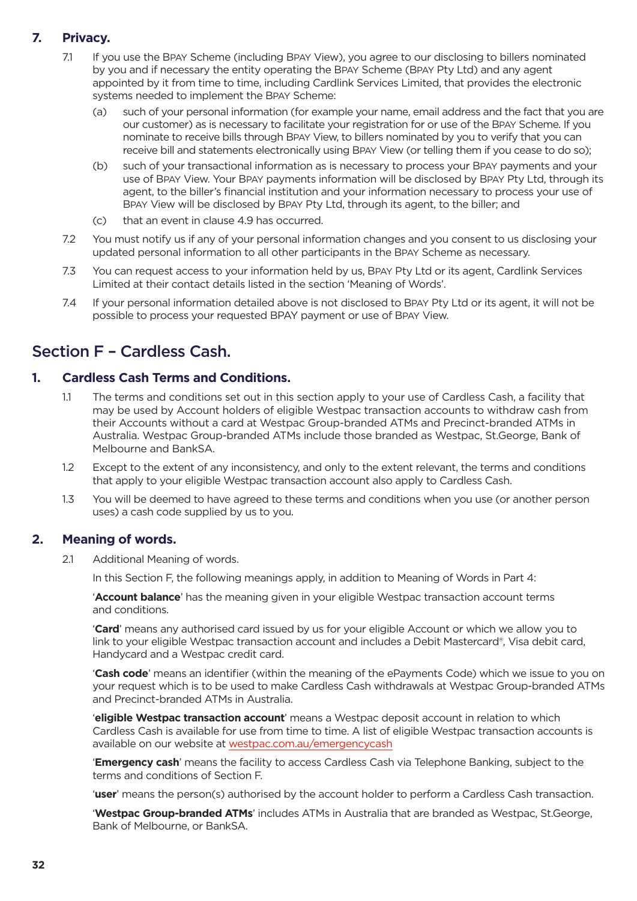## 7. Privacy.

7.1 If you use the BPAY Scheme (including BPAY View), you agree to our disclosing to billers nominated by you and if necessary the entity operating the BPAY Scheme (BPAY Pty Ltd) and any agent appointed by it from time to time, including Cardlink Services Limited, that provides the electronic systems needed to implement the BPAY Scheme:

(a) such of your personal information (for example your name, email address and the fact that you are our customer) as is necessary to facilitate your registration for or use of the BPAY Scheme. If you nominate to receive bills through BPAY View, to billers nominated by you to verify that you can receive bill and statements electronically using BPAY View (or telling them if you cease to do so);

(b) such of your transactional information as is necessary to process your BPAY payments and your use of BPAY View. Your BPAY payments information will be disclosed by BPAY Pty Ltd, through its agent, to the biller's financial institution and your information necessary to process your use of BPAY View will be disclosed by BPAY Pty Ltd, through its agent, to the biller; and

(c) that an event in clause 4.9 has occurred.

7.2 You must notify us if any of your personal information changes and you consent to us disclosing your updated personal information to all other participants in the BPAY Scheme as necessary.

7.3 You can request access to your information held by us, BPAY Pty Ltd or its agent, Cardlink Services Limited at their contact details listed in the section 'Meaning of Words'.

7.4 If your personal information detailed above is not disclosed to BPAY Pty Ltd or its agent, it will not be possible to process your requested BPAY payment or use of BPAY View.

# Section F – Cardless Cash.

## 1. Cardless Cash Terms and Conditions.

1.1 The terms and conditions set out in this section apply to your use of Cardless Cash, a facility that may be used by Account holders of eligible Westpac transaction accounts to withdraw cash from their Accounts without a card at Westpac Group-branded ATMs and Precinct-branded ATMs in Australia. Westpac Group-branded ATMs include those branded as Westpac, St.George, Bank of Melbourne and BankSA.

1.2 Except to the extent of any inconsistency, and only to the extent relevant, the terms and conditions that apply to your eligible Westpac transaction account also apply to Cardless Cash.

1.3 You will be deemed to have agreed to these terms and conditions when you use (or another person uses) a cash code supplied by us to you.

## 2. Meaning of words.

2.1 Additional Meaning of words.

In this Section F, the following meanings apply, in addition to Meaning of Words in Part 4:

'**Account balance**' has the meaning given in your eligible Westpac transaction account terms and conditions.

'**Card**' means any authorised card issued by us for your eligible Account or which we allow you to link to your eligible Westpac transaction account and includes a Debit Mastercard®, Visa debit card, Handycard and a Westpac credit card.

'**Cash code**' means an identifier (within the meaning of the ePayments Code) which we issue to you on your request which is to be used to make Cardless Cash withdrawals at Westpac Group-branded ATMs and Precinct-branded ATMs in Australia.

'**eligible Westpac transaction account**' means a Westpac deposit account in relation to which Cardless Cash is available for use from time to time. A list of eligible Westpac transaction accounts is available on our website at westpac.com.au/emergencycash

'**Emergency cash**' means the facility to access Cardless Cash via Telephone Banking, subject to the terms and conditions of Section F.

'**user**' means the person(s) authorised by the account holder to perform a Cardless Cash transaction.

'**Westpac Group-branded ATMs**' includes ATMs in Australia that are branded as Westpac, St.George, Bank of Melbourne, or BankSA.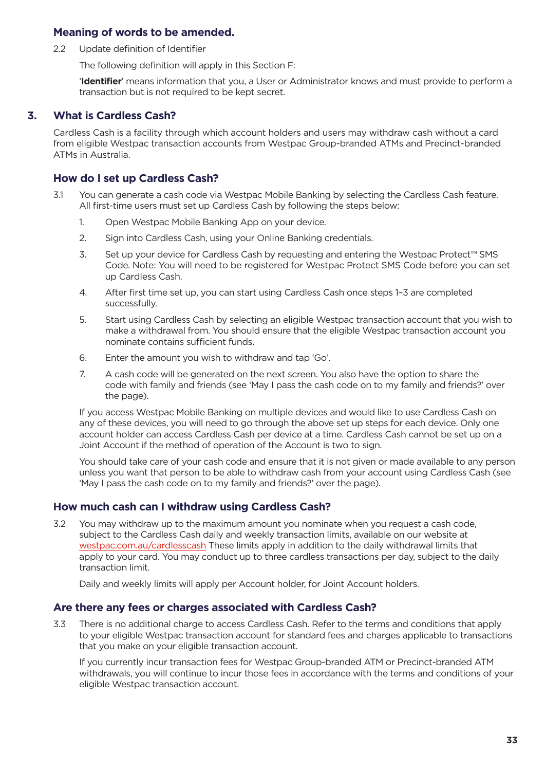### Meaning of words to be amended.

2.2 Update definition of Identifier

The following definition will apply in this Section F:

'**Identifier**' means information that you, a User or Administrator knows and must provide to perform a transaction but is not required to be kept secret.

## 3. What is Cardless Cash?

Cardless Cash is a facility through which account holders and users may withdraw cash without a card from eligible Westpac transaction accounts from Westpac Group-branded ATMs and Precinct-branded ATMs in Australia.

### How do I set up Cardless Cash?

3.1 You can generate a cash code via Westpac Mobile Banking by selecting the Cardless Cash feature. All first-time users must set up Cardless Cash by following the steps below:

1. Open Westpac Mobile Banking App on your device.
2. Sign into Cardless Cash, using your Online Banking credentials.
3. Set up your device for Cardless Cash by requesting and entering the Westpac Protect™ SMS Code. Note: You will need to be registered for Westpac Protect SMS Code before you can set up Cardless Cash.
4. After first time set up, you can start using Cardless Cash once steps 1–3 are completed successfully.
5. Start using Cardless Cash by selecting an eligible Westpac transaction account that you wish to make a withdrawal from. You should ensure that the eligible Westpac transaction account you nominate contains sufficient funds.
6. Enter the amount you wish to withdraw and tap 'Go'.
7. A cash code will be generated on the next screen. You also have the option to share the code with family and friends (see 'May I pass the cash code on to my family and friends?' over the page).

If you access Westpac Mobile Banking on multiple devices and would like to use Cardless Cash on any of these devices, you will need to go through the above set up steps for each device. Only one account holder can access Cardless Cash per device at a time. Cardless Cash cannot be set up on a Joint Account if the method of operation of the Account is two to sign.

You should take care of your cash code and ensure that it is not given or made available to any person unless you want that person to be able to withdraw cash from your account using Cardless Cash (see 'May I pass the cash code on to my family and friends?' over the page).

### How much cash can I withdraw using Cardless Cash?

3.2 You may withdraw up to the maximum amount you nominate when you request a cash code, subject to the Cardless Cash daily and weekly transaction limits, available on our website at westpac.com.au/cardlesscash These limits apply in addition to the daily withdrawal limits that apply to your card. You may conduct up to three cardless transactions per day, subject to the daily transaction limit.

Daily and weekly limits will apply per Account holder, for Joint Account holders.

### Are there any fees or charges associated with Cardless Cash?

3.3 There is no additional charge to access Cardless Cash. Refer to the terms and conditions that apply to your eligible Westpac transaction account for standard fees and charges applicable to transactions that you make on your eligible transaction account.

If you currently incur transaction fees for Westpac Group-branded ATM or Precinct-branded ATM withdrawals, you will continue to incur those fees in accordance with the terms and conditions of your eligible Westpac transaction account.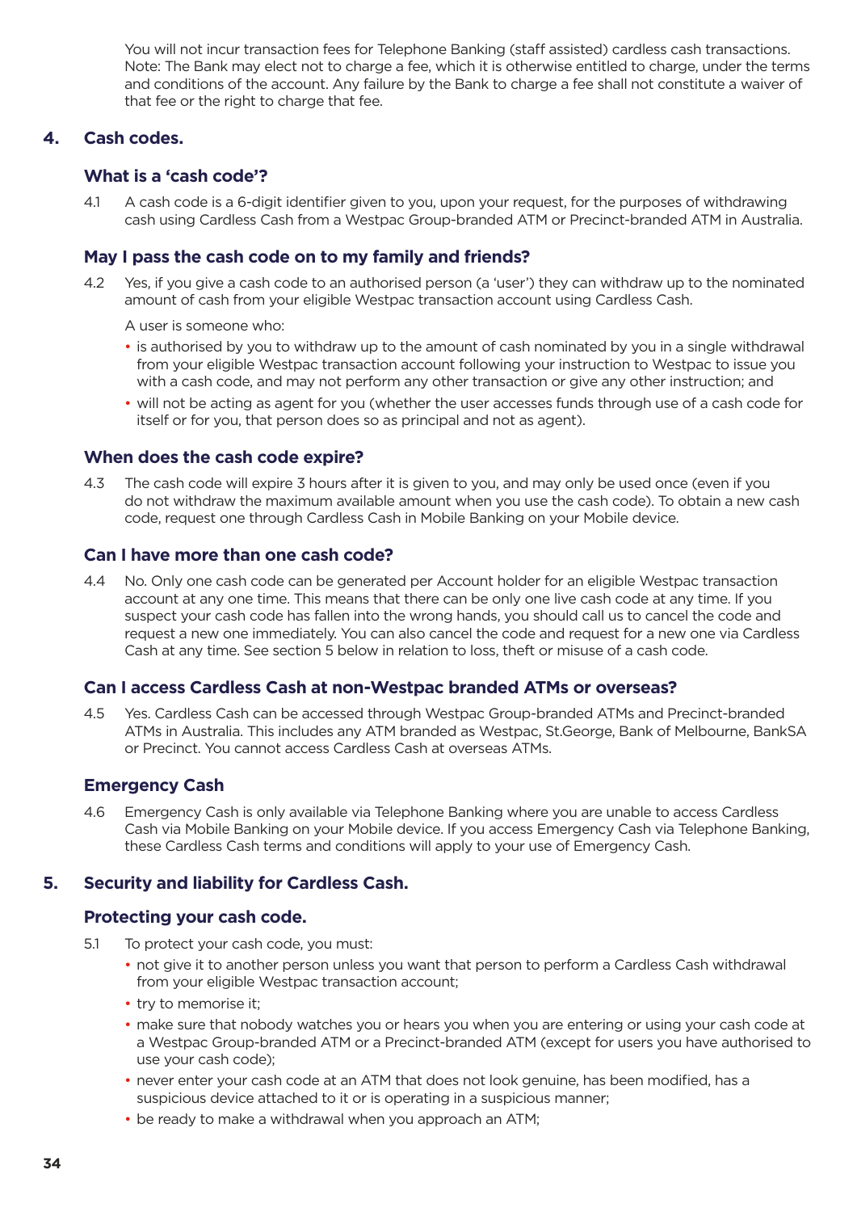You will not incur transaction fees for Telephone Banking (staff assisted) cardless cash transactions. Note: The Bank may elect not to charge a fee, which it is otherwise entitled to charge, under the terms and conditions of the account. Any failure by the Bank to charge a fee shall not constitute a waiver of that fee or the right to charge that fee.

## 4. Cash codes.

### What is a 'cash code'?

4.1 A cash code is a 6-digit identifier given to you, upon your request, for the purposes of withdrawing cash using Cardless Cash from a Westpac Group-branded ATM or Precinct-branded ATM in Australia.

### May I pass the cash code on to my family and friends?

4.2 Yes, if you give a cash code to an authorised person (a 'user') they can withdraw up to the nominated amount of cash from your eligible Westpac transaction account using Cardless Cash.

A user is someone who:

- is authorised by you to withdraw up to the amount of cash nominated by you in a single withdrawal from your eligible Westpac transaction account following your instruction to Westpac to issue you with a cash code, and may not perform any other transaction or give any other instruction; and
- will not be acting as agent for you (whether the user accesses funds through use of a cash code for itself or for you, that person does so as principal and not as agent).

### When does the cash code expire?

4.3 The cash code will expire 3 hours after it is given to you, and may only be used once (even if you do not withdraw the maximum available amount when you use the cash code). To obtain a new cash code, request one through Cardless Cash in Mobile Banking on your Mobile device.

### Can I have more than one cash code?

4.4 No. Only one cash code can be generated per Account holder for an eligible Westpac transaction account at any one time. This means that there can be only one live cash code at any time. If you suspect your cash code has fallen into the wrong hands, you should call us to cancel the code and request a new one immediately. You can also cancel the code and request for a new one via Cardless Cash at any time. See section 5 below in relation to loss, theft or misuse of a cash code.

### Can I access Cardless Cash at non-Westpac branded ATMs or overseas?

4.5 Yes. Cardless Cash can be accessed through Westpac Group-branded ATMs and Precinct-branded ATMs in Australia. This includes any ATM branded as Westpac, St.George, Bank of Melbourne, BankSA or Precinct. You cannot access Cardless Cash at overseas ATMs.

### Emergency Cash

4.6 Emergency Cash is only available via Telephone Banking where you are unable to access Cardless Cash via Mobile Banking on your Mobile device. If you access Emergency Cash via Telephone Banking, these Cardless Cash terms and conditions will apply to your use of Emergency Cash.

## 5. Security and liability for Cardless Cash.

### Protecting your cash code.

5.1 To protect your cash code, you must:

- not give it to another person unless you want that person to perform a Cardless Cash withdrawal from your eligible Westpac transaction account;
- try to memorise it;
- make sure that nobody watches you or hears you when you are entering or using your cash code at a Westpac Group-branded ATM or a Precinct-branded ATM (except for users you have authorised to use your cash code);
- never enter your cash code at an ATM that does not look genuine, has been modified, has a suspicious device attached to it or is operating in a suspicious manner;
- be ready to make a withdrawal when you approach an ATM;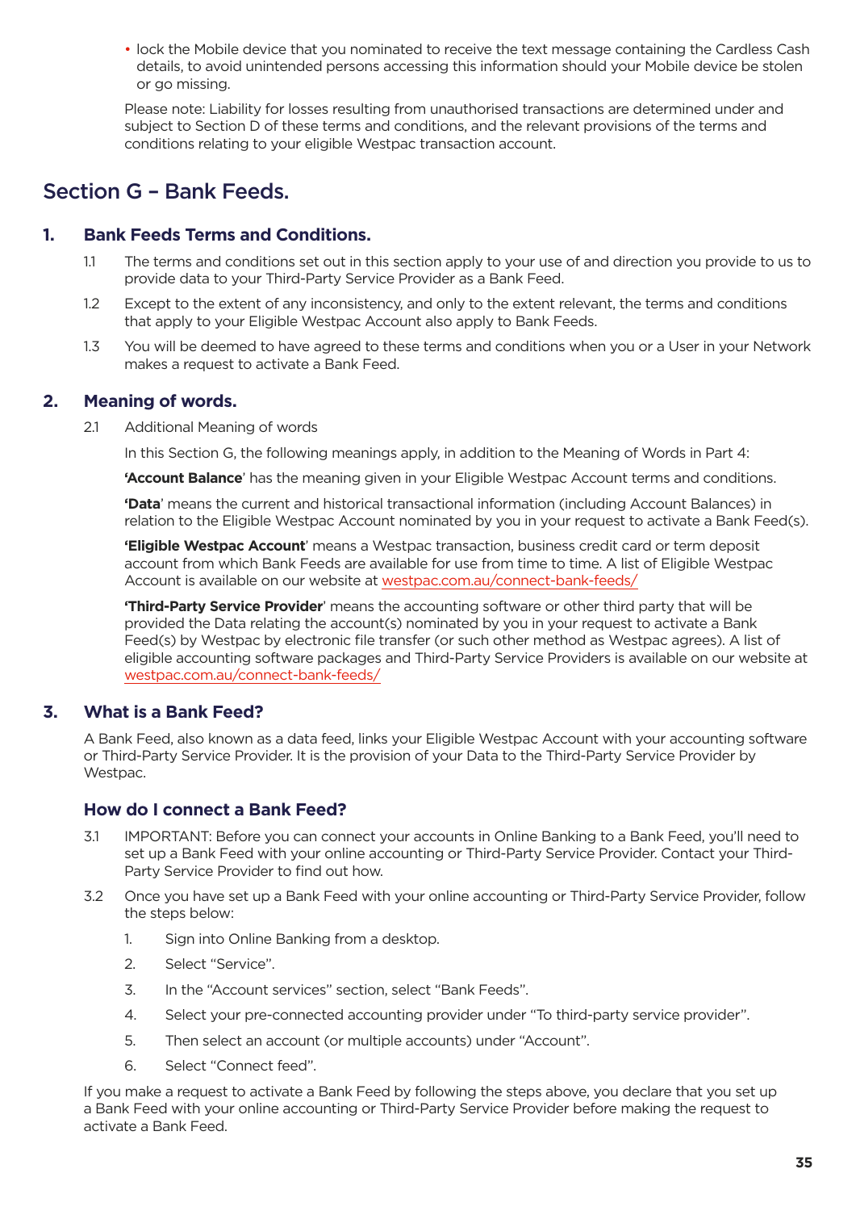- lock the Mobile device that you nominated to receive the text message containing the Cardless Cash details, to avoid unintended persons accessing this information should your Mobile device be stolen or go missing.

Please note: Liability for losses resulting from unauthorised transactions are determined under and subject to Section D of these terms and conditions, and the relevant provisions of the terms and conditions relating to your eligible Westpac transaction account.

## Section G – Bank Feeds.

### 1. Bank Feeds Terms and Conditions.

1.1 The terms and conditions set out in this section apply to your use of and direction you provide to us to provide data to your Third-Party Service Provider as a Bank Feed.

1.2 Except to the extent of any inconsistency, and only to the extent relevant, the terms and conditions that apply to your Eligible Westpac Account also apply to Bank Feeds.

1.3 You will be deemed to have agreed to these terms and conditions when you or a User in your Network makes a request to activate a Bank Feed.

### 2. Meaning of words.

2.1 Additional Meaning of words

In this Section G, the following meanings apply, in addition to the Meaning of Words in Part 4:

**'Account Balance'** has the meaning given in your Eligible Westpac Account terms and conditions.

**'Data'** means the current and historical transactional information (including Account Balances) in relation to the Eligible Westpac Account nominated by you in your request to activate a Bank Feed(s).

**'Eligible Westpac Account'** means a Westpac transaction, business credit card or term deposit account from which Bank Feeds are available for use from time to time. A list of Eligible Westpac Account is available on our website at westpac.com.au/connect-bank-feeds/

**'Third-Party Service Provider'** means the accounting software or other third party that will be provided the Data relating the account(s) nominated by you in your request to activate a Bank Feed(s) by Westpac by electronic file transfer (or such other method as Westpac agrees). A list of eligible accounting software packages and Third-Party Service Providers is available on our website at westpac.com.au/connect-bank-feeds/

### 3. What is a Bank Feed?

A Bank Feed, also known as a data feed, links your Eligible Westpac Account with your accounting software or Third-Party Service Provider. It is the provision of your Data to the Third-Party Service Provider by Westpac.

### How do I connect a Bank Feed?

3.1 IMPORTANT: Before you can connect your accounts in Online Banking to a Bank Feed, you'll need to set up a Bank Feed with your online accounting or Third-Party Service Provider. Contact your Third-Party Service Provider to find out how.

3.2 Once you have set up a Bank Feed with your online accounting or Third-Party Service Provider, follow the steps below:

1. Sign into Online Banking from a desktop.
2. Select "Service".
3. In the "Account services" section, select "Bank Feeds".
4. Select your pre-connected accounting provider under "To third-party service provider".
5. Then select an account (or multiple accounts) under "Account".
6. Select "Connect feed".

If you make a request to activate a Bank Feed by following the steps above, you declare that you set up a Bank Feed with your online accounting or Third-Party Service Provider before making the request to activate a Bank Feed.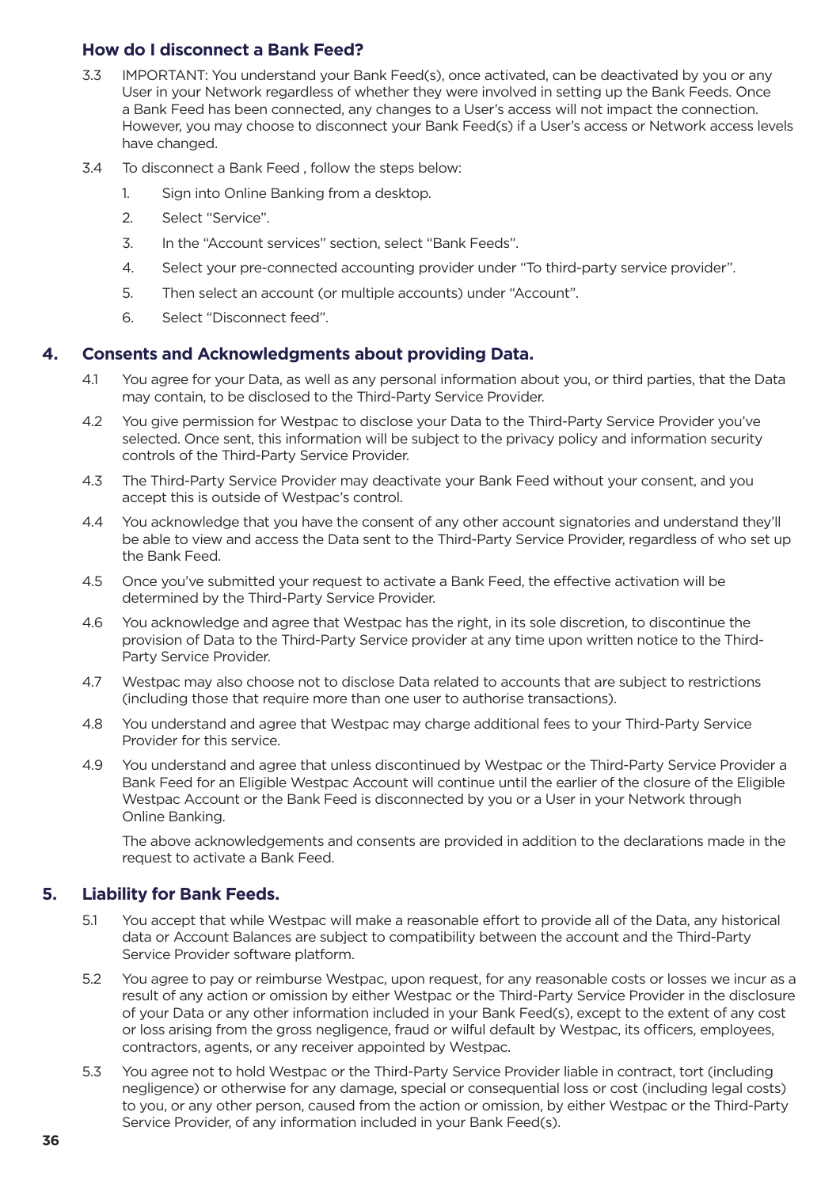### How do I disconnect a Bank Feed?

3.3 IMPORTANT: You understand your Bank Feed(s), once activated, can be deactivated by you or any User in your Network regardless of whether they were involved in setting up the Bank Feeds. Once a Bank Feed has been connected, any changes to a User's access will not impact the connection. However, you may choose to disconnect your Bank Feed(s) if a User's access or Network access levels have changed.

3.4 To disconnect a Bank Feed , follow the steps below:

1. Sign into Online Banking from a desktop.
2. Select "Service".
3. In the "Account services" section, select "Bank Feeds".
4. Select your pre-connected accounting provider under "To third-party service provider".
5. Then select an account (or multiple accounts) under "Account".
6. Select "Disconnect feed".

## 4. Consents and Acknowledgments about providing Data.

4.1 You agree for your Data, as well as any personal information about you, or third parties, that the Data may contain, to be disclosed to the Third-Party Service Provider.

4.2 You give permission for Westpac to disclose your Data to the Third-Party Service Provider you've selected. Once sent, this information will be subject to the privacy policy and information security controls of the Third-Party Service Provider.

4.3 The Third-Party Service Provider may deactivate your Bank Feed without your consent, and you accept this is outside of Westpac's control.

4.4 You acknowledge that you have the consent of any other account signatories and understand they'll be able to view and access the Data sent to the Third-Party Service Provider, regardless of who set up the Bank Feed.

4.5 Once you've submitted your request to activate a Bank Feed, the effective activation will be determined by the Third-Party Service Provider.

4.6 You acknowledge and agree that Westpac has the right, in its sole discretion, to discontinue the provision of Data to the Third-Party Service provider at any time upon written notice to the Third-Party Service Provider.

4.7 Westpac may also choose not to disclose Data related to accounts that are subject to restrictions (including those that require more than one user to authorise transactions).

4.8 You understand and agree that Westpac may charge additional fees to your Third-Party Service Provider for this service.

4.9 You understand and agree that unless discontinued by Westpac or the Third-Party Service Provider a Bank Feed for an Eligible Westpac Account will continue until the earlier of the closure of the Eligible Westpac Account or the Bank Feed is disconnected by you or a User in your Network through Online Banking.

The above acknowledgements and consents are provided in addition to the declarations made in the request to activate a Bank Feed.

## 5. Liability for Bank Feeds.

5.1 You accept that while Westpac will make a reasonable effort to provide all of the Data, any historical data or Account Balances are subject to compatibility between the account and the Third-Party Service Provider software platform.

5.2 You agree to pay or reimburse Westpac, upon request, for any reasonable costs or losses we incur as a result of any action or omission by either Westpac or the Third-Party Service Provider in the disclosure of your Data or any other information included in your Bank Feed(s), except to the extent of any cost or loss arising from the gross negligence, fraud or wilful default by Westpac, its officers, employees, contractors, agents, or any receiver appointed by Westpac.

5.3 You agree not to hold Westpac or the Third-Party Service Provider liable in contract, tort (including negligence) or otherwise for any damage, special or consequential loss or cost (including legal costs) to you, or any other person, caused from the action or omission, by either Westpac or the Third-Party Service Provider, of any information included in your Bank Feed(s).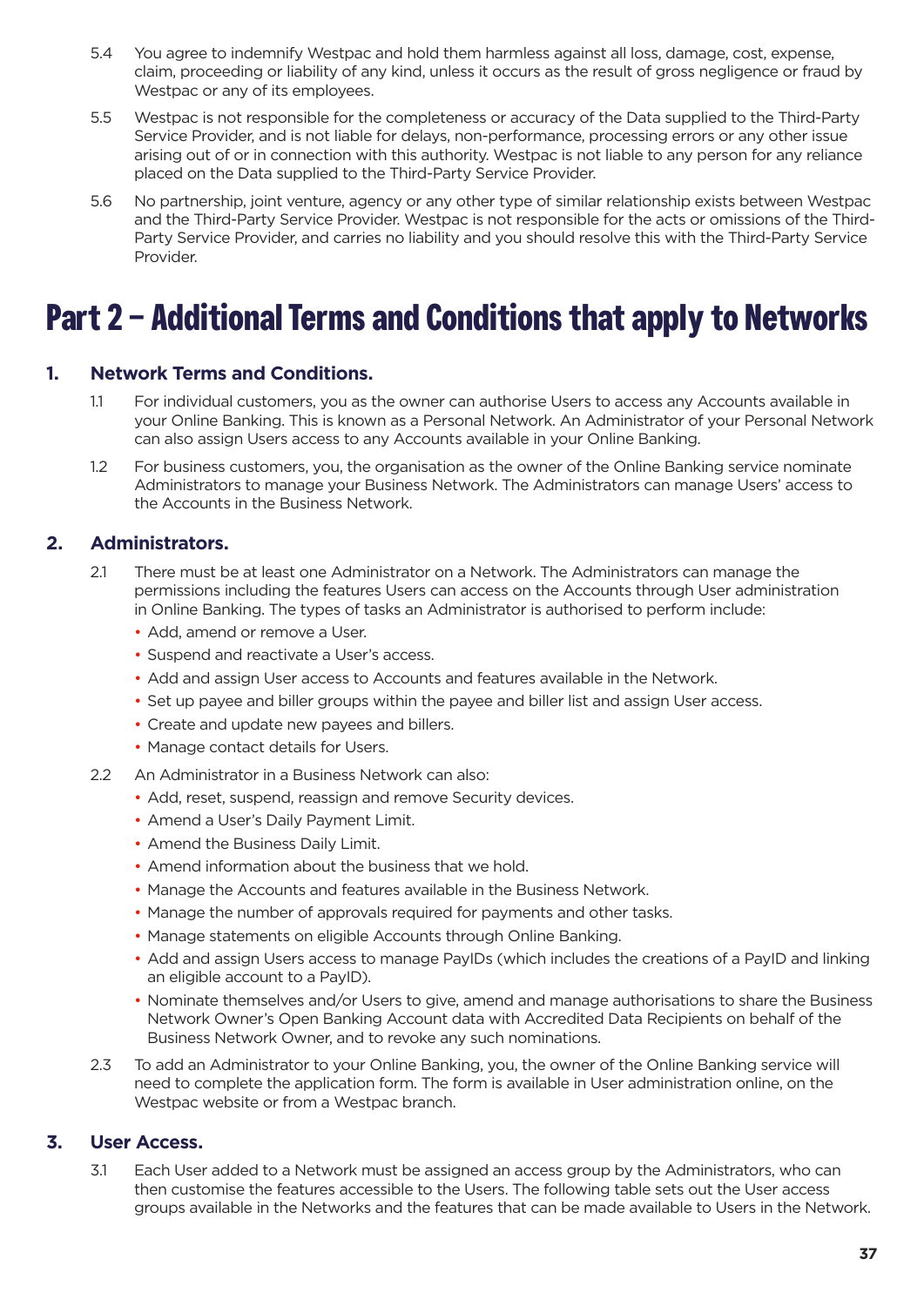5.4 You agree to indemnify Westpac and hold them harmless against all loss, damage, cost, expense, claim, proceeding or liability of any kind, unless it occurs as the result of gross negligence or fraud by Westpac or any of its employees.

5.5 Westpac is not responsible for the completeness or accuracy of the Data supplied to the Third-Party Service Provider, and is not liable for delays, non-performance, processing errors or any other issue arising out of or in connection with this authority. Westpac is not liable to any person for any reliance placed on the Data supplied to the Third-Party Service Provider.

5.6 No partnership, joint venture, agency or any other type of similar relationship exists between Westpac and the Third-Party Service Provider. Westpac is not responsible for the acts or omissions of the Third-Party Service Provider, and carries no liability and you should resolve this with the Third-Party Service Provider.

# Part 2 – Additional Terms and Conditions that apply to Networks

## 1. Network Terms and Conditions.

1.1 For individual customers, you as the owner can authorise Users to access any Accounts available in your Online Banking. This is known as a Personal Network. An Administrator of your Personal Network can also assign Users access to any Accounts available in your Online Banking.

1.2 For business customers, you, the organisation as the owner of the Online Banking service nominate Administrators to manage your Business Network. The Administrators can manage Users' access to the Accounts in the Business Network.

## 2. Administrators.

2.1 There must be at least one Administrator on a Network. The Administrators can manage the permissions including the features Users can access on the Accounts through User administration in Online Banking. The types of tasks an Administrator is authorised to perform include:

- Add, amend or remove a User.
- Suspend and reactivate a User's access.
- Add and assign User access to Accounts and features available in the Network.
- Set up payee and biller groups within the payee and biller list and assign User access.
- Create and update new payees and billers.
- Manage contact details for Users.

2.2 An Administrator in a Business Network can also:

- Add, reset, suspend, reassign and remove Security devices.
- Amend a User's Daily Payment Limit.
- Amend the Business Daily Limit.
- Amend information about the business that we hold.
- Manage the Accounts and features available in the Business Network.
- Manage the number of approvals required for payments and other tasks.
- Manage statements on eligible Accounts through Online Banking.
- Add and assign Users access to manage PayIDs (which includes the creations of a PayID and linking an eligible account to a PayID).
- Nominate themselves and/or Users to give, amend and manage authorisations to share the Business Network Owner's Open Banking Account data with Accredited Data Recipients on behalf of the Business Network Owner, and to revoke any such nominations.

2.3 To add an Administrator to your Online Banking, you, the owner of the Online Banking service will need to complete the application form. The form is available in User administration online, on the Westpac website or from a Westpac branch.

## 3. User Access.

3.1 Each User added to a Network must be assigned an access group by the Administrators, who can then customise the features accessible to the Users. The following table sets out the User access groups available in the Networks and the features that can be made available to Users in the Network.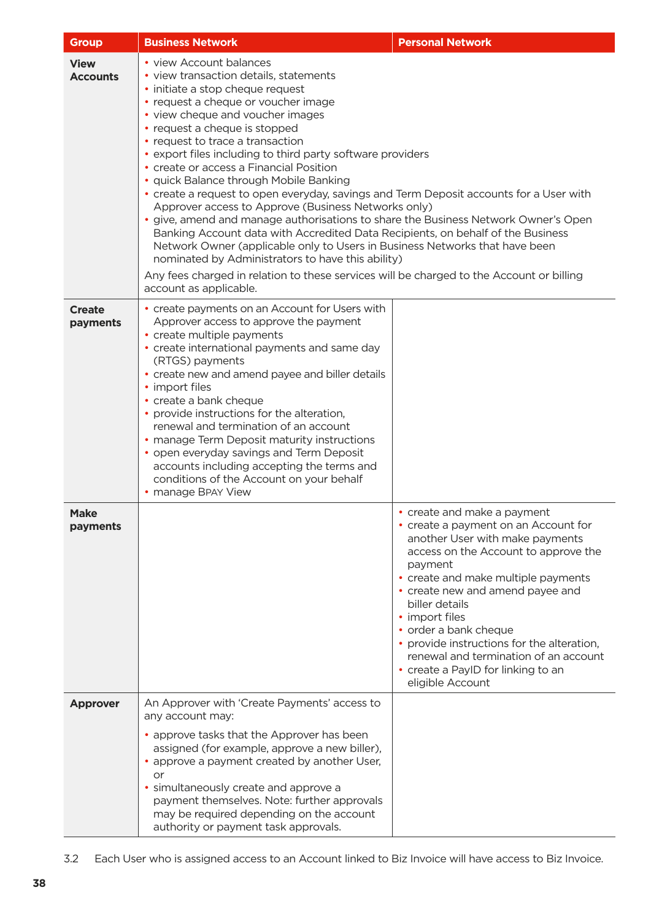| Group | Business Network | Personal Network |
|---|---|---|
| **View Accounts** | • view Account balances<br>• view transaction details, statements<br>• initiate a stop cheque request<br>• request a cheque or voucher image<br>• view cheque and voucher images<br>• request a cheque is stopped<br>• request to trace a transaction<br>• export files including to third party software providers<br>• create or access a Financial Position<br>• quick Balance through Mobile Banking<br>• create a request to open everyday, savings and Term Deposit accounts for a User with Approver access to Approve (Business Networks only)<br>• give, amend and manage authorisations to share the Business Network Owner's Open Banking Account data with Accredited Data Recipients, on behalf of the Business Network Owner (applicable only to Users in Business Networks that have been nominated by Administrators to have this ability)<br>Any fees charged in relation to these services will be charged to the Account or billing account as applicable. | |
| **Create payments** | • create payments on an Account for Users with Approver access to approve the payment<br>• create multiple payments<br>• create international payments and same day (RTGS) payments<br>• create new and amend payee and biller details<br>• import files<br>• create a bank cheque<br>• provide instructions for the alteration, renewal and termination of an account<br>• manage Term Deposit maturity instructions<br>• open everyday savings and Term Deposit accounts including accepting the terms and conditions of the Account on your behalf<br>• manage BPAY View | |
| **Make payments** | | • create and make a payment<br>• create a payment on an Account for another User with make payments access on the Account to approve the payment<br>• create and make multiple payments<br>• create new and amend payee and biller details<br>• import files<br>• order a bank cheque<br>• provide instructions for the alteration, renewal and termination of an account<br>• create a PayID for linking to an eligible Account |
| **Approver** | An Approver with 'Create Payments' access to any account may:<br>• approve tasks that the Approver has been assigned (for example, approve a new biller),<br>• approve a payment created by another User, or<br>• simultaneously create and approve a payment themselves. Note: further approvals may be required depending on the account authority or payment task approvals. | |

3.2 Each User who is assigned access to an Account linked to Biz Invoice will have access to Biz Invoice.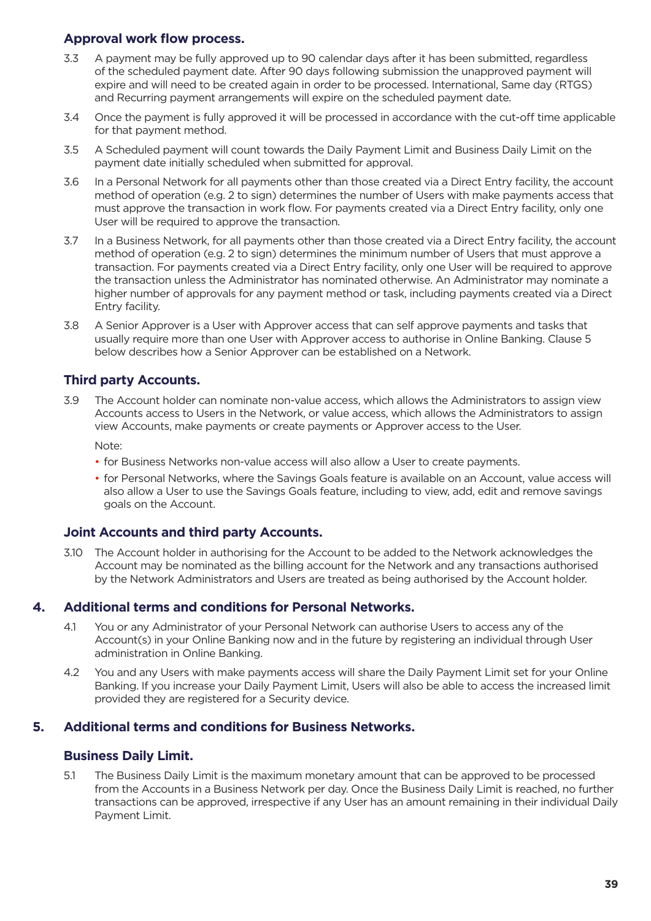### Approval work flow process.

3.3 A payment may be fully approved up to 90 calendar days after it has been submitted, regardless of the scheduled payment date. After 90 days following submission the unapproved payment will expire and will need to be created again in order to be processed. International, Same day (RTGS) and Recurring payment arrangements will expire on the scheduled payment date.

3.4 Once the payment is fully approved it will be processed in accordance with the cut-off time applicable for that payment method.

3.5 A Scheduled payment will count towards the Daily Payment Limit and Business Daily Limit on the payment date initially scheduled when submitted for approval.

3.6 In a Personal Network for all payments other than those created via a Direct Entry facility, the account method of operation (e.g. 2 to sign) determines the number of Users with make payments access that must approve the transaction in work flow. For payments created via a Direct Entry facility, only one User will be required to approve the transaction.

3.7 In a Business Network, for all payments other than those created via a Direct Entry facility, the account method of operation (e.g. 2 to sign) determines the minimum number of Users that must approve a transaction. For payments created via a Direct Entry facility, only one User will be required to approve the transaction unless the Administrator has nominated otherwise. An Administrator may nominate a higher number of approvals for any payment method or task, including payments created via a Direct Entry facility.

3.8 A Senior Approver is a User with Approver access that can self approve payments and tasks that usually require more than one User with Approver access to authorise in Online Banking. Clause 5 below describes how a Senior Approver can be established on a Network.

### Third party Accounts.

3.9 The Account holder can nominate non-value access, which allows the Administrators to assign view Accounts access to Users in the Network, or value access, which allows the Administrators to assign view Accounts, make payments or create payments or Approver access to the User.

Note:

- for Business Networks non-value access will also allow a User to create payments.
- for Personal Networks, where the Savings Goals feature is available on an Account, value access will also allow a User to use the Savings Goals feature, including to view, add, edit and remove savings goals on the Account.

### Joint Accounts and third party Accounts.

3.10 The Account holder in authorising for the Account to be added to the Network acknowledges the Account may be nominated as the billing account for the Network and any transactions authorised by the Network Administrators and Users are treated as being authorised by the Account holder.

## 4. Additional terms and conditions for Personal Networks.

4.1 You or any Administrator of your Personal Network can authorise Users to access any of the Account(s) in your Online Banking now and in the future by registering an individual through User administration in Online Banking.

4.2 You and any Users with make payments access will share the Daily Payment Limit set for your Online Banking. If you increase your Daily Payment Limit, Users will also be able to access the increased limit provided they are registered for a Security device.

## 5. Additional terms and conditions for Business Networks.

### Business Daily Limit.

5.1 The Business Daily Limit is the maximum monetary amount that can be approved to be processed from the Accounts in a Business Network per day. Once the Business Daily Limit is reached, no further transactions can be approved, irrespective if any User has an amount remaining in their individual Daily Payment Limit.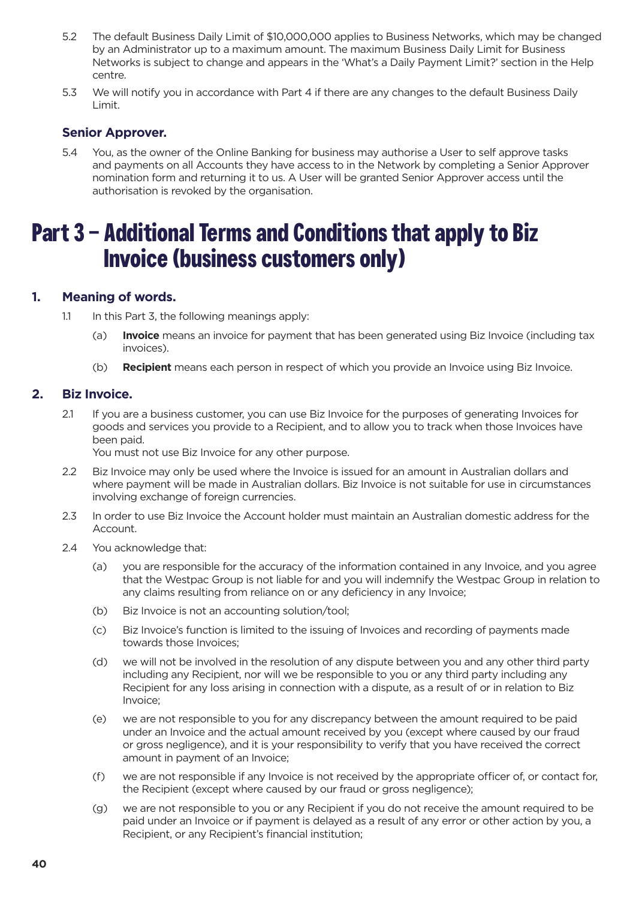5.2 The default Business Daily Limit of $10,000,000 applies to Business Networks, which may be changed by an Administrator up to a maximum amount. The maximum Business Daily Limit for Business Networks is subject to change and appears in the 'What's a Daily Payment Limit?' section in the Help centre.

5.3 We will notify you in accordance with Part 4 if there are any changes to the default Business Daily Limit.

### Senior Approver.

5.4 You, as the owner of the Online Banking for business may authorise a User to self approve tasks and payments on all Accounts they have access to in the Network by completing a Senior Approver nomination form and returning it to us. A User will be granted Senior Approver access until the authorisation is revoked by the organisation.

# Part 3 – Additional Terms and Conditions that apply to Biz Invoice (business customers only)

## 1. Meaning of words.

1.1 In this Part 3, the following meanings apply:

(a) **Invoice** means an invoice for payment that has been generated using Biz Invoice (including tax invoices).

(b) **Recipient** means each person in respect of which you provide an Invoice using Biz Invoice.

## 2. Biz Invoice.

2.1 If you are a business customer, you can use Biz Invoice for the purposes of generating Invoices for goods and services you provide to a Recipient, and to allow you to track when those Invoices have been paid.
You must not use Biz Invoice for any other purpose.

2.2 Biz Invoice may only be used where the Invoice is issued for an amount in Australian dollars and where payment will be made in Australian dollars. Biz Invoice is not suitable for use in circumstances involving exchange of foreign currencies.

2.3 In order to use Biz Invoice the Account holder must maintain an Australian domestic address for the Account.

2.4 You acknowledge that:

(a) you are responsible for the accuracy of the information contained in any Invoice, and you agree that the Westpac Group is not liable for and you will indemnify the Westpac Group in relation to any claims resulting from reliance on or any deficiency in any Invoice;

(b) Biz Invoice is not an accounting solution/tool;

(c) Biz Invoice's function is limited to the issuing of Invoices and recording of payments made towards those Invoices;

(d) we will not be involved in the resolution of any dispute between you and any other third party including any Recipient, nor will we be responsible to you or any third party including any Recipient for any loss arising in connection with a dispute, as a result of or in relation to Biz Invoice;

(e) we are not responsible to you for any discrepancy between the amount required to be paid under an Invoice and the actual amount received by you (except where caused by our fraud or gross negligence), and it is your responsibility to verify that you have received the correct amount in payment of an Invoice;

(f) we are not responsible if any Invoice is not received by the appropriate officer of, or contact for, the Recipient (except where caused by our fraud or gross negligence);

(g) we are not responsible to you or any Recipient if you do not receive the amount required to be paid under an Invoice or if payment is delayed as a result of any error or other action by you, a Recipient, or any Recipient's financial institution;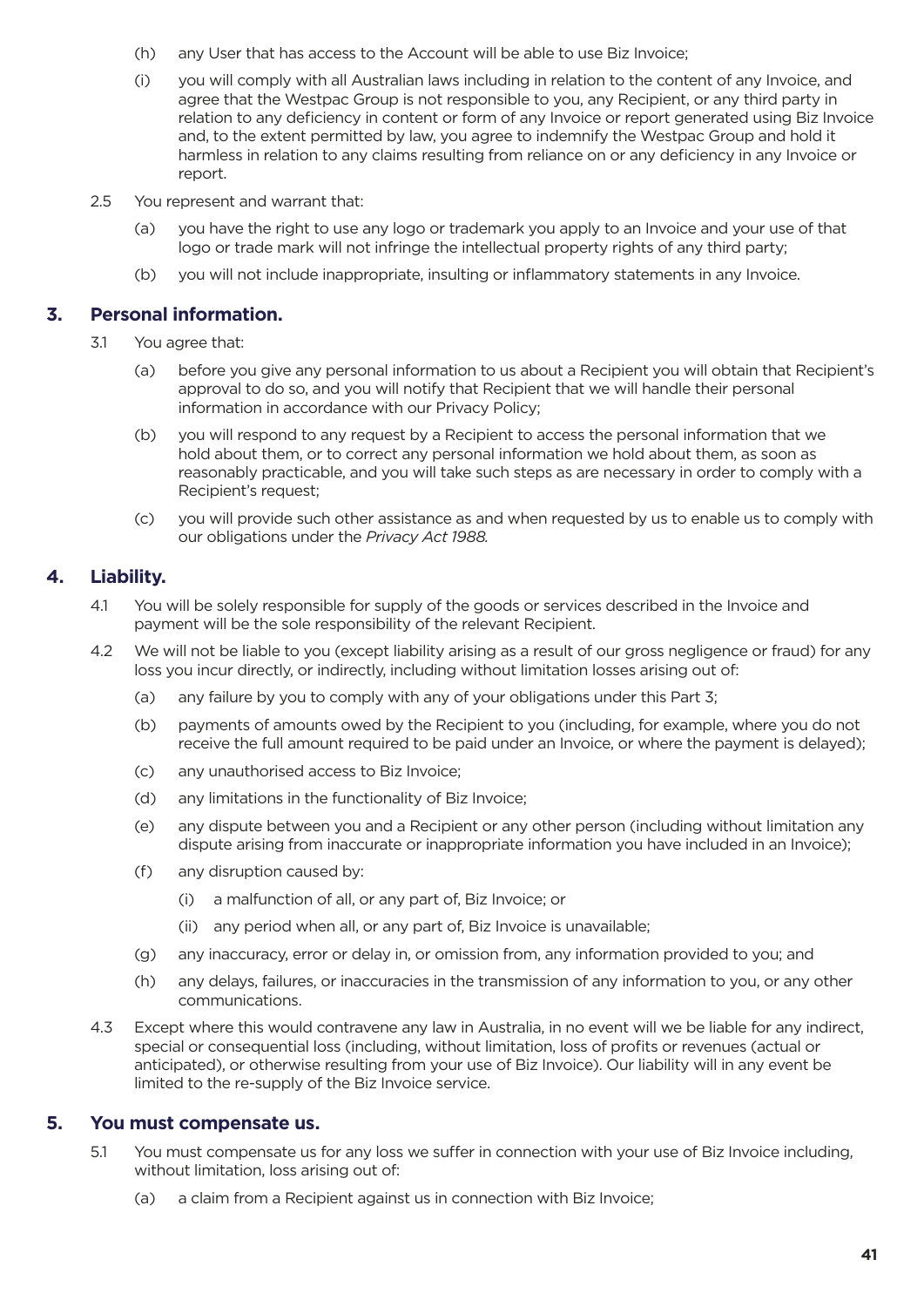(h) any User that has access to the Account will be able to use Biz Invoice;

(i) you will comply with all Australian laws including in relation to the content of any Invoice, and agree that the Westpac Group is not responsible to you, any Recipient, or any third party in relation to any deficiency in content or form of any Invoice or report generated using Biz Invoice and, to the extent permitted by law, you agree to indemnify the Westpac Group and hold it harmless in relation to any claims resulting from reliance on or any deficiency in any Invoice or report.

2.5 You represent and warrant that:

(a) you have the right to use any logo or trademark you apply to an Invoice and your use of that logo or trade mark will not infringe the intellectual property rights of any third party;

(b) you will not include inappropriate, insulting or inflammatory statements in any Invoice.

## 3. Personal information.

3.1 You agree that:

(a) before you give any personal information to us about a Recipient you will obtain that Recipient's approval to do so, and you will notify that Recipient that we will handle their personal information in accordance with our Privacy Policy;

(b) you will respond to any request by a Recipient to access the personal information that we hold about them, or to correct any personal information we hold about them, as soon as reasonably practicable, and you will take such steps as are necessary in order to comply with a Recipient's request;

(c) you will provide such other assistance as and when requested by us to enable us to comply with our obligations under the *Privacy Act 1988.*

## 4. Liability.

4.1 You will be solely responsible for supply of the goods or services described in the Invoice and payment will be the sole responsibility of the relevant Recipient.

4.2 We will not be liable to you (except liability arising as a result of our gross negligence or fraud) for any loss you incur directly, or indirectly, including without limitation losses arising out of:

(a) any failure by you to comply with any of your obligations under this Part 3;

(b) payments of amounts owed by the Recipient to you (including, for example, where you do not receive the full amount required to be paid under an Invoice, or where the payment is delayed);

(c) any unauthorised access to Biz Invoice;

(d) any limitations in the functionality of Biz Invoice;

(e) any dispute between you and a Recipient or any other person (including without limitation any dispute arising from inaccurate or inappropriate information you have included in an Invoice);

(f) any disruption caused by:

(i) a malfunction of all, or any part of, Biz Invoice; or

(ii) any period when all, or any part of, Biz Invoice is unavailable;

(g) any inaccuracy, error or delay in, or omission from, any information provided to you; and

(h) any delays, failures, or inaccuracies in the transmission of any information to you, or any other communications.

4.3 Except where this would contravene any law in Australia, in no event will we be liable for any indirect, special or consequential loss (including, without limitation, loss of profits or revenues (actual or anticipated), or otherwise resulting from your use of Biz Invoice). Our liability will in any event be limited to the re-supply of the Biz Invoice service.

## 5. You must compensate us.

5.1 You must compensate us for any loss we suffer in connection with your use of Biz Invoice including, without limitation, loss arising out of:

(a) a claim from a Recipient against us in connection with Biz Invoice;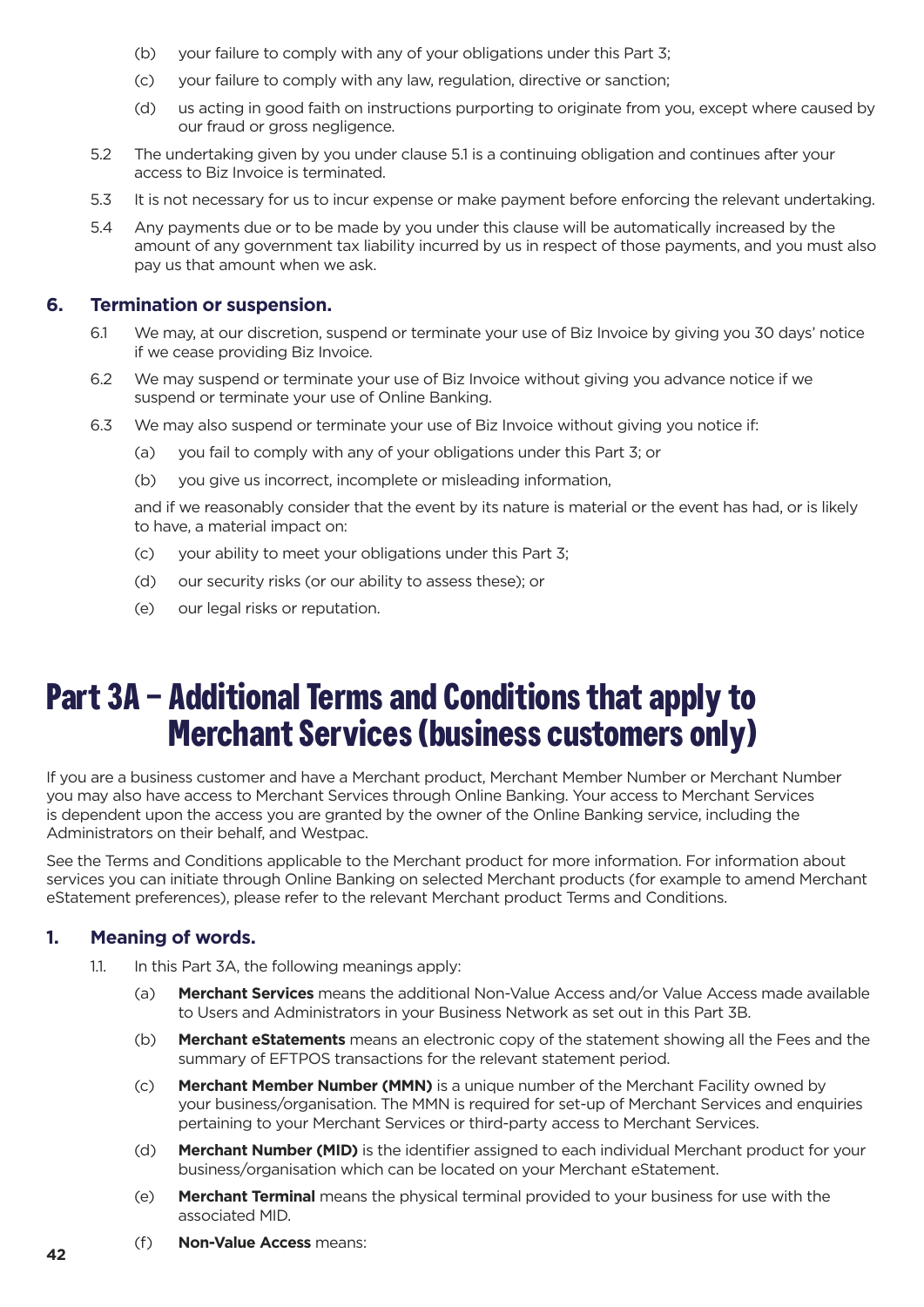(b) your failure to comply with any of your obligations under this Part 3;

(c) your failure to comply with any law, regulation, directive or sanction;

(d) us acting in good faith on instructions purporting to originate from you, except where caused by our fraud or gross negligence.

5.2 The undertaking given by you under clause 5.1 is a continuing obligation and continues after your access to Biz Invoice is terminated.

5.3 It is not necessary for us to incur expense or make payment before enforcing the relevant undertaking.

5.4 Any payments due or to be made by you under this clause will be automatically increased by the amount of any government tax liability incurred by us in respect of those payments, and you must also pay us that amount when we ask.

### 6. Termination or suspension.

6.1 We may, at our discretion, suspend or terminate your use of Biz Invoice by giving you 30 days' notice if we cease providing Biz Invoice.

6.2 We may suspend or terminate your use of Biz Invoice without giving you advance notice if we suspend or terminate your use of Online Banking.

6.3 We may also suspend or terminate your use of Biz Invoice without giving you notice if:

(a) you fail to comply with any of your obligations under this Part 3; or

(b) you give us incorrect, incomplete or misleading information,

and if we reasonably consider that the event by its nature is material or the event has had, or is likely to have, a material impact on:

(c) your ability to meet your obligations under this Part 3;

(d) our security risks (or our ability to assess these); or

(e) our legal risks or reputation.

# Part 3A – Additional Terms and Conditions that apply to Merchant Services (business customers only)

If you are a business customer and have a Merchant product, Merchant Member Number or Merchant Number you may also have access to Merchant Services through Online Banking. Your access to Merchant Services is dependent upon the access you are granted by the owner of the Online Banking service, including the Administrators on their behalf, and Westpac.

See the Terms and Conditions applicable to the Merchant product for more information. For information about services you can initiate through Online Banking on selected Merchant products (for example to amend Merchant eStatement preferences), please refer to the relevant Merchant product Terms and Conditions.

### 1. Meaning of words.

1.1. In this Part 3A, the following meanings apply:

(a) **Merchant Services** means the additional Non-Value Access and/or Value Access made available to Users and Administrators in your Business Network as set out in this Part 3B.

(b) **Merchant eStatements** means an electronic copy of the statement showing all the Fees and the summary of EFTPOS transactions for the relevant statement period.

(c) **Merchant Member Number (MMN)** is a unique number of the Merchant Facility owned by your business/organisation. The MMN is required for set-up of Merchant Services and enquiries pertaining to your Merchant Services or third-party access to Merchant Services.

(d) **Merchant Number (MID)** is the identifier assigned to each individual Merchant product for your business/organisation which can be located on your Merchant eStatement.

(e) **Merchant Terminal** means the physical terminal provided to your business for use with the associated MID.

(f) **Non-Value Access** means: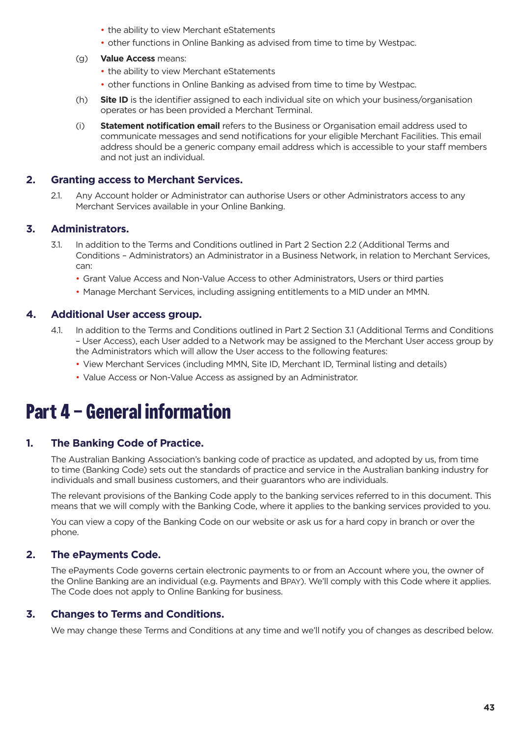- the ability to view Merchant eStatements
- other functions in Online Banking as advised from time to time by Westpac.

(g) **Value Access** means:

- the ability to view Merchant eStatements
- other functions in Online Banking as advised from time to time by Westpac.

(h) **Site ID** is the identifier assigned to each individual site on which your business/organisation operates or has been provided a Merchant Terminal.

(i) **Statement notification email** refers to the Business or Organisation email address used to communicate messages and send notifications for your eligible Merchant Facilities. This email address should be a generic company email address which is accessible to your staff members and not just an individual.

### 2. Granting access to Merchant Services.

2.1. Any Account holder or Administrator can authorise Users or other Administrators access to any Merchant Services available in your Online Banking.

### 3. Administrators.

3.1. In addition to the Terms and Conditions outlined in Part 2 Section 2.2 (Additional Terms and Conditions – Administrators) an Administrator in a Business Network, in relation to Merchant Services, can:

- Grant Value Access and Non-Value Access to other Administrators, Users or third parties
- Manage Merchant Services, including assigning entitlements to a MID under an MMN.

### 4. Additional User access group.

4.1. In addition to the Terms and Conditions outlined in Part 2 Section 3.1 (Additional Terms and Conditions – User Access), each User added to a Network may be assigned to the Merchant User access group by the Administrators which will allow the User access to the following features:

- View Merchant Services (including MMN, Site ID, Merchant ID, Terminal listing and details)
- Value Access or Non-Value Access as assigned by an Administrator.

# Part 4 – General information

### 1. The Banking Code of Practice.

The Australian Banking Association's banking code of practice as updated, and adopted by us, from time to time (Banking Code) sets out the standards of practice and service in the Australian banking industry for individuals and small business customers, and their guarantors who are individuals.

The relevant provisions of the Banking Code apply to the banking services referred to in this document. This means that we will comply with the Banking Code, where it applies to the banking services provided to you.

You can view a copy of the Banking Code on our website or ask us for a hard copy in branch or over the phone.

### 2. The ePayments Code.

The ePayments Code governs certain electronic payments to or from an Account where you, the owner of the Online Banking are an individual (e.g. Payments and BPAY). We'll comply with this Code where it applies. The Code does not apply to Online Banking for business.

### 3. Changes to Terms and Conditions.

We may change these Terms and Conditions at any time and we'll notify you of changes as described below.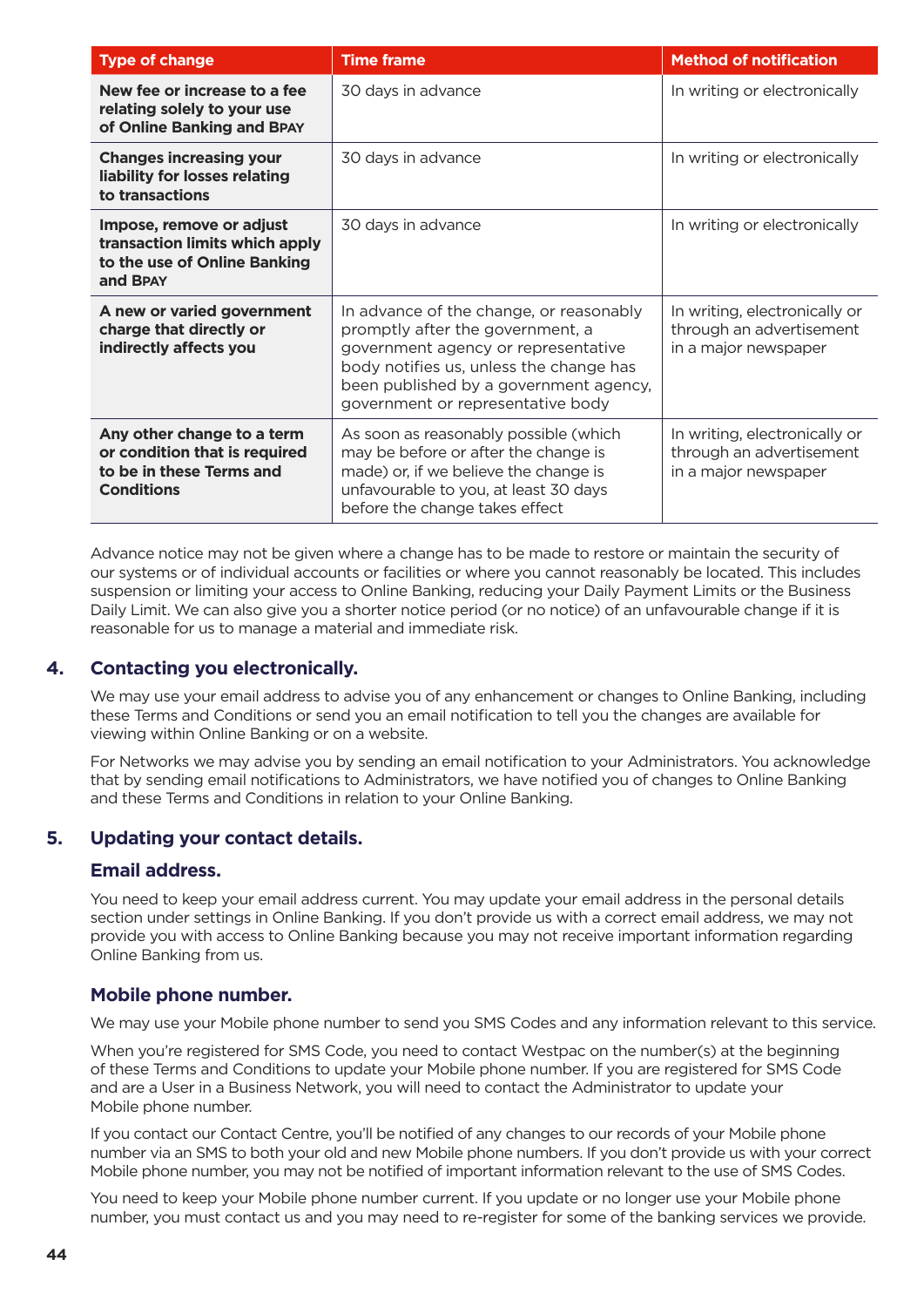| Type of change | Time frame | Method of notification |
|---|---|---|
| **New fee or increase to a fee relating solely to your use of Online Banking and BPAY** | 30 days in advance | In writing or electronically |
| **Changes increasing your liability for losses relating to transactions** | 30 days in advance | In writing or electronically |
| **Impose, remove or adjust transaction limits which apply to the use of Online Banking and BPAY** | 30 days in advance | In writing or electronically |
| **A new or varied government charge that directly or indirectly affects you** | In advance of the change, or reasonably promptly after the government, a government agency or representative body notifies us, unless the change has been published by a government agency, government or representative body | In writing, electronically or through an advertisement in a major newspaper |
| **Any other change to a term or condition that is required to be in these Terms and Conditions** | As soon as reasonably possible (which may be before or after the change is made) or, if we believe the change is unfavourable to you, at least 30 days before the change takes effect | In writing, electronically or through an advertisement in a major newspaper |

Advance notice may not be given where a change has to be made to restore or maintain the security of our systems or of individual accounts or facilities or where you cannot reasonably be located. This includes suspension or limiting your access to Online Banking, reducing your Daily Payment Limits or the Business Daily Limit. We can also give you a shorter notice period (or no notice) of an unfavourable change if it is reasonable for us to manage a material and immediate risk.

## 4. Contacting you electronically.

We may use your email address to advise you of any enhancement or changes to Online Banking, including these Terms and Conditions or send you an email notification to tell you the changes are available for viewing within Online Banking or on a website.

For Networks we may advise you by sending an email notification to your Administrators. You acknowledge that by sending email notifications to Administrators, we have notified you of changes to Online Banking and these Terms and Conditions in relation to your Online Banking.

## 5. Updating your contact details.

### Email address.

You need to keep your email address current. You may update your email address in the personal details section under settings in Online Banking. If you don't provide us with a correct email address, we may not provide you with access to Online Banking because you may not receive important information regarding Online Banking from us.

### Mobile phone number.

We may use your Mobile phone number to send you SMS Codes and any information relevant to this service.

When you're registered for SMS Code, you need to contact Westpac on the number(s) at the beginning of these Terms and Conditions to update your Mobile phone number. If you are registered for SMS Code and are a User in a Business Network, you will need to contact the Administrator to update your Mobile phone number.

If you contact our Contact Centre, you'll be notified of any changes to our records of your Mobile phone number via an SMS to both your old and new Mobile phone numbers. If you don't provide us with your correct Mobile phone number, you may not be notified of important information relevant to the use of SMS Codes.

You need to keep your Mobile phone number current. If you update or no longer use your Mobile phone number, you must contact us and you may need to re-register for some of the banking services we provide.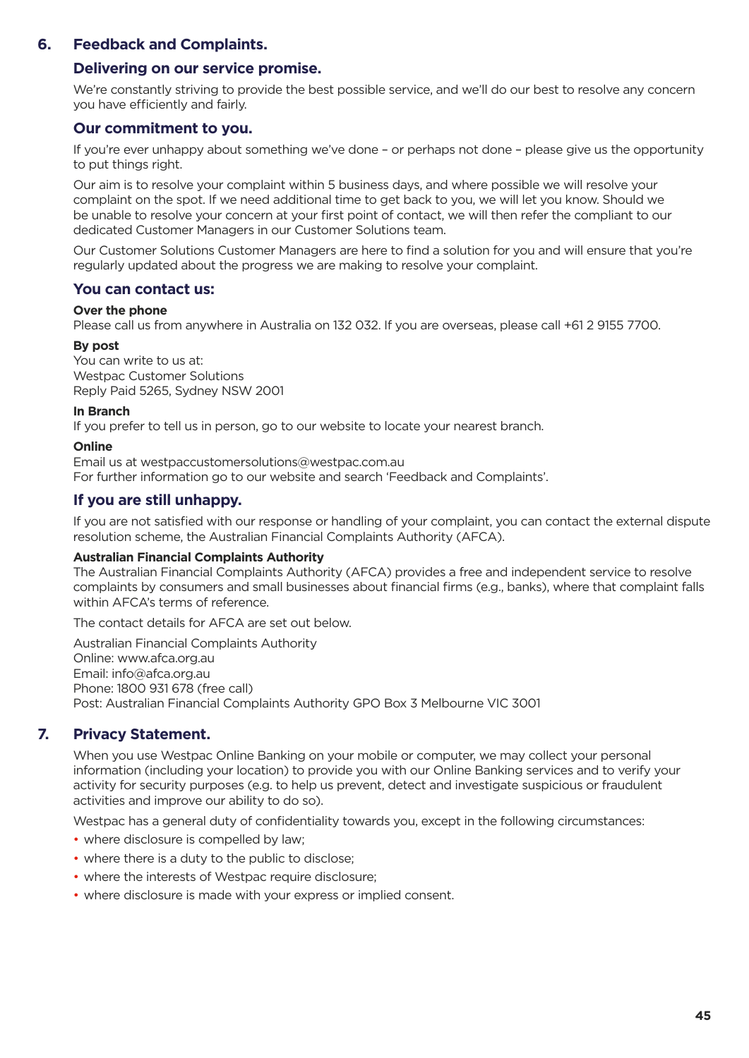## 6. Feedback and Complaints.

### Delivering on our service promise.

We're constantly striving to provide the best possible service, and we'll do our best to resolve any concern you have efficiently and fairly.

### Our commitment to you.

If you're ever unhappy about something we've done – or perhaps not done – please give us the opportunity to put things right.

Our aim is to resolve your complaint within 5 business days, and where possible we will resolve your complaint on the spot. If we need additional time to get back to you, we will let you know. Should we be unable to resolve your concern at your first point of contact, we will then refer the compliant to our dedicated Customer Managers in our Customer Solutions team.

Our Customer Solutions Customer Managers are here to find a solution for you and will ensure that you're regularly updated about the progress we are making to resolve your complaint.

### You can contact us:

**Over the phone**
Please call us from anywhere in Australia on 132 032. If you are overseas, please call +61 2 9155 7700.

**By post**
You can write to us at:
Westpac Customer Solutions
Reply Paid 5265, Sydney NSW 2001

**In Branch**
If you prefer to tell us in person, go to our website to locate your nearest branch.

**Online**
Email us at westpaccustomersolutions@westpac.com.au
For further information go to our website and search 'Feedback and Complaints'.

### If you are still unhappy.

If you are not satisfied with our response or handling of your complaint, you can contact the external dispute resolution scheme, the Australian Financial Complaints Authority (AFCA).

**Australian Financial Complaints Authority**
The Australian Financial Complaints Authority (AFCA) provides a free and independent service to resolve complaints by consumers and small businesses about financial firms (e.g., banks), where that complaint falls within AFCA's terms of reference.

The contact details for AFCA are set out below.

Australian Financial Complaints Authority
Online: www.afca.org.au
Email: info@afca.org.au
Phone: 1800 931 678 (free call)
Post: Australian Financial Complaints Authority GPO Box 3 Melbourne VIC 3001

## 7. Privacy Statement.

When you use Westpac Online Banking on your mobile or computer, we may collect your personal information (including your location) to provide you with our Online Banking services and to verify your activity for security purposes (e.g. to help us prevent, detect and investigate suspicious or fraudulent activities and improve our ability to do so).

Westpac has a general duty of confidentiality towards you, except in the following circumstances:

- where disclosure is compelled by law;
- where there is a duty to the public to disclose;
- where the interests of Westpac require disclosure;
- where disclosure is made with your express or implied consent.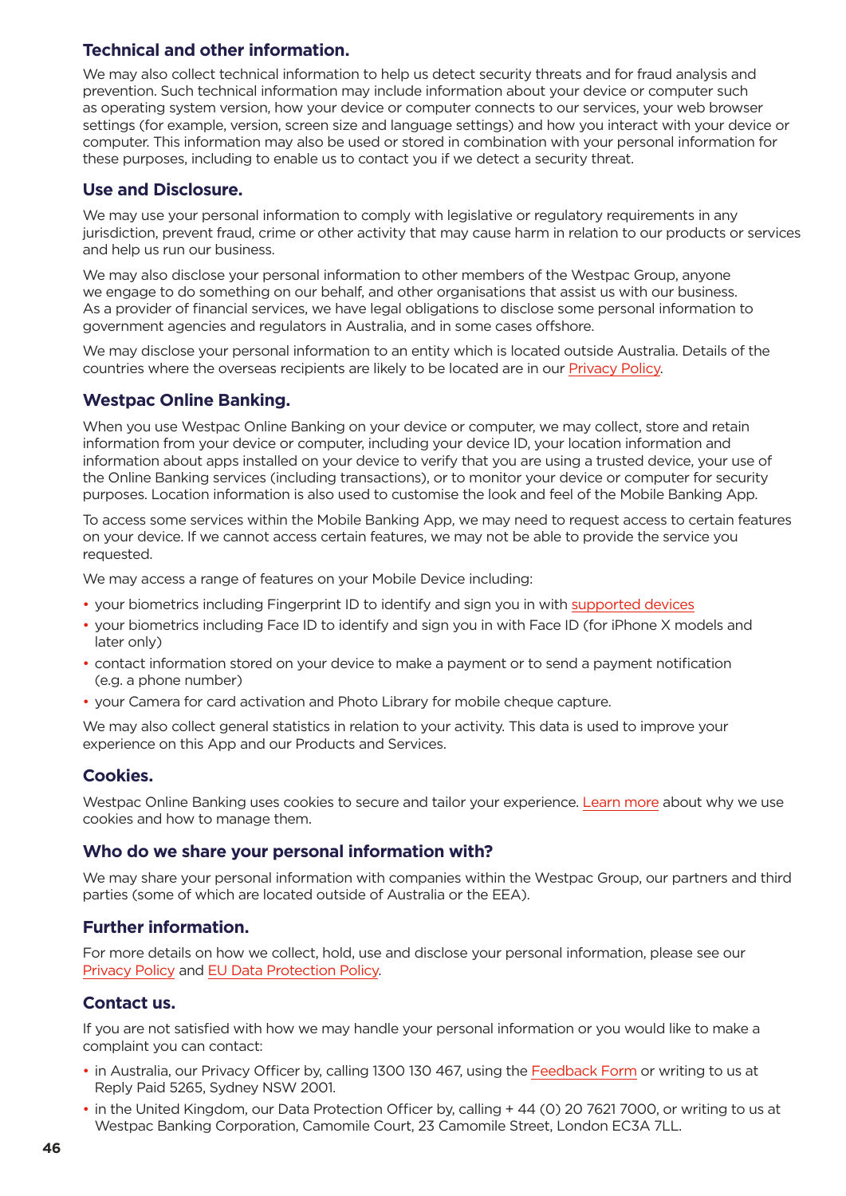### Technical and other information.

We may also collect technical information to help us detect security threats and for fraud analysis and prevention. Such technical information may include information about your device or computer such as operating system version, how your device or computer connects to our services, your web browser settings (for example, version, screen size and language settings) and how you interact with your device or computer. This information may also be used or stored in combination with your personal information for these purposes, including to enable us to contact you if we detect a security threat.

### Use and Disclosure.

We may use your personal information to comply with legislative or regulatory requirements in any jurisdiction, prevent fraud, crime or other activity that may cause harm in relation to our products or services and help us run our business.

We may also disclose your personal information to other members of the Westpac Group, anyone we engage to do something on our behalf, and other organisations that assist us with our business. As a provider of financial services, we have legal obligations to disclose some personal information to government agencies and regulators in Australia, and in some cases offshore.

We may disclose your personal information to an entity which is located outside Australia. Details of the countries where the overseas recipients are likely to be located are in our Privacy Policy.

### Westpac Online Banking.

When you use Westpac Online Banking on your device or computer, we may collect, store and retain information from your device or computer, including your device ID, your location information and information about apps installed on your device to verify that you are using a trusted device, your use of the Online Banking services (including transactions), or to monitor your device or computer for security purposes. Location information is also used to customise the look and feel of the Mobile Banking App.

To access some services within the Mobile Banking App, we may need to request access to certain features on your device. If we cannot access certain features, we may not be able to provide the service you requested.

We may access a range of features on your Mobile Device including:

- your biometrics including Fingerprint ID to identify and sign you in with supported devices
- your biometrics including Face ID to identify and sign you in with Face ID (for iPhone X models and later only)
- contact information stored on your device to make a payment or to send a payment notification (e.g. a phone number)
- your Camera for card activation and Photo Library for mobile cheque capture.

We may also collect general statistics in relation to your activity. This data is used to improve your experience on this App and our Products and Services.

### Cookies.

Westpac Online Banking uses cookies to secure and tailor your experience. Learn more about why we use cookies and how to manage them.

### Who do we share your personal information with?

We may share your personal information with companies within the Westpac Group, our partners and third parties (some of which are located outside of Australia or the EEA).

### Further information.

For more details on how we collect, hold, use and disclose your personal information, please see our Privacy Policy and EU Data Protection Policy.

### Contact us.

If you are not satisfied with how we may handle your personal information or you would like to make a complaint you can contact:

- in Australia, our Privacy Officer by, calling 1300 130 467, using the Feedback Form or writing to us at Reply Paid 5265, Sydney NSW 2001.
- in the United Kingdom, our Data Protection Officer by, calling + 44 (0) 20 7621 7000, or writing to us at Westpac Banking Corporation, Camomile Court, 23 Camomile Street, London EC3A 7LL.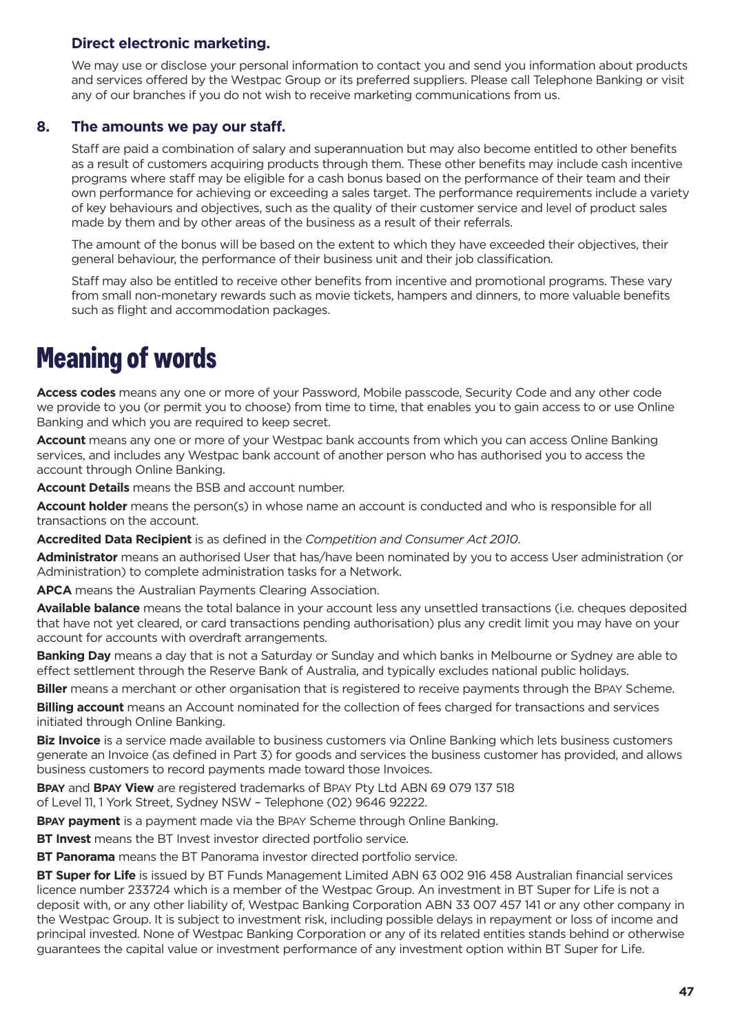### Direct electronic marketing.

We may use or disclose your personal information to contact you and send you information about products and services offered by the Westpac Group or its preferred suppliers. Please call Telephone Banking or visit any of our branches if you do not wish to receive marketing communications from us.

### 8. The amounts we pay our staff.

Staff are paid a combination of salary and superannuation but may also become entitled to other benefits as a result of customers acquiring products through them. These other benefits may include cash incentive programs where staff may be eligible for a cash bonus based on the performance of their team and their own performance for achieving or exceeding a sales target. The performance requirements include a variety of key behaviours and objectives, such as the quality of their customer service and level of product sales made by them and by other areas of the business as a result of their referrals.

The amount of the bonus will be based on the extent to which they have exceeded their objectives, their general behaviour, the performance of their business unit and their job classification.

Staff may also be entitled to receive other benefits from incentive and promotional programs. These vary from small non-monetary rewards such as movie tickets, hampers and dinners, to more valuable benefits such as flight and accommodation packages.

# Meaning of words

**Access codes** means any one or more of your Password, Mobile passcode, Security Code and any other code we provide to you (or permit you to choose) from time to time, that enables you to gain access to or use Online Banking and which you are required to keep secret.

**Account** means any one or more of your Westpac bank accounts from which you can access Online Banking services, and includes any Westpac bank account of another person who has authorised you to access the account through Online Banking.

**Account Details** means the BSB and account number.

**Account holder** means the person(s) in whose name an account is conducted and who is responsible for all transactions on the account.

**Accredited Data Recipient** is as defined in the *Competition and Consumer Act 2010*.

**Administrator** means an authorised User that has/have been nominated by you to access User administration (or Administration) to complete administration tasks for a Network.

**APCA** means the Australian Payments Clearing Association.

**Available balance** means the total balance in your account less any unsettled transactions (i.e. cheques deposited that have not yet cleared, or card transactions pending authorisation) plus any credit limit you may have on your account for accounts with overdraft arrangements.

**Banking Day** means a day that is not a Saturday or Sunday and which banks in Melbourne or Sydney are able to effect settlement through the Reserve Bank of Australia, and typically excludes national public holidays.

**Biller** means a merchant or other organisation that is registered to receive payments through the BPAY Scheme.

**Billing account** means an Account nominated for the collection of fees charged for transactions and services initiated through Online Banking.

**Biz Invoice** is a service made available to business customers via Online Banking which lets business customers generate an Invoice (as defined in Part 3) for goods and services the business customer has provided, and allows business customers to record payments made toward those Invoices.

**BPAY** and **BPAY View** are registered trademarks of BPAY Pty Ltd ABN 69 079 137 518
of Level 11, 1 York Street, Sydney NSW – Telephone (02) 9646 92222.

**BPAY payment** is a payment made via the BPAY Scheme through Online Banking.

**BT Invest** means the BT Invest investor directed portfolio service.

**BT Panorama** means the BT Panorama investor directed portfolio service.

**BT Super for Life** is issued by BT Funds Management Limited ABN 63 002 916 458 Australian financial services licence number 233724 which is a member of the Westpac Group. An investment in BT Super for Life is not a deposit with, or any other liability of, Westpac Banking Corporation ABN 33 007 457 141 or any other company in the Westpac Group. It is subject to investment risk, including possible delays in repayment or loss of income and principal invested. None of Westpac Banking Corporation or any of its related entities stands behind or otherwise guarantees the capital value or investment performance of any investment option within BT Super for Life.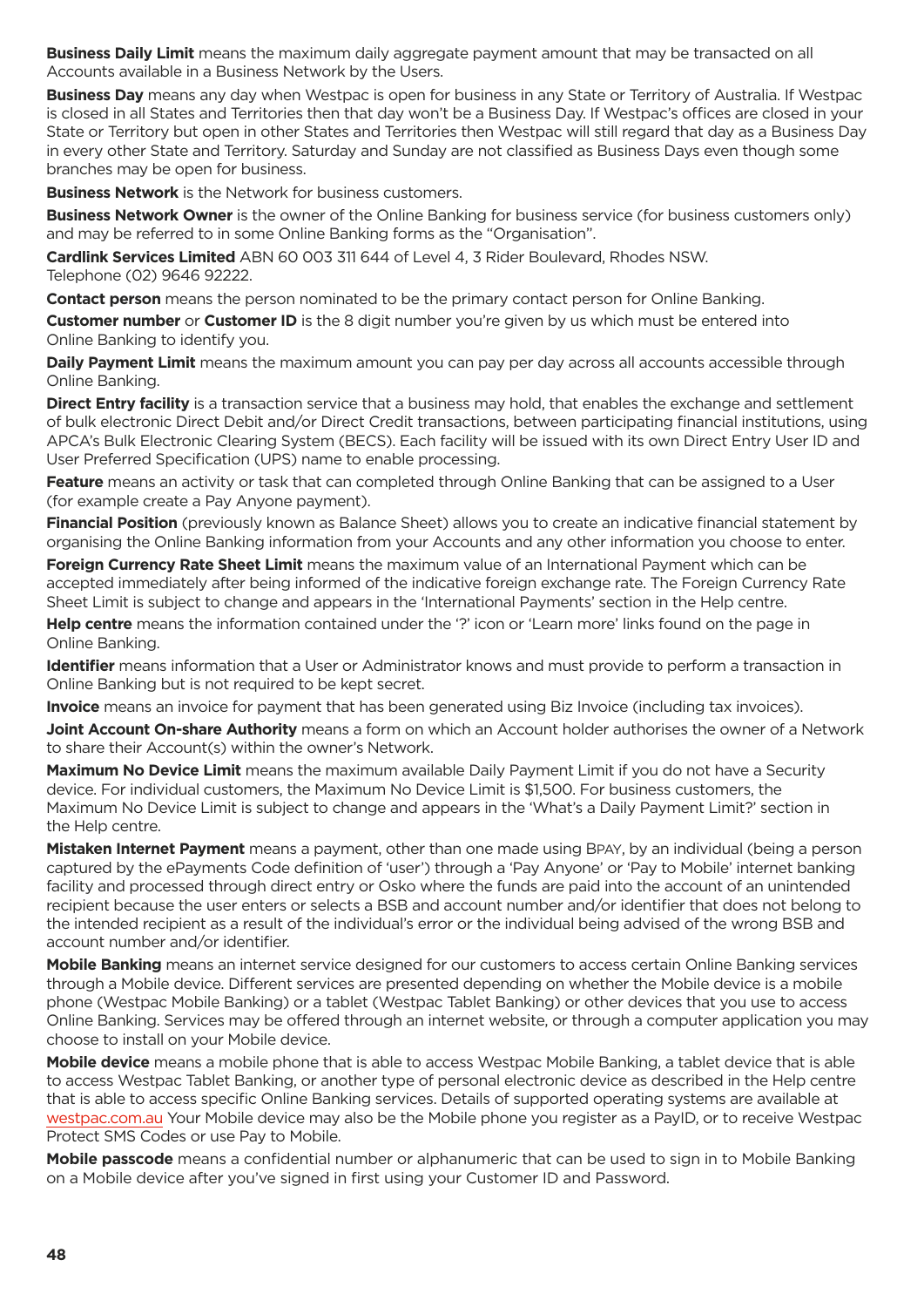**Business Daily Limit** means the maximum daily aggregate payment amount that may be transacted on all Accounts available in a Business Network by the Users.

**Business Day** means any day when Westpac is open for business in any State or Territory of Australia. If Westpac is closed in all States and Territories then that day won't be a Business Day. If Westpac's offices are closed in your State or Territory but open in other States and Territories then Westpac will still regard that day as a Business Day in every other State and Territory. Saturday and Sunday are not classified as Business Days even though some branches may be open for business.

**Business Network** is the Network for business customers.

**Business Network Owner** is the owner of the Online Banking for business service (for business customers only) and may be referred to in some Online Banking forms as the "Organisation".

**Cardlink Services Limited** ABN 60 003 311 644 of Level 4, 3 Rider Boulevard, Rhodes NSW. Telephone (02) 9646 92222.

**Contact person** means the person nominated to be the primary contact person for Online Banking.

**Customer number** or **Customer ID** is the 8 digit number you're given by us which must be entered into Online Banking to identify you.

**Daily Payment Limit** means the maximum amount you can pay per day across all accounts accessible through Online Banking.

**Direct Entry facility** is a transaction service that a business may hold, that enables the exchange and settlement of bulk electronic Direct Debit and/or Direct Credit transactions, between participating financial institutions, using APCA's Bulk Electronic Clearing System (BECS). Each facility will be issued with its own Direct Entry User ID and User Preferred Specification (UPS) name to enable processing.

**Feature** means an activity or task that can completed through Online Banking that can be assigned to a User (for example create a Pay Anyone payment).

**Financial Position** (previously known as Balance Sheet) allows you to create an indicative financial statement by organising the Online Banking information from your Accounts and any other information you choose to enter.

**Foreign Currency Rate Sheet Limit** means the maximum value of an International Payment which can be accepted immediately after being informed of the indicative foreign exchange rate. The Foreign Currency Rate Sheet Limit is subject to change and appears in the 'International Payments' section in the Help centre.

**Help centre** means the information contained under the '?' icon or 'Learn more' links found on the page in Online Banking.

**Identifier** means information that a User or Administrator knows and must provide to perform a transaction in Online Banking but is not required to be kept secret.

**Invoice** means an invoice for payment that has been generated using Biz Invoice (including tax invoices).

**Joint Account On-share Authority** means a form on which an Account holder authorises the owner of a Network to share their Account(s) within the owner's Network.

**Maximum No Device Limit** means the maximum available Daily Payment Limit if you do not have a Security device. For individual customers, the Maximum No Device Limit is $1,500. For business customers, the Maximum No Device Limit is subject to change and appears in the 'What's a Daily Payment Limit?' section in the Help centre.

**Mistaken Internet Payment** means a payment, other than one made using BPAY, by an individual (being a person captured by the ePayments Code definition of 'user') through a 'Pay Anyone' or 'Pay to Mobile' internet banking facility and processed through direct entry or Osko where the funds are paid into the account of an unintended recipient because the user enters or selects a BSB and account number and/or identifier that does not belong to the intended recipient as a result of the individual's error or the individual being advised of the wrong BSB and account number and/or identifier.

**Mobile Banking** means an internet service designed for our customers to access certain Online Banking services through a Mobile device. Different services are presented depending on whether the Mobile device is a mobile phone (Westpac Mobile Banking) or a tablet (Westpac Tablet Banking) or other devices that you use to access Online Banking. Services may be offered through an internet website, or through a computer application you may choose to install on your Mobile device.

**Mobile device** means a mobile phone that is able to access Westpac Mobile Banking, a tablet device that is able to access Westpac Tablet Banking, or another type of personal electronic device as described in the Help centre that is able to access specific Online Banking services. Details of supported operating systems are available at westpac.com.au Your Mobile device may also be the Mobile phone you register as a PayID, or to receive Westpac Protect SMS Codes or use Pay to Mobile.

**Mobile passcode** means a confidential number or alphanumeric that can be used to sign in to Mobile Banking on a Mobile device after you've signed in first using your Customer ID and Password.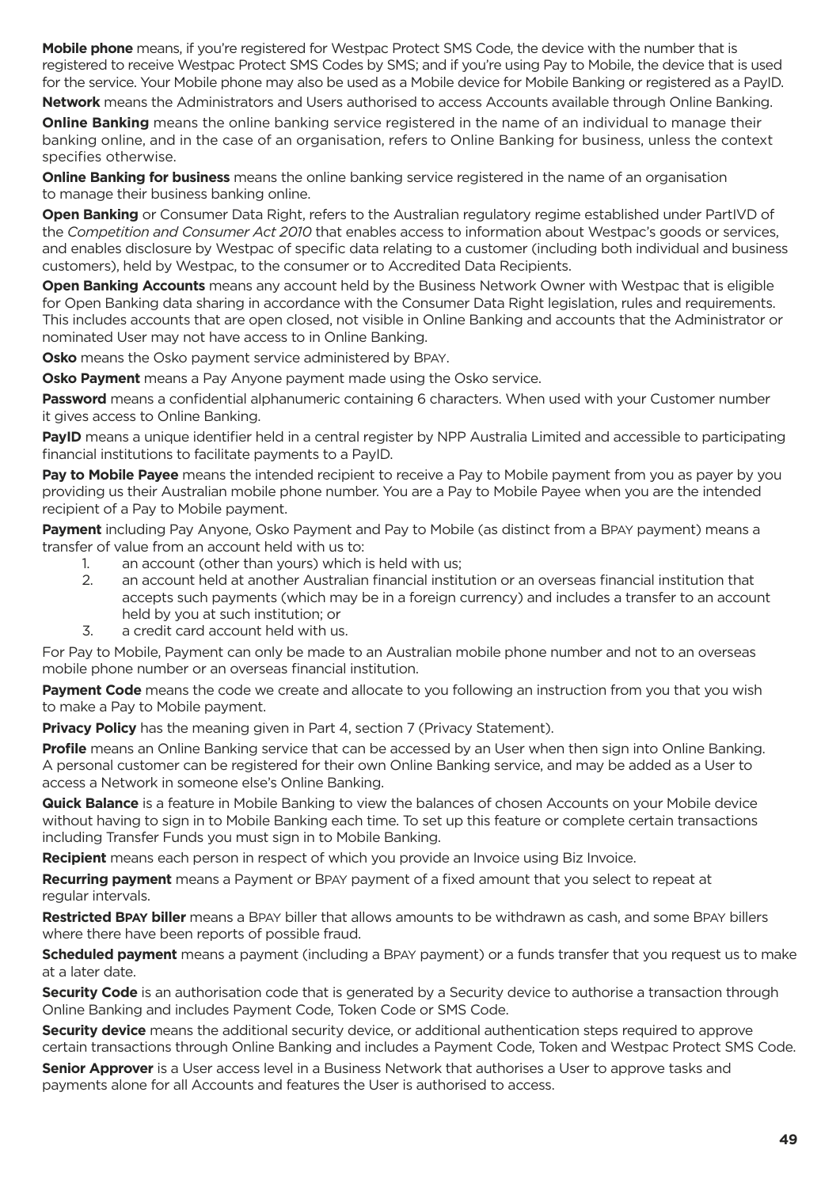**Mobile phone** means, if you're registered for Westpac Protect SMS Code, the device with the number that is registered to receive Westpac Protect SMS Codes by SMS; and if you're using Pay to Mobile, the device that is used for the service. Your Mobile phone may also be used as a Mobile device for Mobile Banking or registered as a PayID.

**Network** means the Administrators and Users authorised to access Accounts available through Online Banking.

**Online Banking** means the online banking service registered in the name of an individual to manage their banking online, and in the case of an organisation, refers to Online Banking for business, unless the context specifies otherwise.

**Online Banking for business** means the online banking service registered in the name of an organisation to manage their business banking online.

**Open Banking** or Consumer Data Right, refers to the Australian regulatory regime established under PartIVD of the *Competition and Consumer Act 2010* that enables access to information about Westpac's goods or services, and enables disclosure by Westpac of specific data relating to a customer (including both individual and business customers), held by Westpac, to the consumer or to Accredited Data Recipients.

**Open Banking Accounts** means any account held by the Business Network Owner with Westpac that is eligible for Open Banking data sharing in accordance with the Consumer Data Right legislation, rules and requirements. This includes accounts that are open closed, not visible in Online Banking and accounts that the Administrator or nominated User may not have access to in Online Banking.

**Osko** means the Osko payment service administered by BPAY.

**Osko Payment** means a Pay Anyone payment made using the Osko service.

**Password** means a confidential alphanumeric containing 6 characters. When used with your Customer number it gives access to Online Banking.

**PayID** means a unique identifier held in a central register by NPP Australia Limited and accessible to participating financial institutions to facilitate payments to a PayID.

**Pay to Mobile Payee** means the intended recipient to receive a Pay to Mobile payment from you as payer by you providing us their Australian mobile phone number. You are a Pay to Mobile Payee when you are the intended recipient of a Pay to Mobile payment.

**Payment** including Pay Anyone, Osko Payment and Pay to Mobile (as distinct from a BPAY payment) means a transfer of value from an account held with us to:

1. an account (other than yours) which is held with us;
2. an account held at another Australian financial institution or an overseas financial institution that accepts such payments (which may be in a foreign currency) and includes a transfer to an account held by you at such institution; or
3. a credit card account held with us.

For Pay to Mobile, Payment can only be made to an Australian mobile phone number and not to an overseas mobile phone number or an overseas financial institution.

**Payment Code** means the code we create and allocate to you following an instruction from you that you wish to make a Pay to Mobile payment.

**Privacy Policy** has the meaning given in Part 4, section 7 (Privacy Statement).

**Profile** means an Online Banking service that can be accessed by an User when then sign into Online Banking. A personal customer can be registered for their own Online Banking service, and may be added as a User to access a Network in someone else's Online Banking.

**Quick Balance** is a feature in Mobile Banking to view the balances of chosen Accounts on your Mobile device without having to sign in to Mobile Banking each time. To set up this feature or complete certain transactions including Transfer Funds you must sign in to Mobile Banking.

**Recipient** means each person in respect of which you provide an Invoice using Biz Invoice.

**Recurring payment** means a Payment or BPAY payment of a fixed amount that you select to repeat at regular intervals.

**Restricted BPAY biller** means a BPAY biller that allows amounts to be withdrawn as cash, and some BPAY billers where there have been reports of possible fraud.

**Scheduled payment** means a payment (including a BPAY payment) or a funds transfer that you request us to make at a later date.

**Security Code** is an authorisation code that is generated by a Security device to authorise a transaction through Online Banking and includes Payment Code, Token Code or SMS Code.

**Security device** means the additional security device, or additional authentication steps required to approve certain transactions through Online Banking and includes a Payment Code, Token and Westpac Protect SMS Code.

**Senior Approver** is a User access level in a Business Network that authorises a User to approve tasks and payments alone for all Accounts and features the User is authorised to access.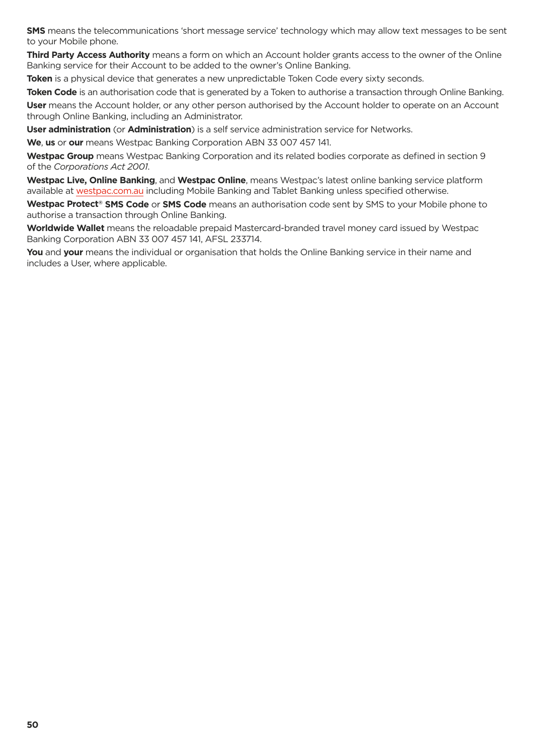**SMS** means the telecommunications 'short message service' technology which may allow text messages to be sent to your Mobile phone.

**Third Party Access Authority** means a form on which an Account holder grants access to the owner of the Online Banking service for their Account to be added to the owner's Online Banking.

**Token** is a physical device that generates a new unpredictable Token Code every sixty seconds.

**Token Code** is an authorisation code that is generated by a Token to authorise a transaction through Online Banking.

**User** means the Account holder, or any other person authorised by the Account holder to operate on an Account through Online Banking, including an Administrator.

**User administration** (or **Administration**) is a self service administration service for Networks.

**We**, **us** or **our** means Westpac Banking Corporation ABN 33 007 457 141.

**Westpac Group** means Westpac Banking Corporation and its related bodies corporate as defined in section 9 of the *Corporations Act 2001*.

**Westpac Live, Online Banking**, and **Westpac Online**, means Westpac's latest online banking service platform available at westpac.com.au including Mobile Banking and Tablet Banking unless specified otherwise.

**Westpac Protect® SMS Code** or **SMS Code** means an authorisation code sent by SMS to your Mobile phone to authorise a transaction through Online Banking.

**Worldwide Wallet** means the reloadable prepaid Mastercard-branded travel money card issued by Westpac Banking Corporation ABN 33 007 457 141, AFSL 233714.

**You** and **your** means the individual or organisation that holds the Online Banking service in their name and includes a User, where applicable.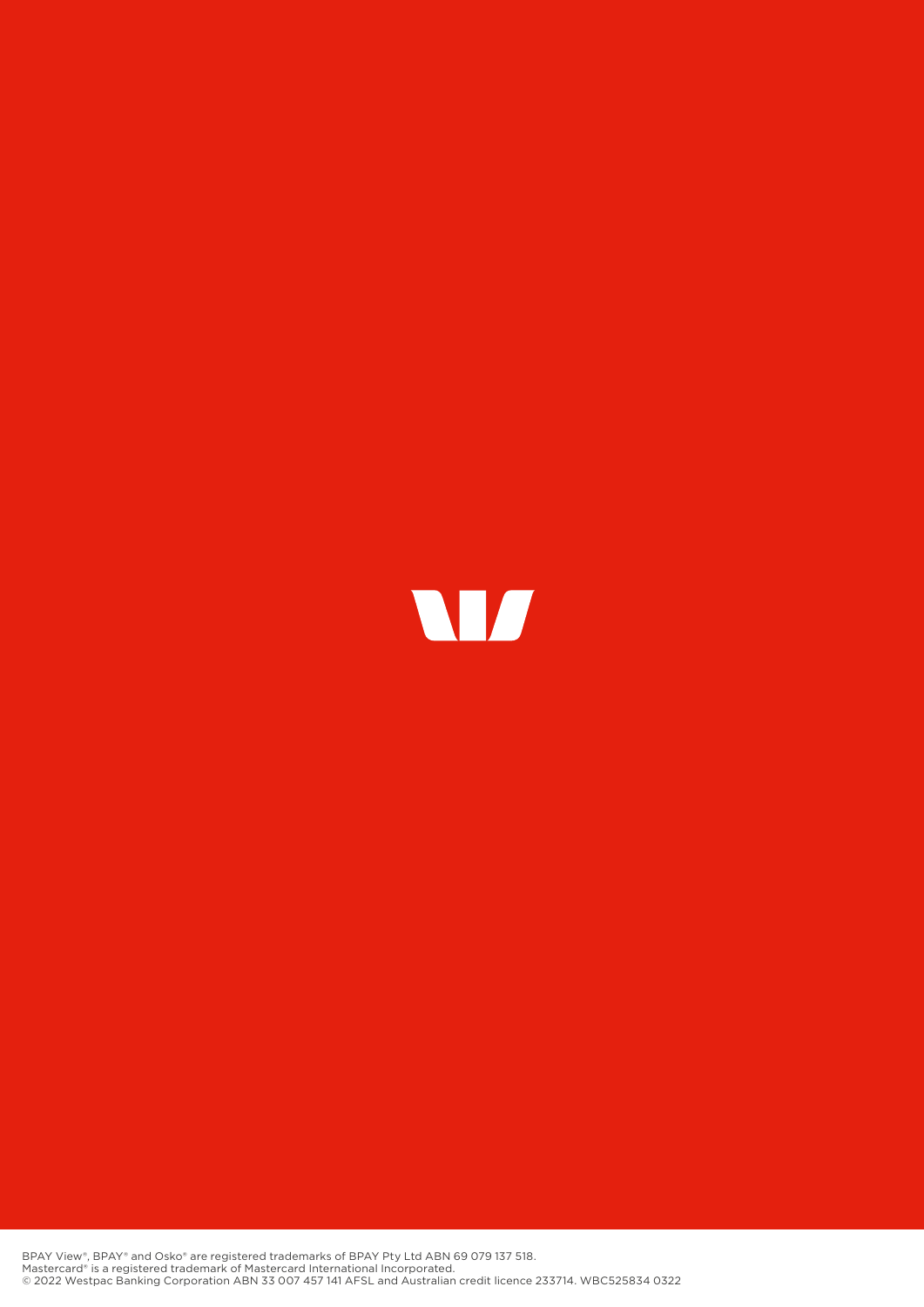BPAY View®, BPAY® and Osko® are registered trademarks of BPAY Pty Ltd ABN 69 079 137 518.
Mastercard® is a registered trademark of Mastercard International Incorporated.
© 2022 Westpac Banking Corporation ABN 33 007 457 141 AFSL and Australian credit licence 233714. WBC525834 0322